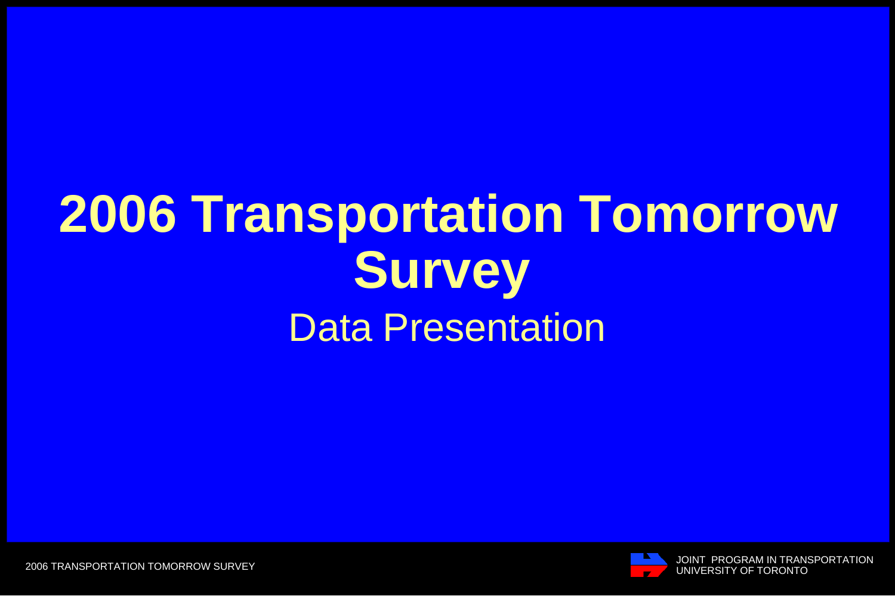# 2006 Transportation Tomorrow Survey

Data Presentation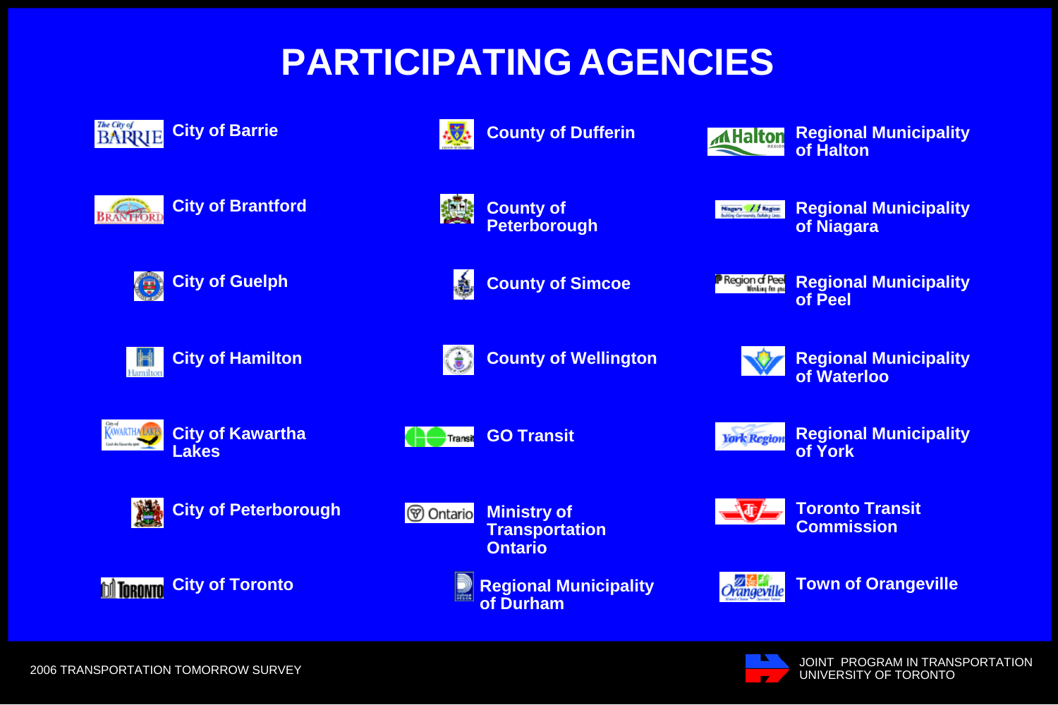# PARTICIPATING AGENCIES

- City of Barrie
- City of Brantford
- City of Guelph
- City of Hamilton
- City of Kawartha Lakes
- City of Peterborough
- City of Toronto
- County of Dufferin
- County of Peterborough
- County of Simcoe
- County of Wellington
- GO Transit
- Ministry of Transportation Ontario
- Regional Municipality of Durham
- Regional Municipality of Halton
- Regional Municipality of Niagara
- Regional Municipality of Peel
- Regional Municipality of Waterloo
- Regional Municipality of York
- Toronto Transit Commission
- Town of Orangeville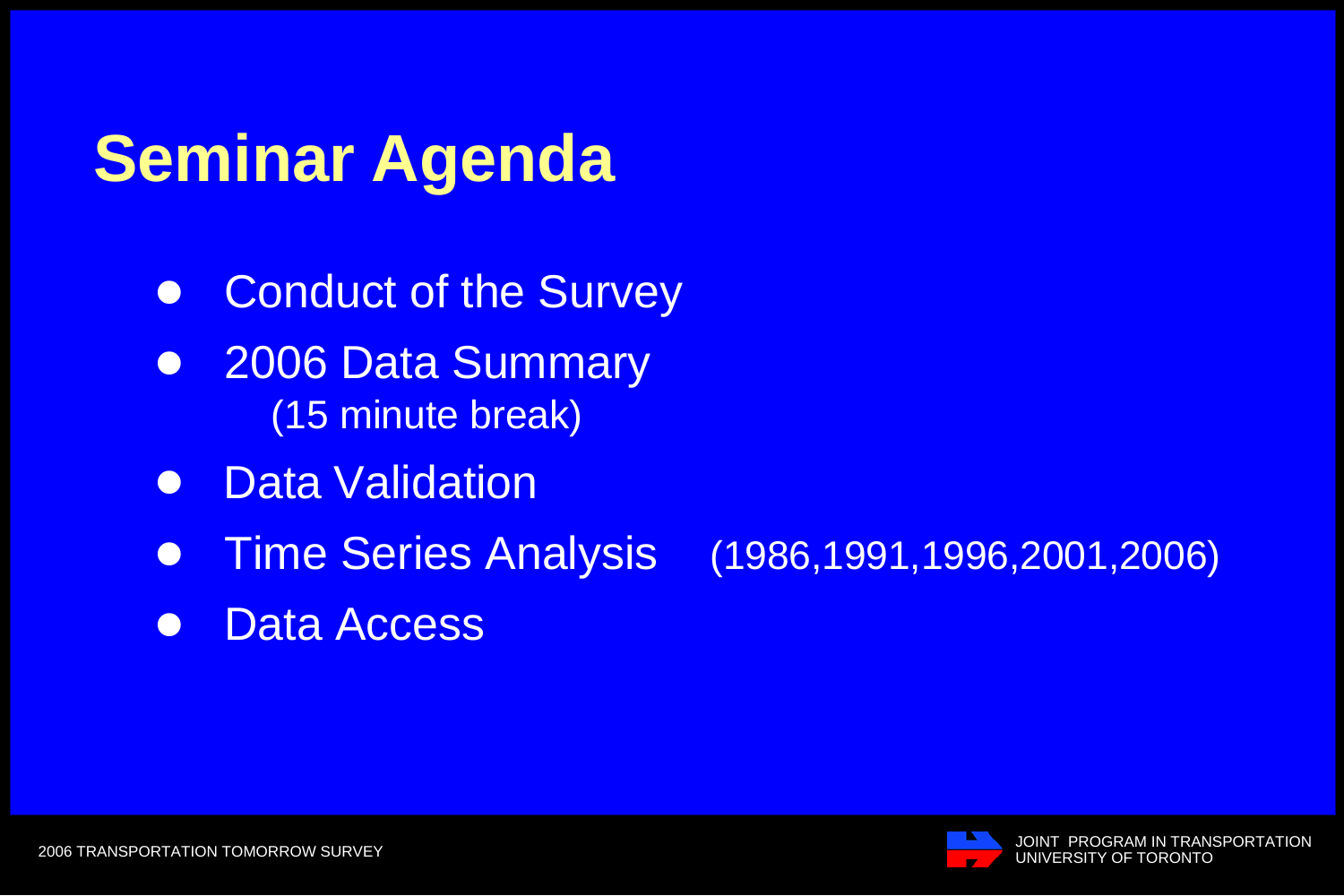# Seminar Agenda

- Conduct of the Survey
- 2006 Data Summary
  (15 minute break)
- Data Validation
- Time Series Analysis (1986,1991,1996,2001,2006)
- Data Access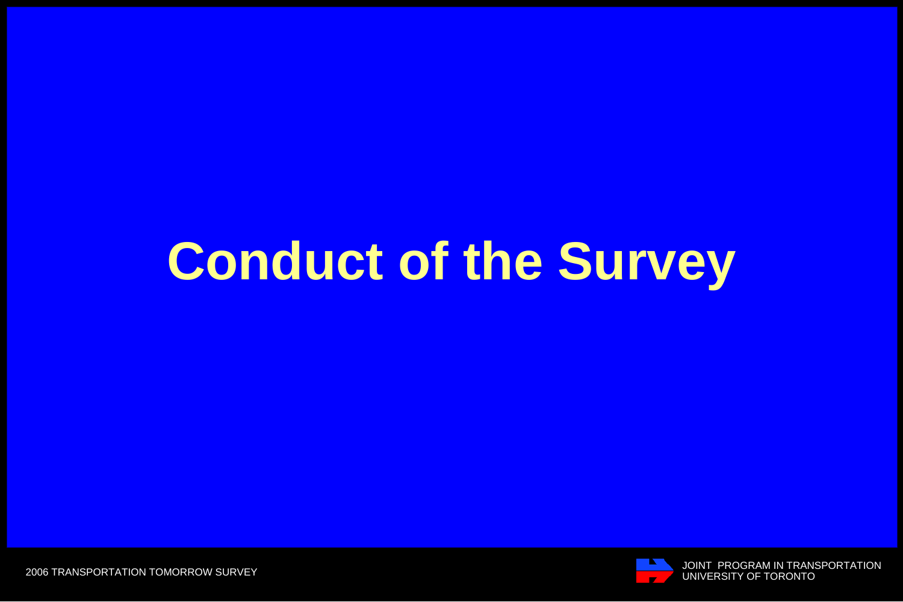# Conduct of the Survey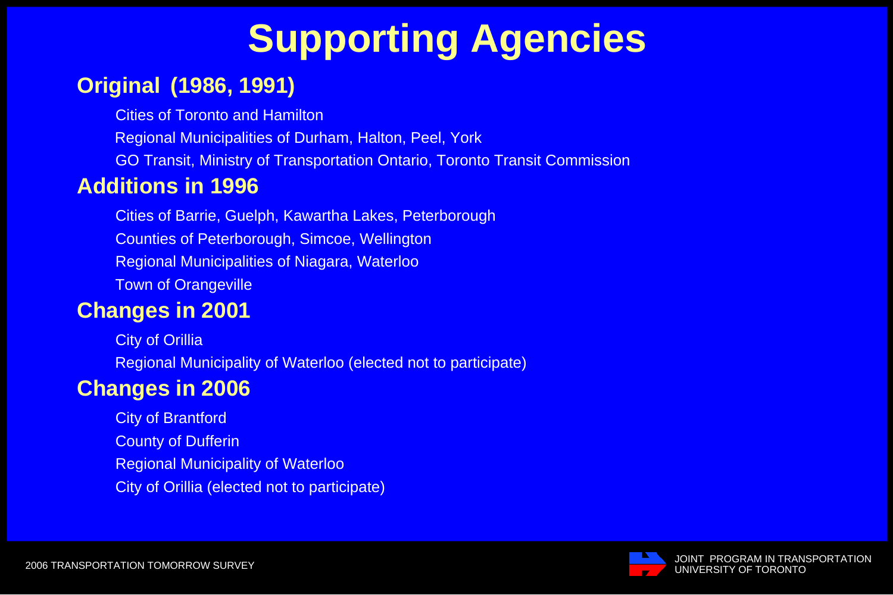# Supporting Agencies

## Original (1986, 1991)

- Cities of Toronto and Hamilton
- Regional Municipalities of Durham, Halton, Peel, York
- GO Transit, Ministry of Transportation Ontario, Toronto Transit Commission

## Additions in 1996

- Cities of Barrie, Guelph, Kawartha Lakes, Peterborough
- Counties of Peterborough, Simcoe, Wellington
- Regional Municipalities of Niagara, Waterloo
- Town of Orangeville

## Changes in 2001

- City of Orillia
- Regional Municipality of Waterloo (elected not to participate)

## Changes in 2006

- City of Brantford
- County of Dufferin
- Regional Municipality of Waterloo
- City of Orillia (elected not to participate)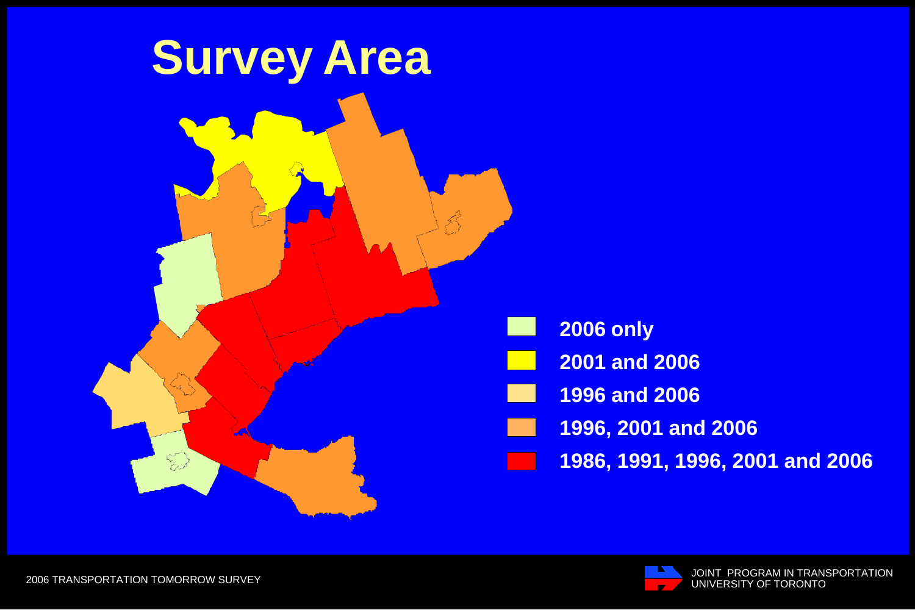# Survey Area

- 2006 only
- 2001 and 2006
- 1996 and 2006
- 1996, 2001 and 2006
- 1986, 1991, 1996, 2001 and 2006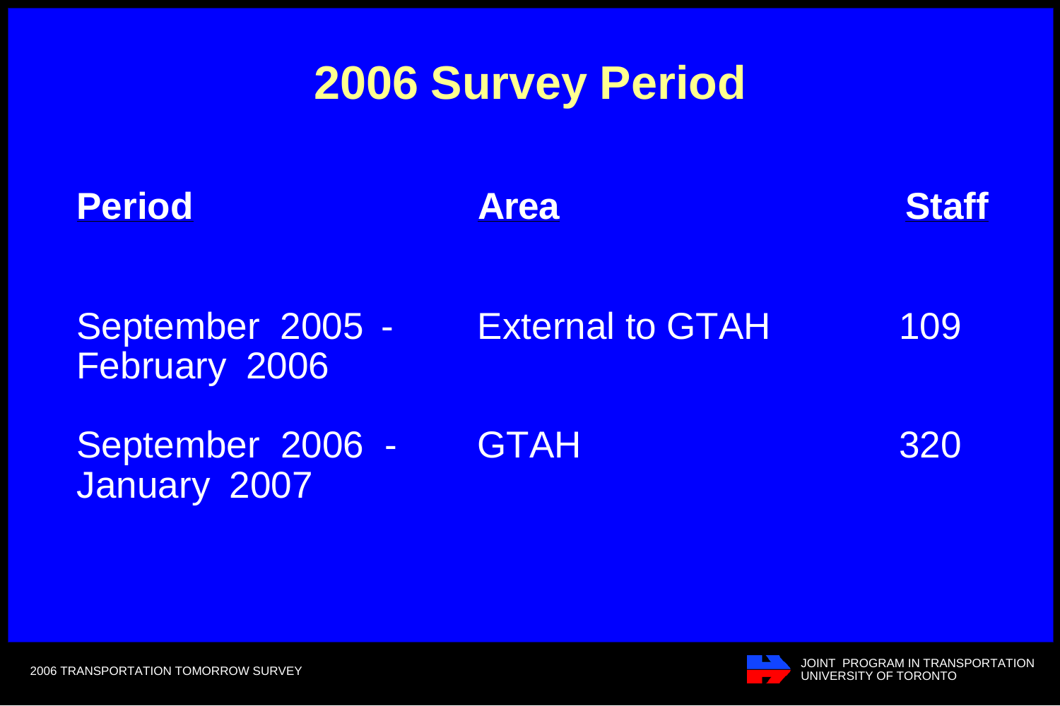# 2006 Survey Period

| Period | Area | Staff |
|---|---|---|
| September 2005 - February 2006 | External to GTAH | 109 |
| September 2006 - January 2007 | GTAH | 320 |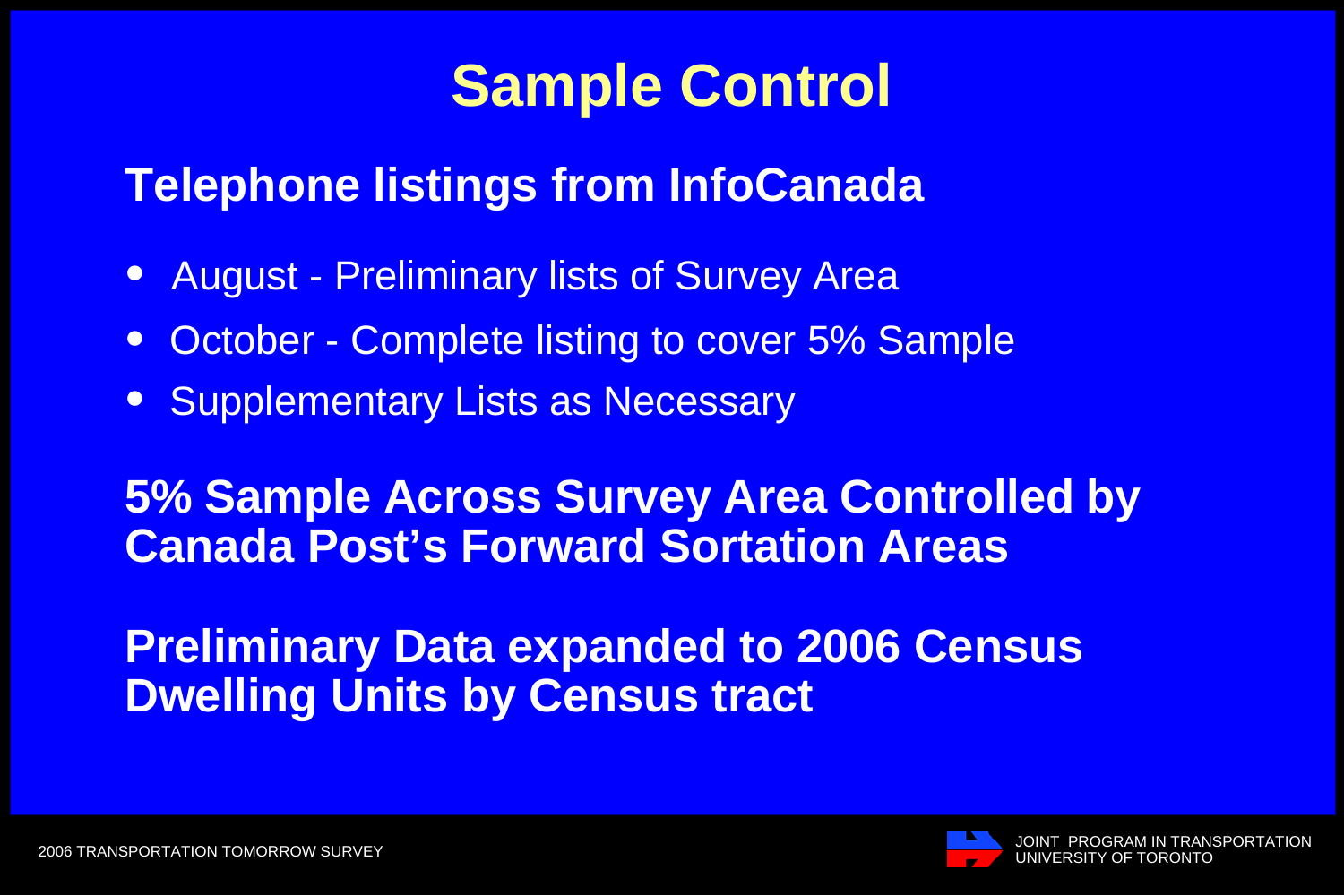# Sample Control

## Telephone listings from InfoCanada

- August - Preliminary lists of Survey Area
- October - Complete listing to cover 5% Sample
- Supplementary Lists as Necessary

## 5% Sample Across Survey Area Controlled by Canada Post's Forward Sortation Areas

## Preliminary Data expanded to 2006 Census Dwelling Units by Census tract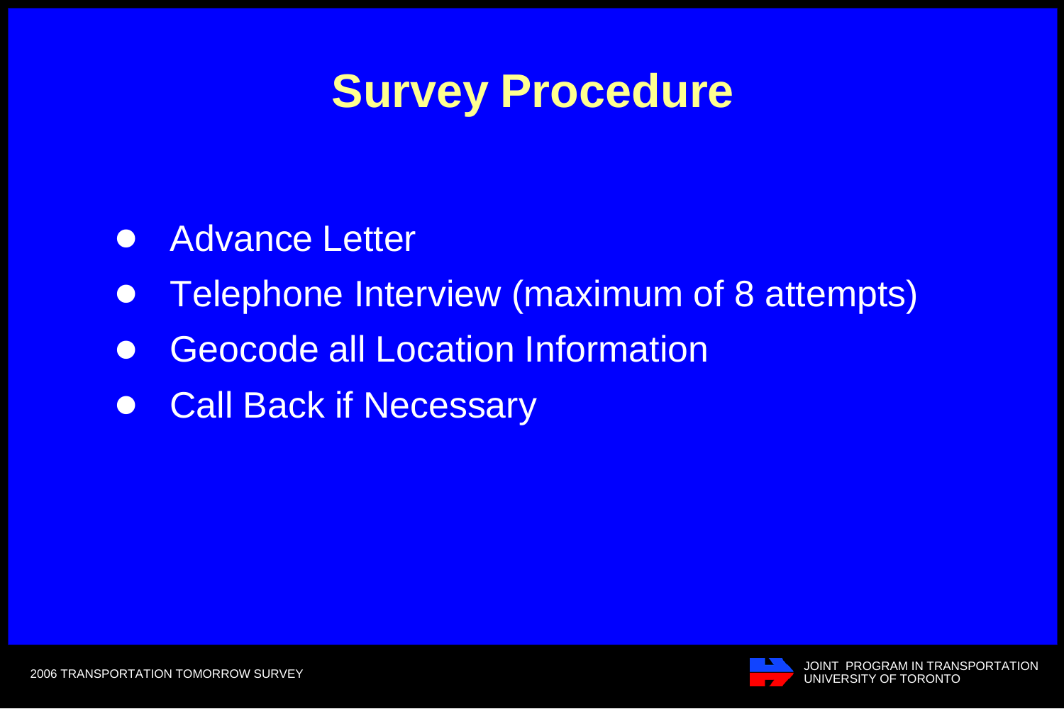# Survey Procedure

- Advance Letter
- Telephone Interview (maximum of 8 attempts)
- Geocode all Location Information
- Call Back if Necessary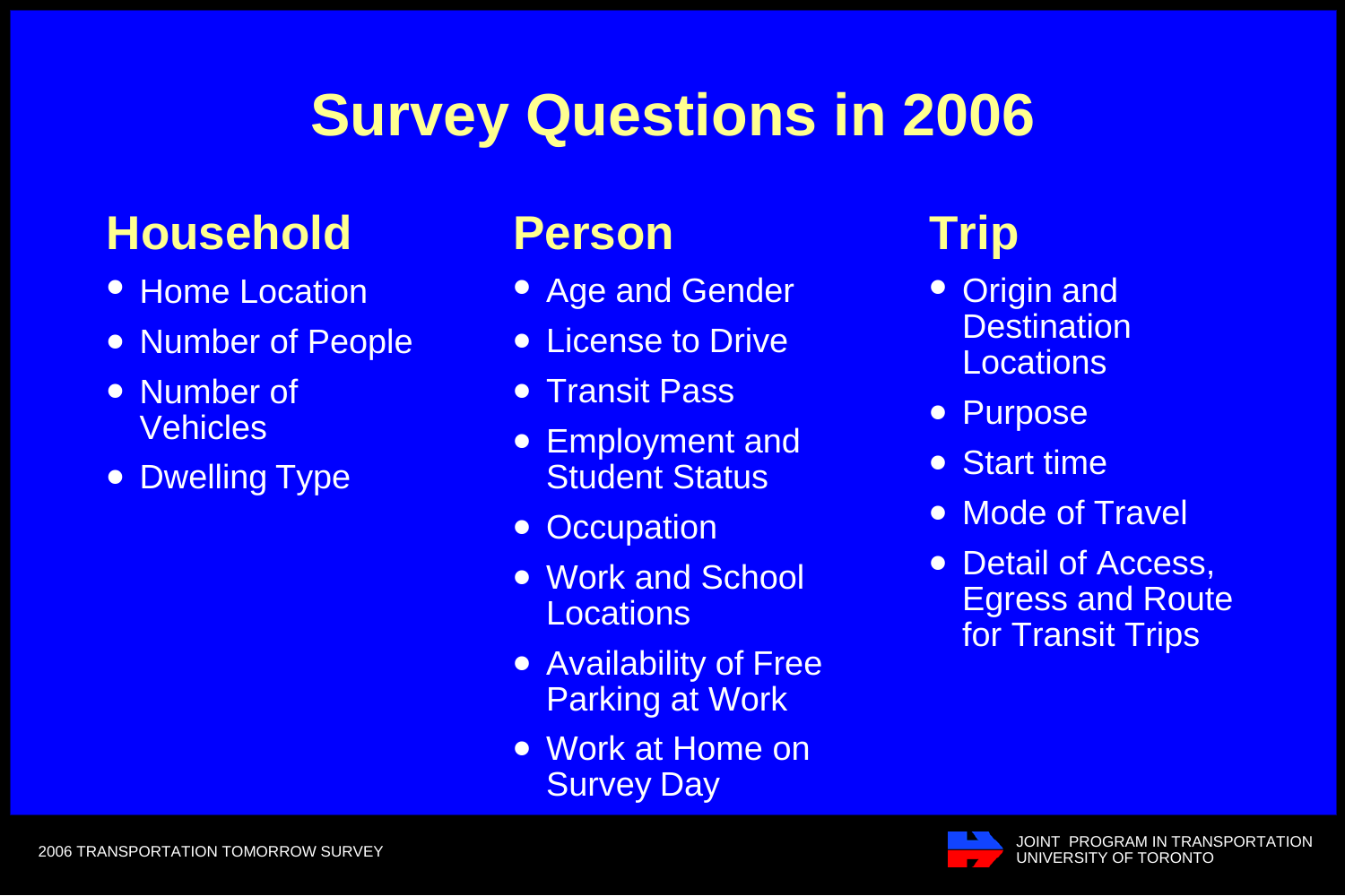# Survey Questions in 2006

## Household

- Home Location
- Number of People
- Number of Vehicles
- Dwelling Type

## Person

- Age and Gender
- License to Drive
- Transit Pass
- Employment and Student Status
- Occupation
- Work and School Locations
- Availability of Free Parking at Work
- Work at Home on Survey Day

## Trip

- Origin and Destination Locations
- Purpose
- Start time
- Mode of Travel
- Detail of Access, Egress and Route for Transit Trips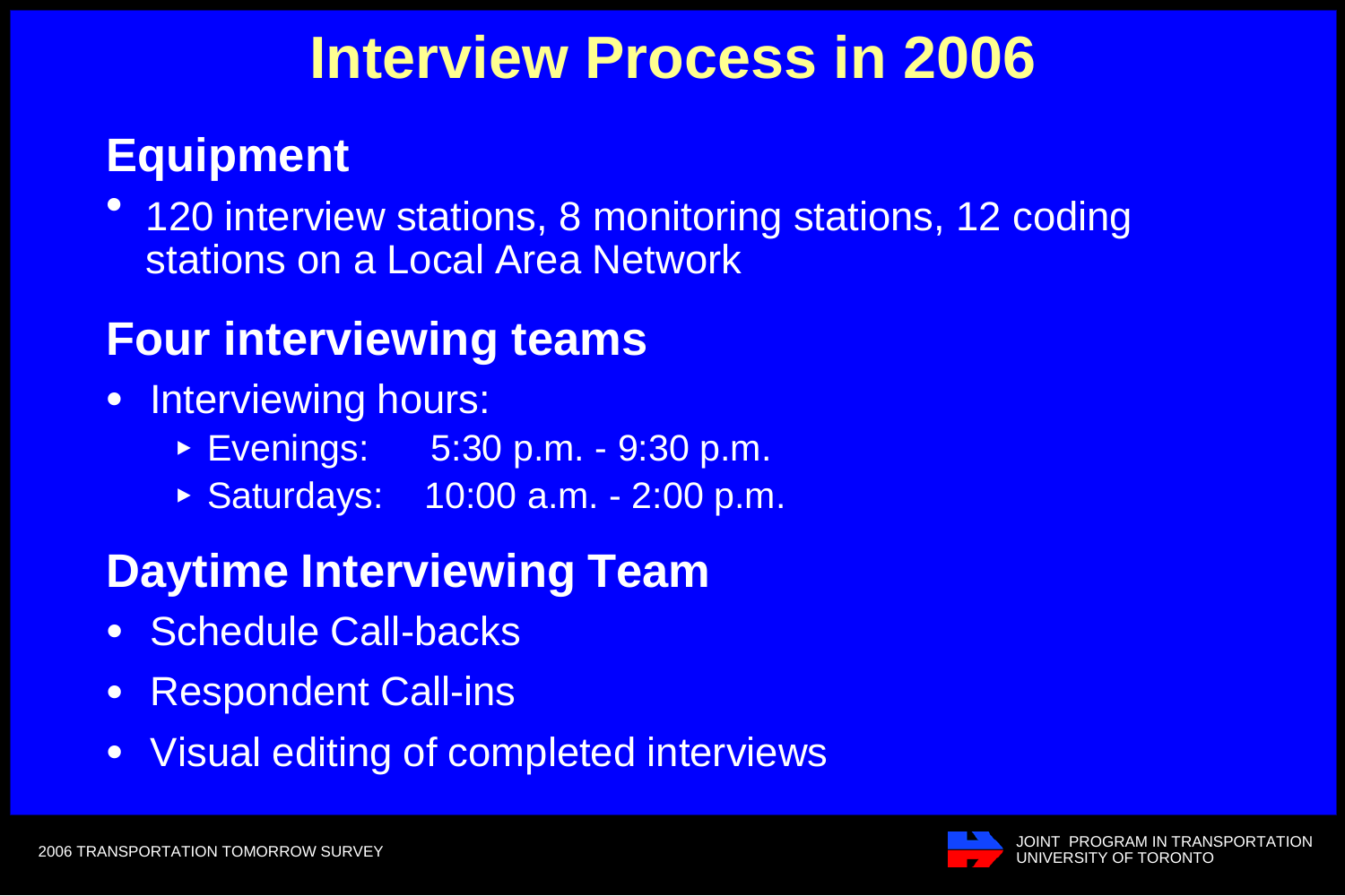# Interview Process in 2006

## Equipment

- 120 interview stations, 8 monitoring stations, 12 coding stations on a Local Area Network

## Four interviewing teams

- Interviewing hours:
  - Evenings: 5:30 p.m. - 9:30 p.m.
  - Saturdays: 10:00 a.m. - 2:00 p.m.

## Daytime Interviewing Team

- Schedule Call-backs
- Respondent Call-ins
- Visual editing of completed interviews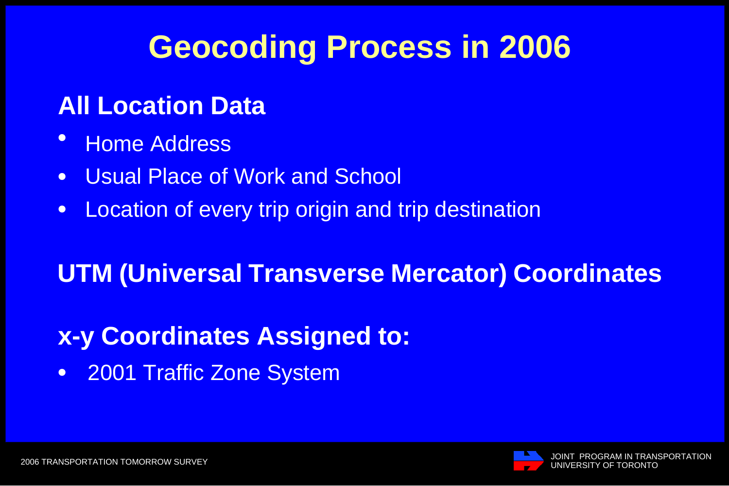# Geocoding Process in 2006

## All Location Data

- Home Address
- Usual Place of Work and School
- Location of every trip origin and trip destination

## UTM (Universal Transverse Mercator) Coordinates

## x-y Coordinates Assigned to:

- 2001 Traffic Zone System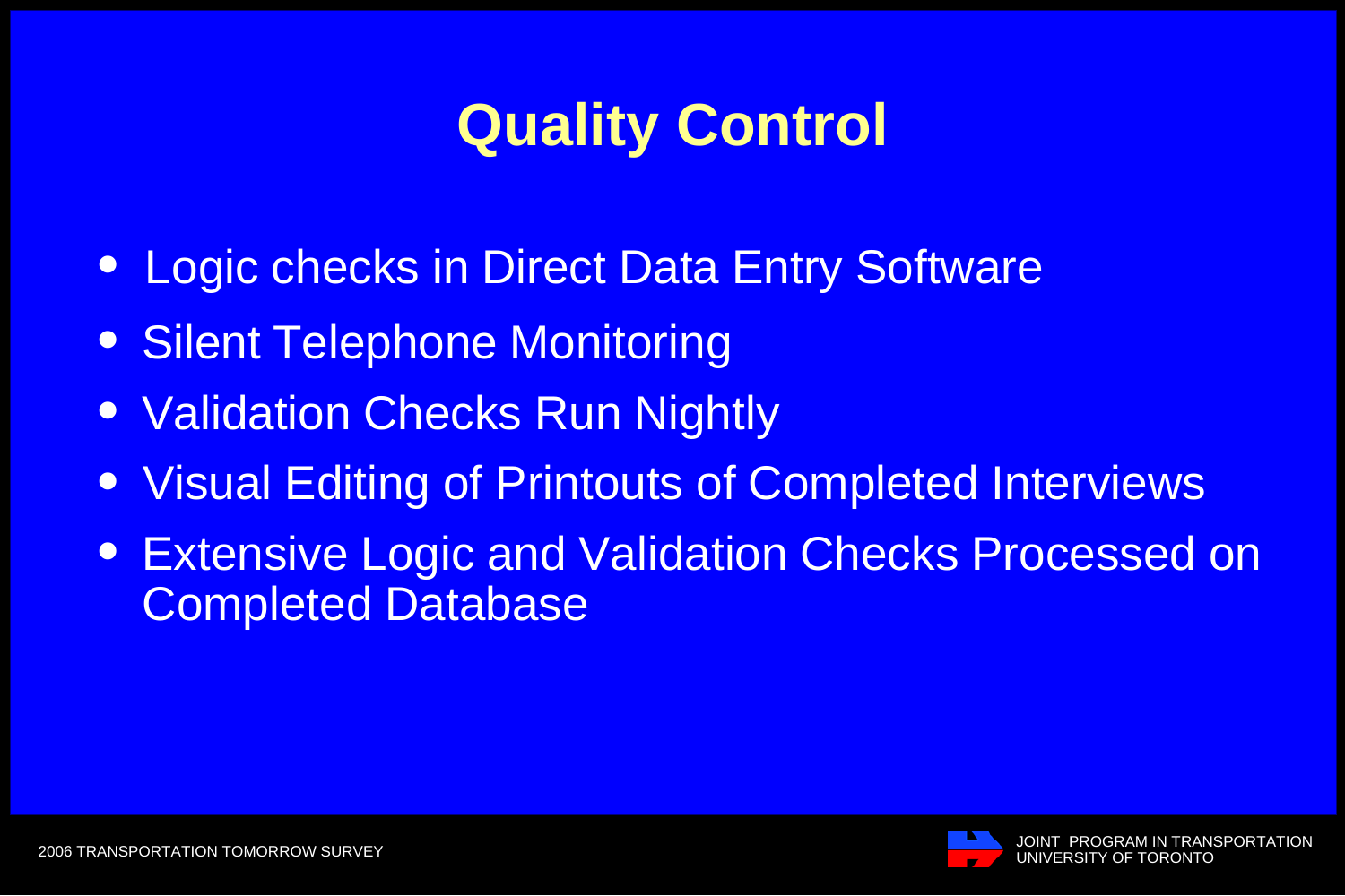# Quality Control

- Logic checks in Direct Data Entry Software
- Silent Telephone Monitoring
- Validation Checks Run Nightly
- Visual Editing of Printouts of Completed Interviews
- Extensive Logic and Validation Checks Processed on Completed Database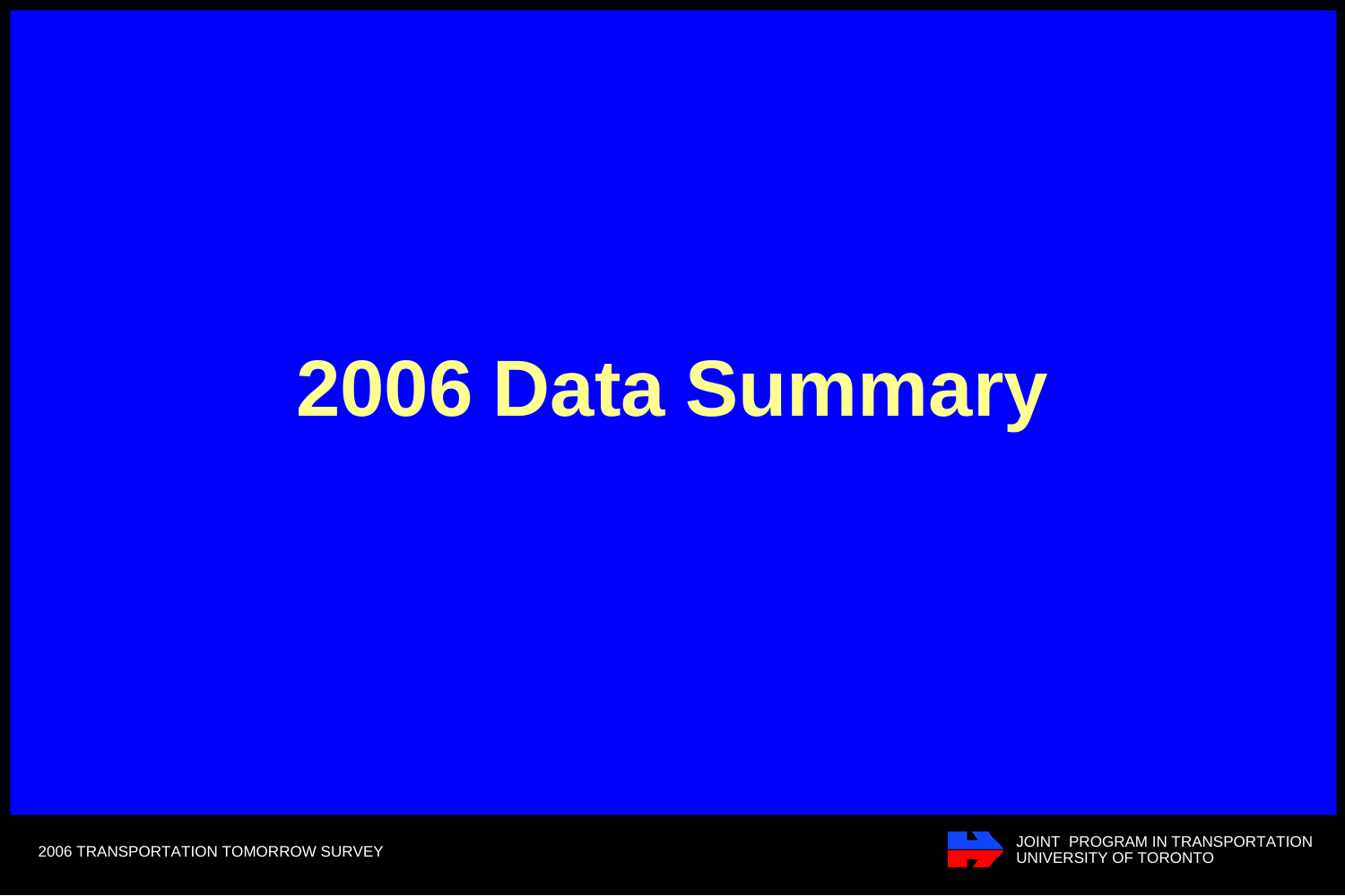# 2006 Data Summary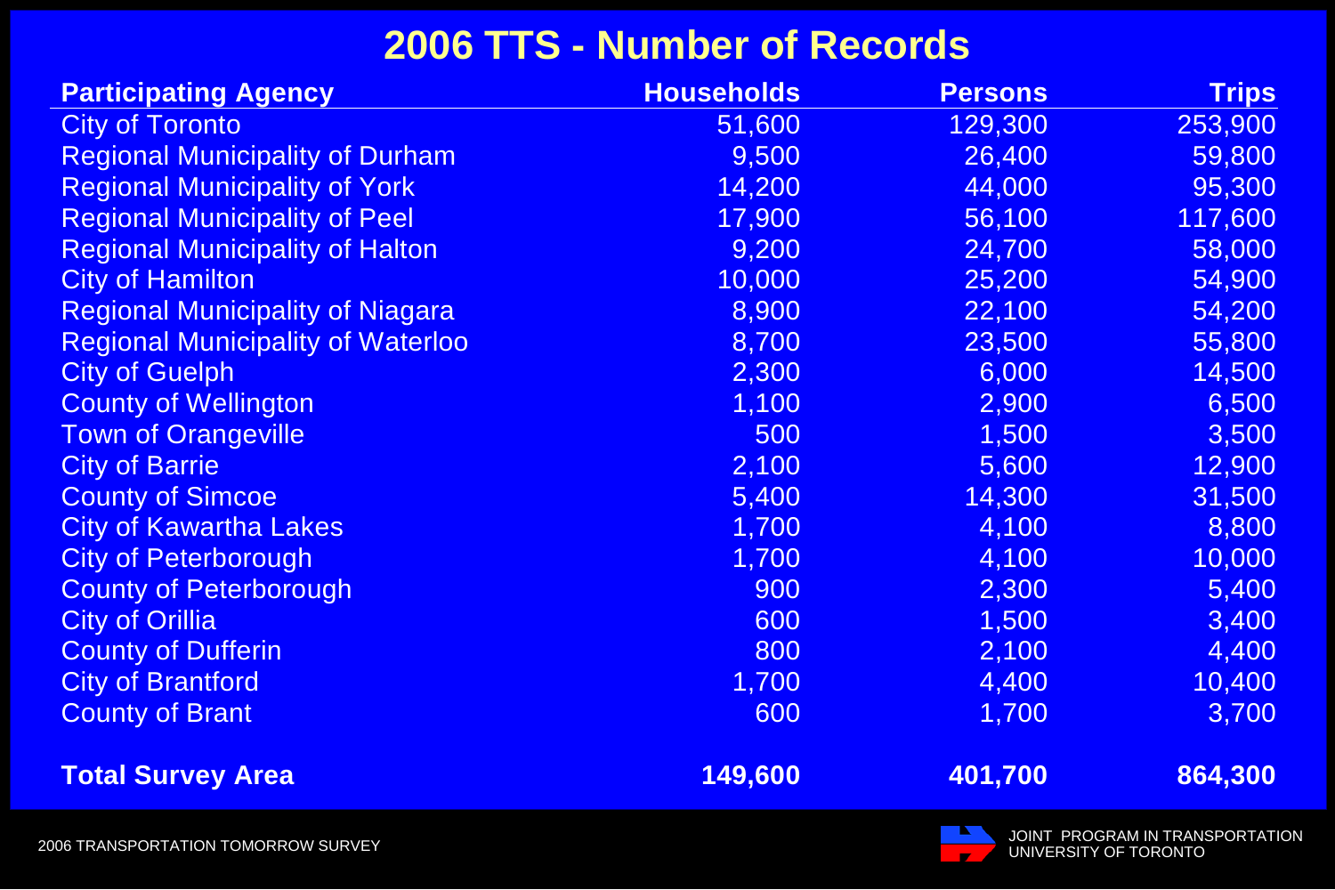# 2006 TTS - Number of Records

| Participating Agency | Households | Persons | Trips |
|---|---|---|---|
| City of Toronto | 51,600 | 129,300 | 253,900 |
| Regional Municipality of Durham | 9,500 | 26,400 | 59,800 |
| Regional Municipality of York | 14,200 | 44,000 | 95,300 |
| Regional Municipality of Peel | 17,900 | 56,100 | 117,600 |
| Regional Municipality of Halton | 9,200 | 24,700 | 58,000 |
| City of Hamilton | 10,000 | 25,200 | 54,900 |
| Regional Municipality of Niagara | 8,900 | 22,100 | 54,200 |
| Regional Municipality of Waterloo | 8,700 | 23,500 | 55,800 |
| City of Guelph | 2,300 | 6,000 | 14,500 |
| County of Wellington | 1,100 | 2,900 | 6,500 |
| Town of Orangeville | 500 | 1,500 | 3,500 |
| City of Barrie | 2,100 | 5,600 | 12,900 |
| County of Simcoe | 5,400 | 14,300 | 31,500 |
| City of Kawartha Lakes | 1,700 | 4,100 | 8,800 |
| City of Peterborough | 1,700 | 4,100 | 10,000 |
| County of Peterborough | 900 | 2,300 | 5,400 |
| City of Orillia | 600 | 1,500 | 3,400 |
| County of Dufferin | 800 | 2,100 | 4,400 |
| City of Brantford | 1,700 | 4,400 | 10,400 |
| County of Brant | 600 | 1,700 | 3,700 |
| **Total Survey Area** | **149,600** | **401,700** | **864,300** |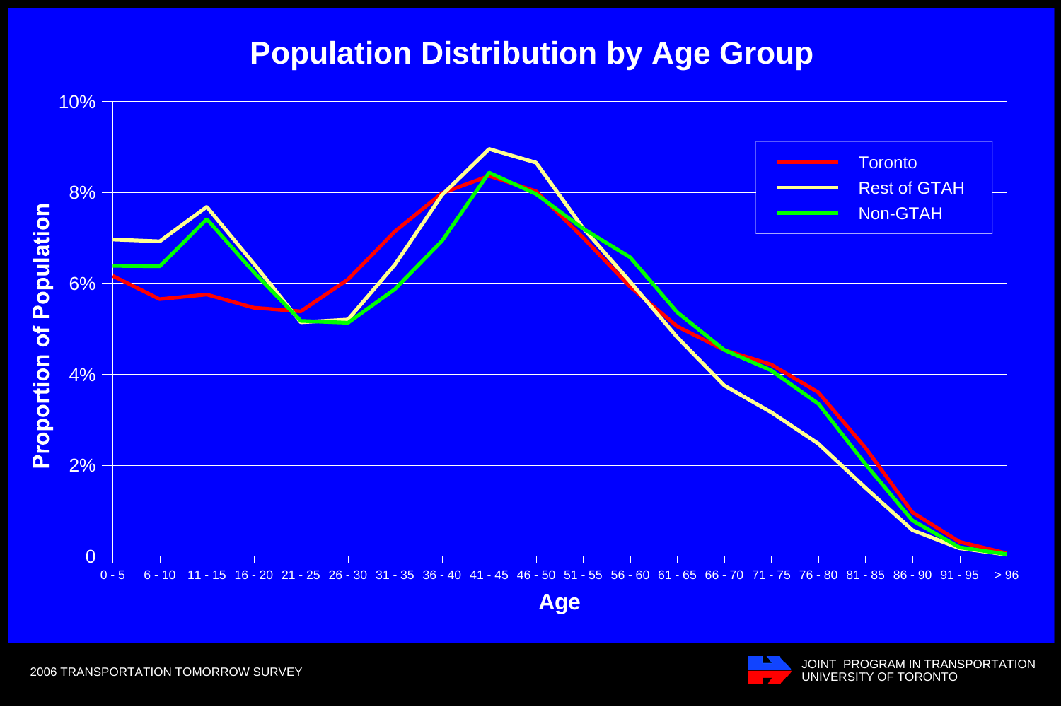# Population Distribution by Age Group

Proportion of Population (0 to 10%) by Age (0 - 5 to > 96), with lines for Toronto, Rest of GTAH and Non-GTAH.

Age groups: 0 - 5, 6 - 10, 11 - 15, 16 - 20, 21 - 25, 26 - 30, 31 - 35, 36 - 40, 41 - 45, 46 - 50, 51 - 55, 56 - 60, 61 - 65, 66 - 70, 71 - 75, 76 - 80, 81 - 85, 86 - 90, 91 - 95, > 96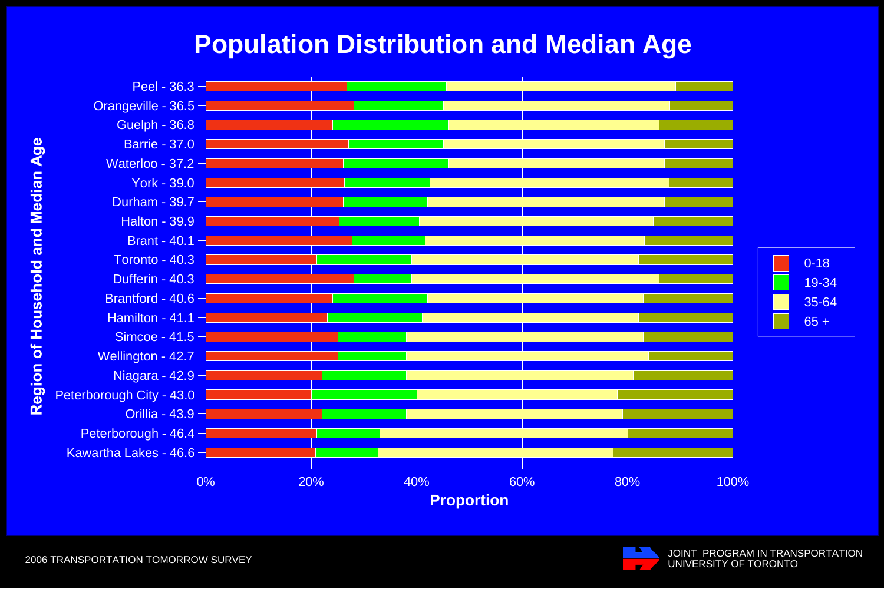# Population Distribution and Median Age

Region of Household and Median Age

- Peel - 36.3
- Orangeville - 36.5
- Guelph - 36.8
- Barrie - 37.0
- Waterloo - 37.2
- York - 39.0
- Durham - 39.7
- Halton - 39.9
- Brant - 40.1
- Toronto - 40.3
- Dufferin - 40.3
- Brantford - 40.6
- Hamilton - 41.1
- Simcoe - 41.5
- Wellington - 42.7
- Niagara - 42.9
- Peterborough City - 43.0
- Orillia - 43.9
- Peterborough - 46.4
- Kawartha Lakes - 46.6

Proportion: 0% 20% 40% 60% 80% 100%

Legend: 0-18, 19-34, 35-64, 65 +

2006 TRANSPORTATION TOMORROW SURVEY

JOINT PROGRAM IN TRANSPORTATION
UNIVERSITY OF TORONTO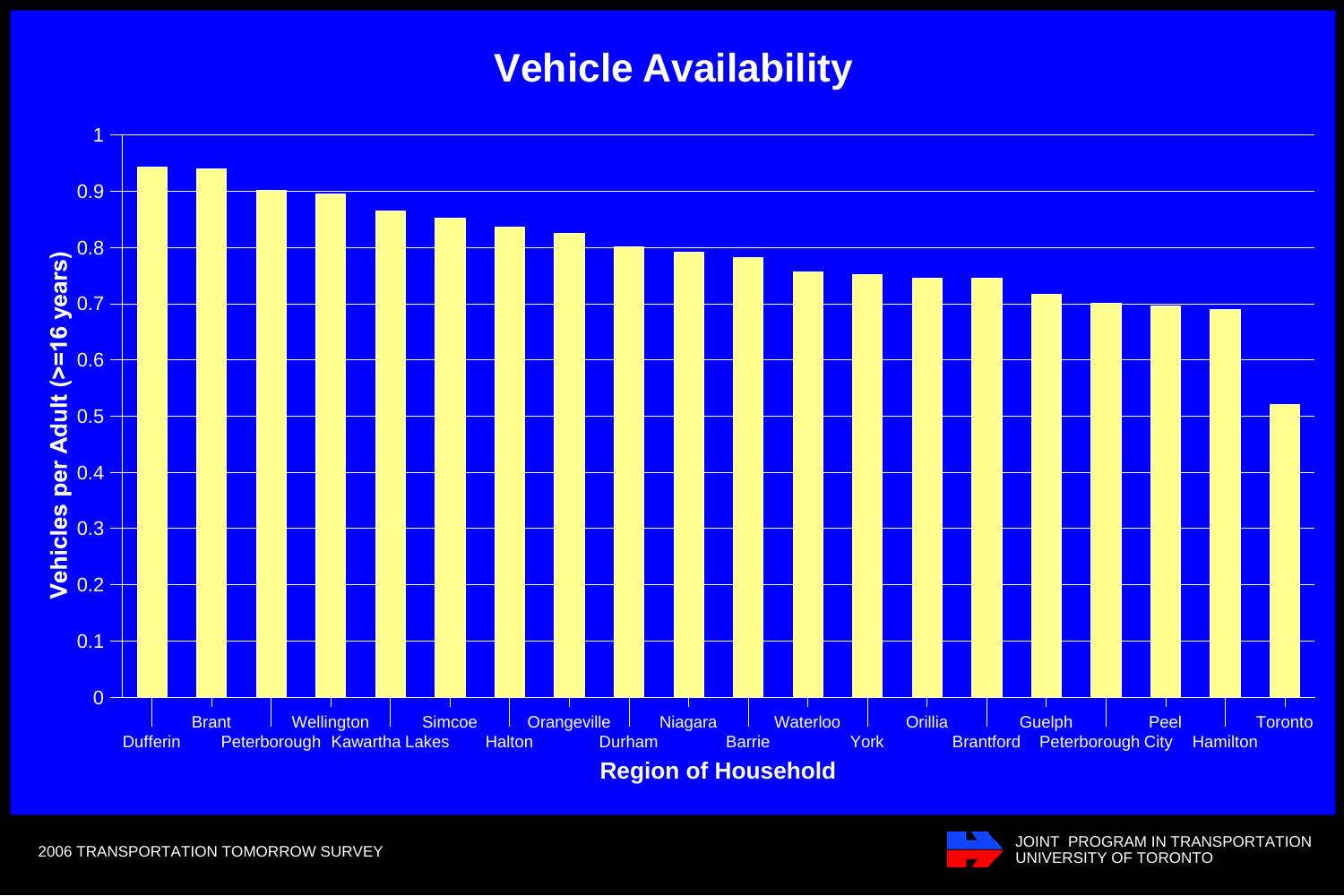# Vehicle Availability

| Region of Household | Vehicles per Adult (>=16 years) |
| --- | --- |
| Dufferin | 0.94 |
| Brant | 0.94 |
| Peterborough | 0.90 |
| Wellington | 0.89 |
| Kawartha Lakes | 0.86 |
| Simcoe | 0.85 |
| Halton | 0.84 |
| Orangeville | 0.82 |
| Durham | 0.80 |
| Niagara | 0.79 |
| Barrie | 0.78 |
| Waterloo | 0.76 |
| York | 0.75 |
| Orillia | 0.75 |
| Brantford | 0.75 |
| Guelph | 0.72 |
| Peterborough City | 0.70 |
| Peel | 0.70 |
| Hamilton | 0.69 |
| Toronto | 0.52 |

2006 TRANSPORTATION TOMORROW SURVEY

JOINT PROGRAM IN TRANSPORTATION
UNIVERSITY OF TORONTO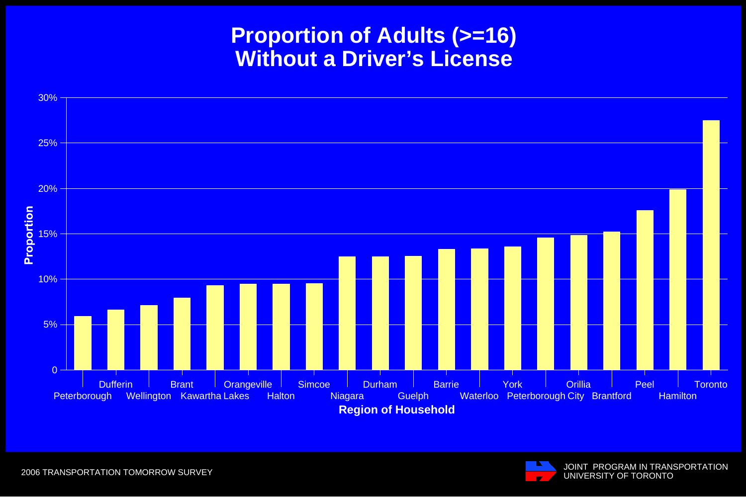# Proportion of Adults (>=16) Without a Driver's License

| Region of Household | Proportion |
|---|---|
| Peterborough | ~6% |
| Dufferin | ~6.5% |
| Wellington | ~7% |
| Brant | ~8% |
| Kawartha Lakes | ~9.5% |
| Orangeville | ~9.5% |
| Halton | ~9.5% |
| Simcoe | ~9.5% |
| Niagara | ~12.5% |
| Durham | ~12.5% |
| Guelph | ~12.5% |
| Barrie | ~13% |
| Waterloo | ~13.5% |
| York | ~13.5% |
| Peterborough City | ~14.5% |
| Orillia | ~15% |
| Brantford | ~15% |
| Peel | ~17.5% |
| Hamilton | ~20% |
| Toronto | ~27.5% |

2006 TRANSPORTATION TOMORROW SURVEY

JOINT PROGRAM IN TRANSPORTATION
UNIVERSITY OF TORONTO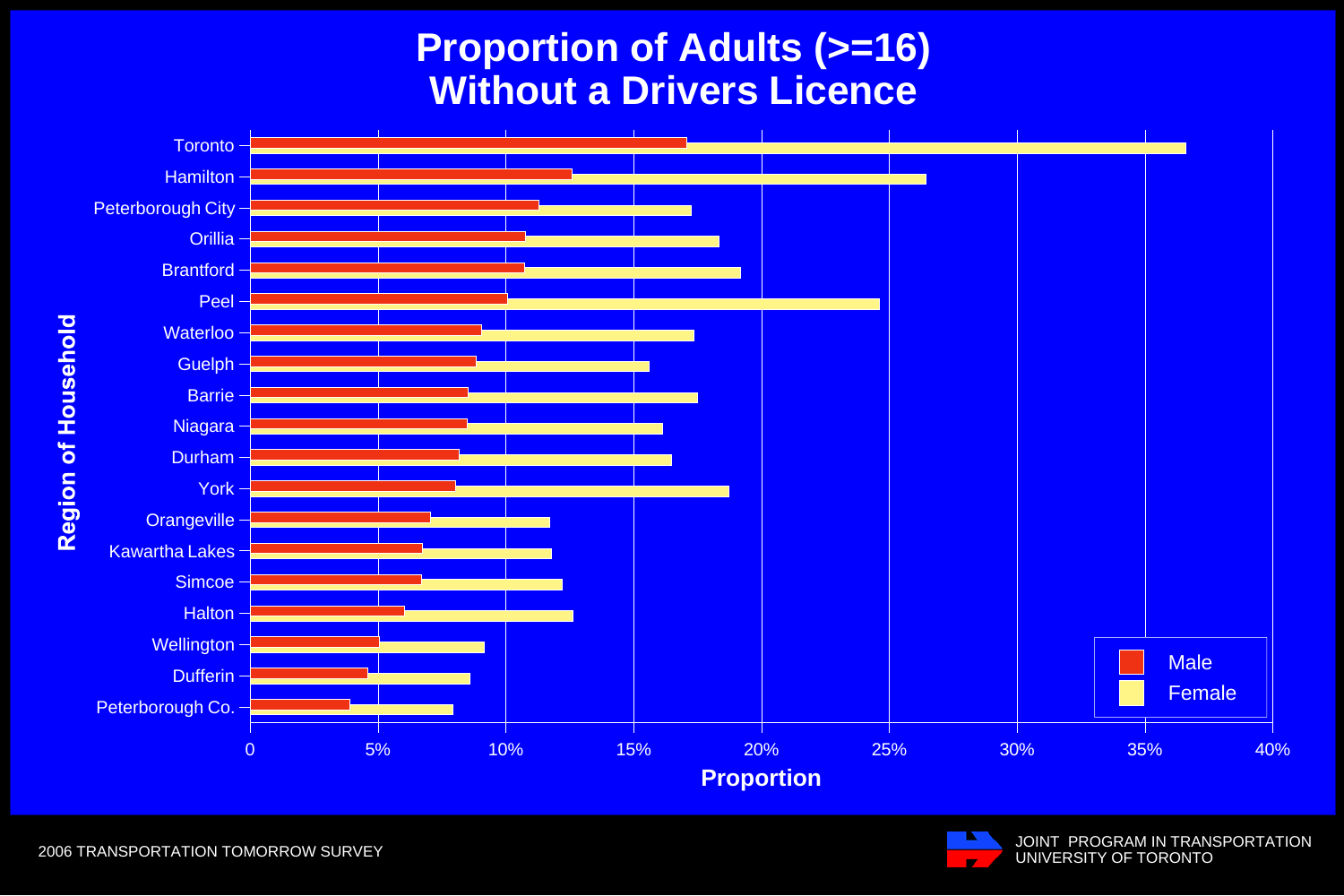# Proportion of Adults (>=16) Without a Drivers Licence

Region of Household

Toronto
Hamilton
Peterborough City
Orillia
Brantford
Peel
Waterloo
Guelph
Barrie
Niagara
Durham
York
Orangeville
Kawartha Lakes
Simcoe
Halton
Wellington
Dufferin
Peterborough Co.

0 5% 10% 15% 20% 25% 30% 35% 40%

Proportion

Male
Female

2006 TRANSPORTATION TOMORROW SURVEY

JOINT PROGRAM IN TRANSPORTATION
UNIVERSITY OF TORONTO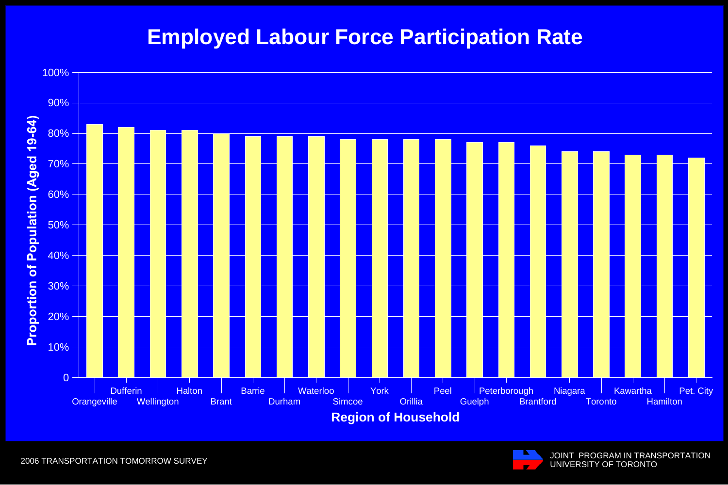# Employed Labour Force Participation Rate

| Region of Household | Proportion of Population (Aged 19-64) |
|---|---|
| Orangeville | 83% |
| Dufferin | 82% |
| Wellington | 81% |
| Halton | 81% |
| Brant | 80% |
| Barrie | 79% |
| Durham | 79% |
| Waterloo | 79% |
| Simcoe | 78% |
| York | 78% |
| Orillia | 78% |
| Peel | 78% |
| Guelph | 77% |
| Peterborough | 77% |
| Brantford | 76% |
| Niagara | 74% |
| Toronto | 74% |
| Kawartha | 73% |
| Hamilton | 73% |
| Pet. City | 72% |

2006 TRANSPORTATION TOMORROW SURVEY

JOINT PROGRAM IN TRANSPORTATION
UNIVERSITY OF TORONTO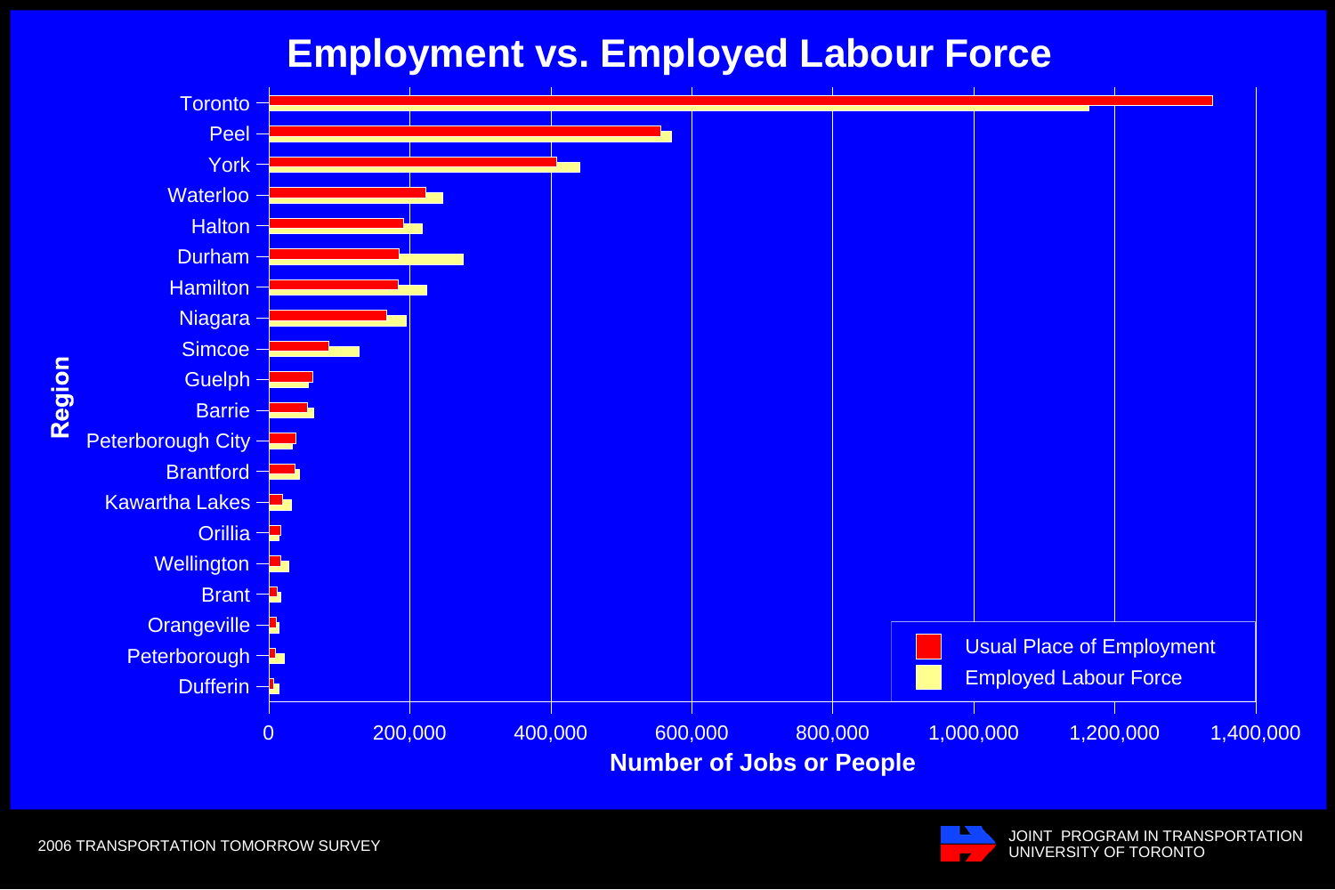# Employment vs. Employed Labour Force

| Region | Usual Place of Employment | Employed Labour Force |
|---|---|---|
| Toronto | | |
| Peel | | |
| York | | |
| Waterloo | | |
| Halton | | |
| Durham | | |
| Hamilton | | |
| Niagara | | |
| Simcoe | | |
| Guelph | | |
| Barrie | | |
| Peterborough City | | |
| Brantford | | |
| Kawartha Lakes | | |
| Orillia | | |
| Wellington | | |
| Brant | | |
| Orangeville | | |
| Peterborough | | |
| Dufferin | | |

Number of Jobs or People (axis: 0, 200,000, 400,000, 600,000, 800,000, 1,000,000, 1,200,000, 1,400,000)

2006 TRANSPORTATION TOMORROW SURVEY

JOINT PROGRAM IN TRANSPORTATION
UNIVERSITY OF TORONTO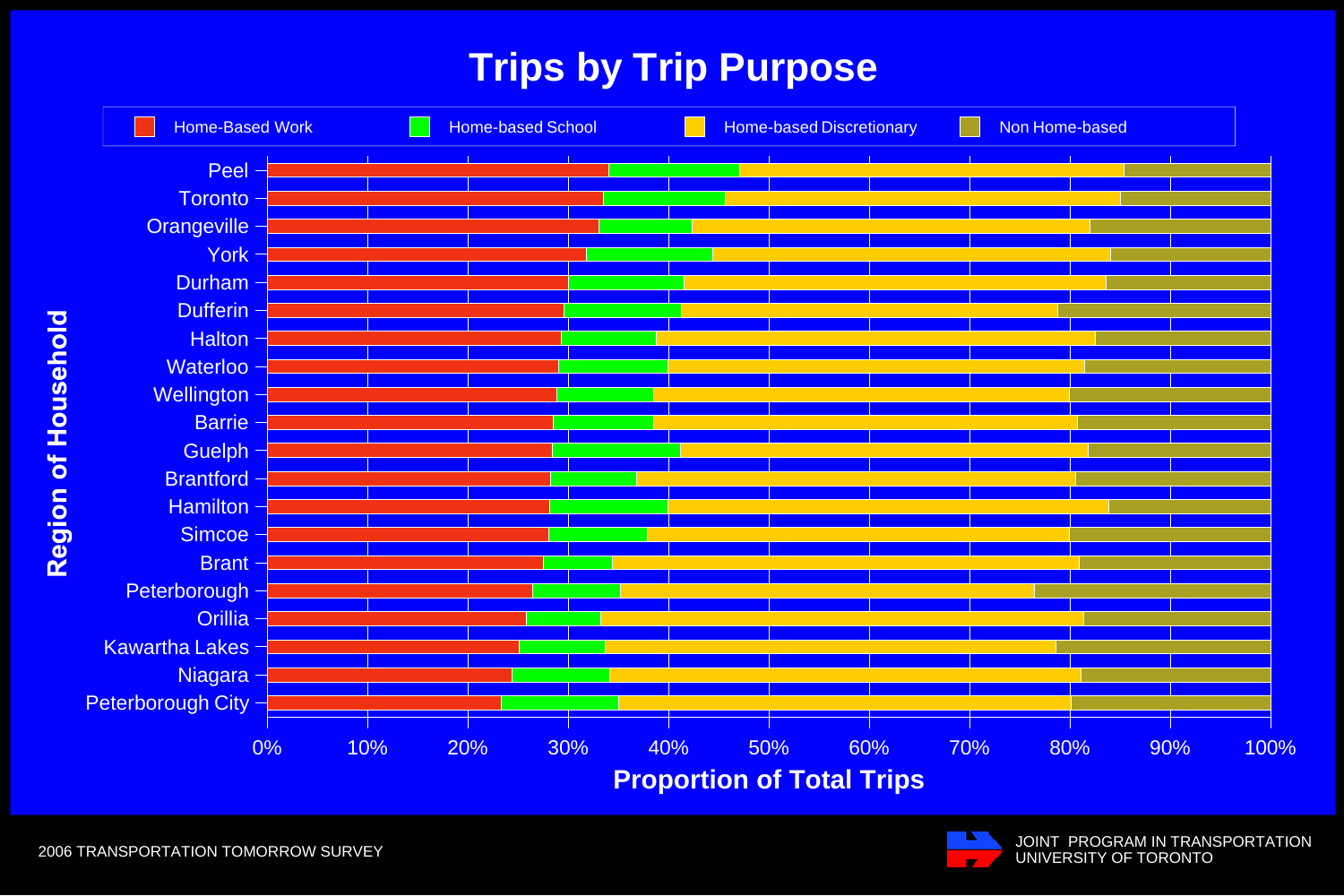# Trips by Trip Purpose

Legend: Home-Based Work | Home-based School | Home-based Discretionary | Non Home-based

Region of Household (y-axis): Peel, Toronto, Orangeville, York, Durham, Dufferin, Halton, Waterloo, Wellington, Barrie, Guelph, Brantford, Hamilton, Simcoe, Brant, Peterborough, Orillia, Kawartha Lakes, Niagara, Peterborough City

Proportion of Total Trips (x-axis): 0% 10% 20% 30% 40% 50% 60% 70% 80% 90% 100%

2006 TRANSPORTATION TOMORROW SURVEY

JOINT PROGRAM IN TRANSPORTATION
UNIVERSITY OF TORONTO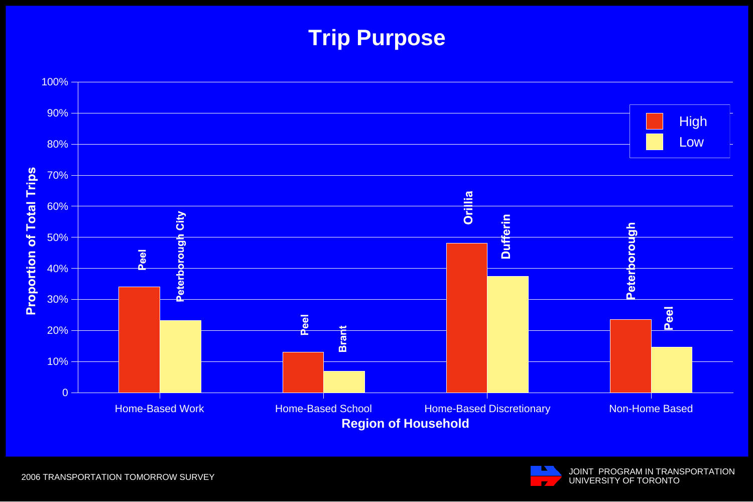# Trip Purpose

| Region of Household | High | Low |
|---|---|---|
| Home-Based Work | Peel | Peterborough City |
| Home-Based School | Peel | Brant |
| Home-Based Discretionary | Orillia | Dufferin |
| Non-Home Based | Peterborough | Peel |

Proportion of Total Trips

Region of Household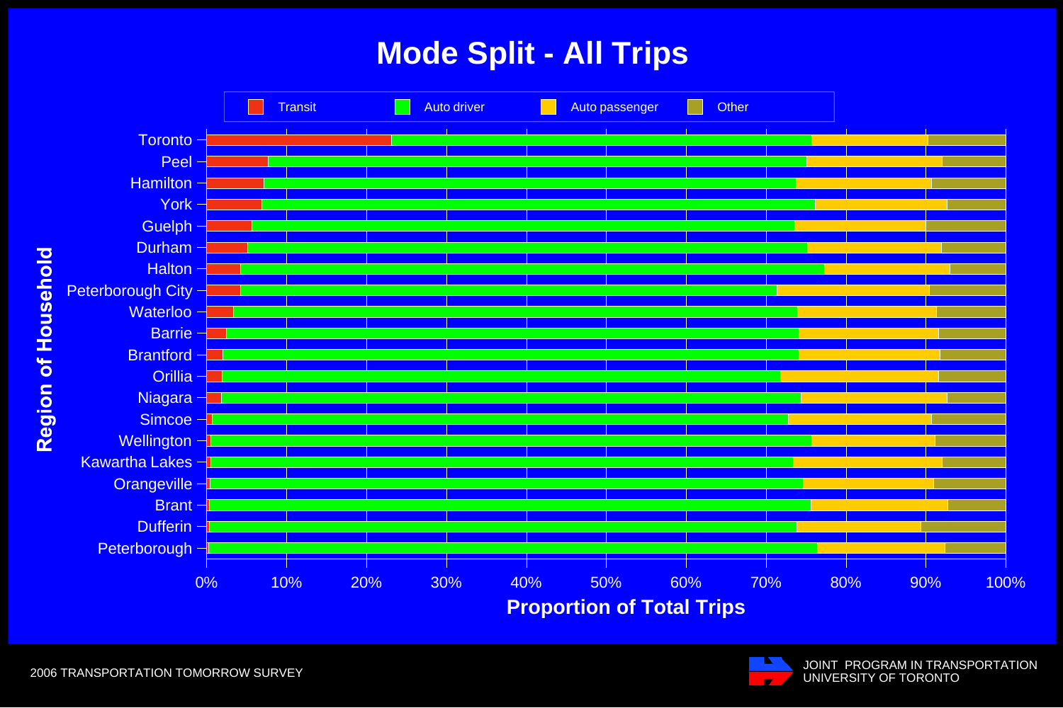# Mode Split - All Trips

Legend: Transit, Auto driver, Auto passenger, Other

Region of Household: Toronto, Peel, Hamilton, York, Guelph, Durham, Halton, Peterborough City, Waterloo, Barrie, Brantford, Orillia, Niagara, Simcoe, Wellington, Kawartha Lakes, Orangeville, Brant, Dufferin, Peterborough

Proportion of Total Trips: 0% 10% 20% 30% 40% 50% 60% 70% 80% 90% 100%

2006 TRANSPORTATION TOMORROW SURVEY

JOINT PROGRAM IN TRANSPORTATION
UNIVERSITY OF TORONTO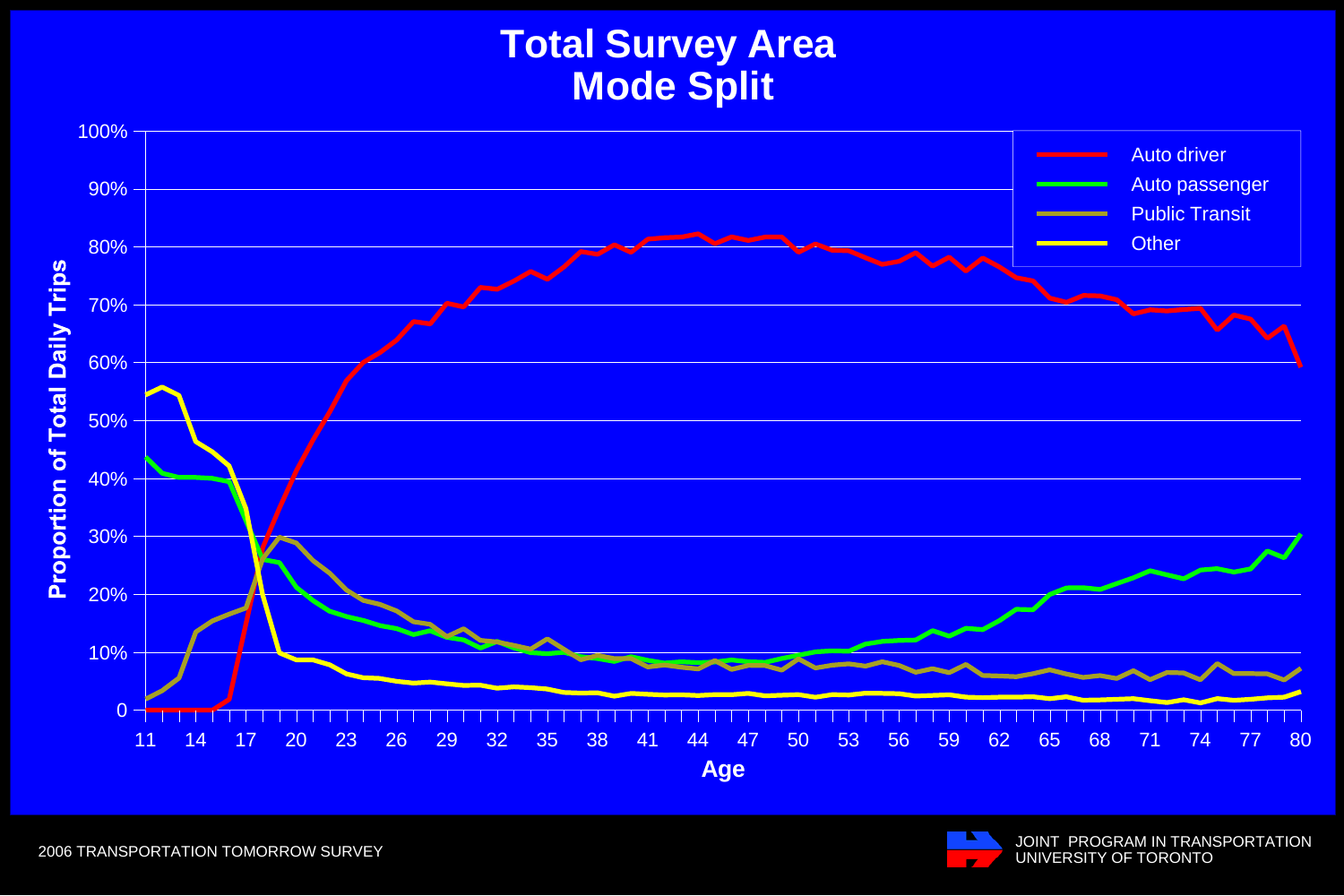# Total Survey Area
# Mode Split

Proportion of Total Daily Trips (0–100%) by Age (11–80)

Legend: Auto driver, Auto passenger, Public Transit, Other

2006 TRANSPORTATION TOMORROW SURVEY

JOINT PROGRAM IN TRANSPORTATION
UNIVERSITY OF TORONTO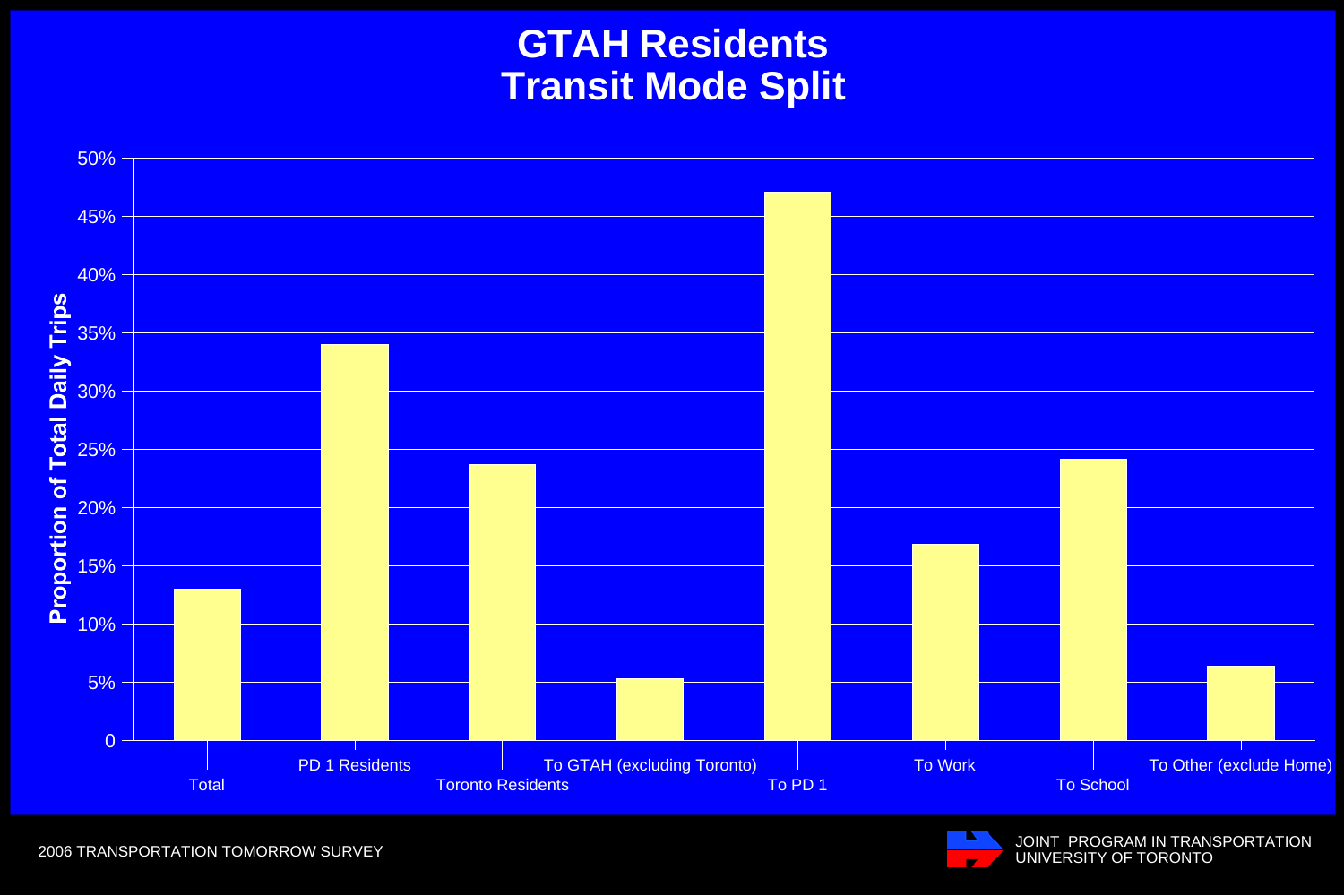# GTAH Residents Transit Mode Split

| Category | Proportion of Total Daily Trips |
|---|---|
| Total | 13% |
| PD 1 Residents | 34% |
| Toronto Residents | 23.7% |
| To GTAH (excluding Toronto) | 5.3% |
| To PD 1 | 47.1% |
| To Work | 16.9% |
| To School | 24.2% |
| To Other (exclude Home) | 6.4% |

2006 TRANSPORTATION TOMORROW SURVEY

JOINT PROGRAM IN TRANSPORTATION
UNIVERSITY OF TORONTO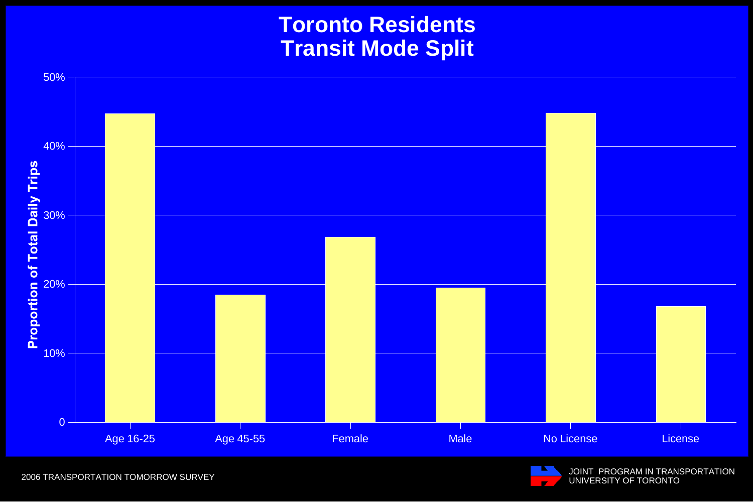# Toronto Residents
# Transit Mode Split

| Category | Proportion of Total Daily Trips |
| --- | --- |
| Age 16-25 | ~45% |
| Age 45-55 | ~18% |
| Female | ~27% |
| Male | ~19% |
| No License | ~45% |
| License | ~17% |

2006 TRANSPORTATION TOMORROW SURVEY

JOINT PROGRAM IN TRANSPORTATION
UNIVERSITY OF TORONTO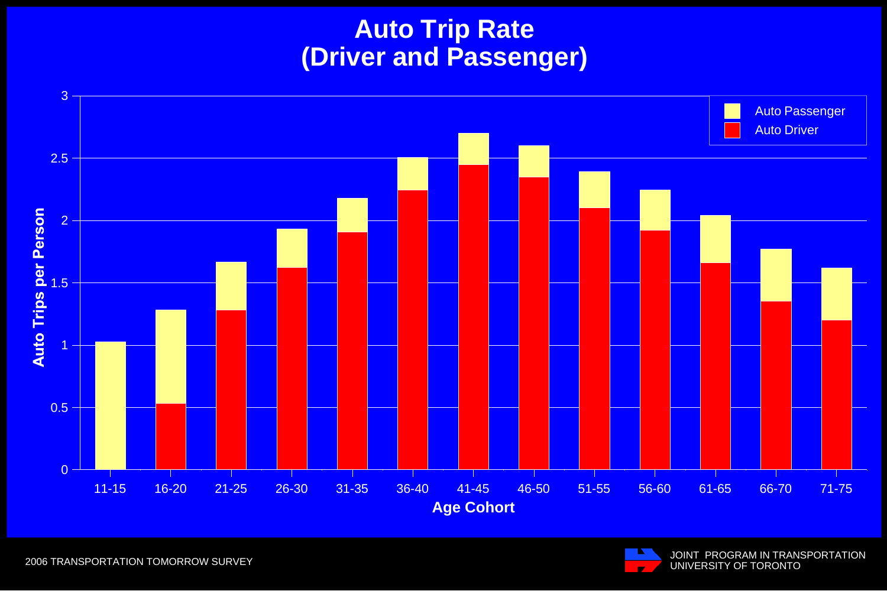# Auto Trip Rate
# (Driver and Passenger)

Auto Trips per Person

Auto Passenger
Auto Driver

11-15 16-20 21-25 26-30 31-35 36-40 41-45 46-50 51-55 56-60 61-65 66-70 71-75

Age Cohort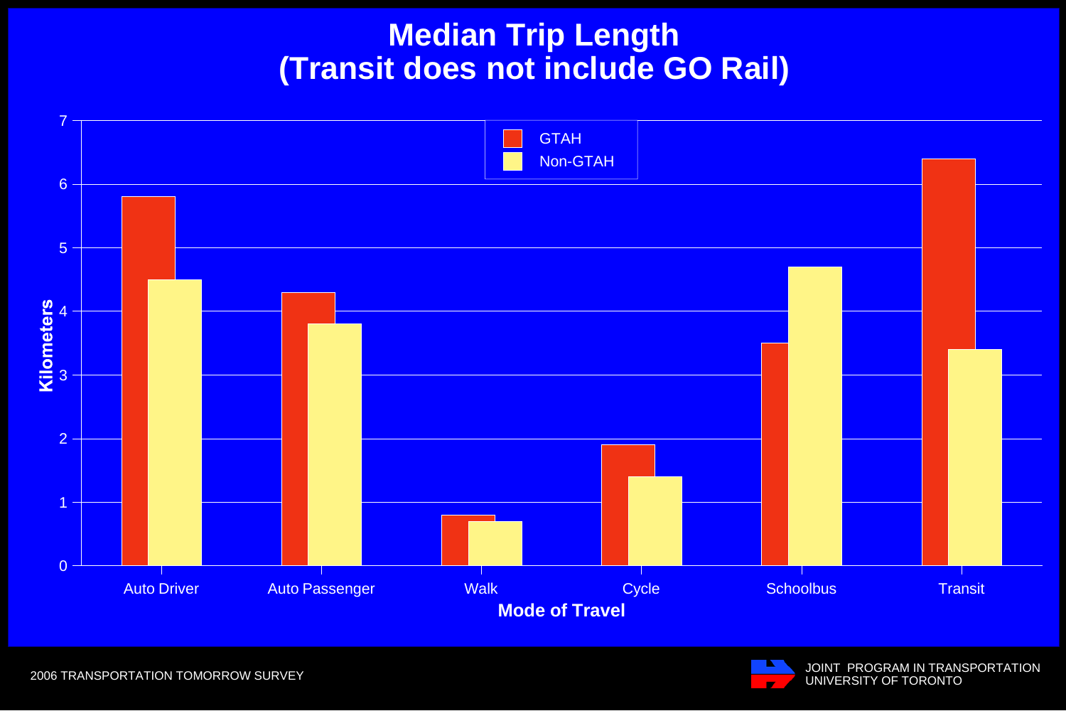# Median Trip Length
# (Transit does not include GO Rail)

| Mode of Travel | GTAH (Kilometers) | Non-GTAH (Kilometers) |
|---|---|---|
| Auto Driver | 5.8 | 4.5 |
| Auto Passenger | 4.3 | 3.8 |
| Walk | 0.8 | 0.7 |
| Cycle | 1.9 | 1.4 |
| Schoolbus | 3.5 | 4.7 |
| Transit | 6.4 | 3.4 |

2006 TRANSPORTATION TOMORROW SURVEY

JOINT PROGRAM IN TRANSPORTATION
UNIVERSITY OF TORONTO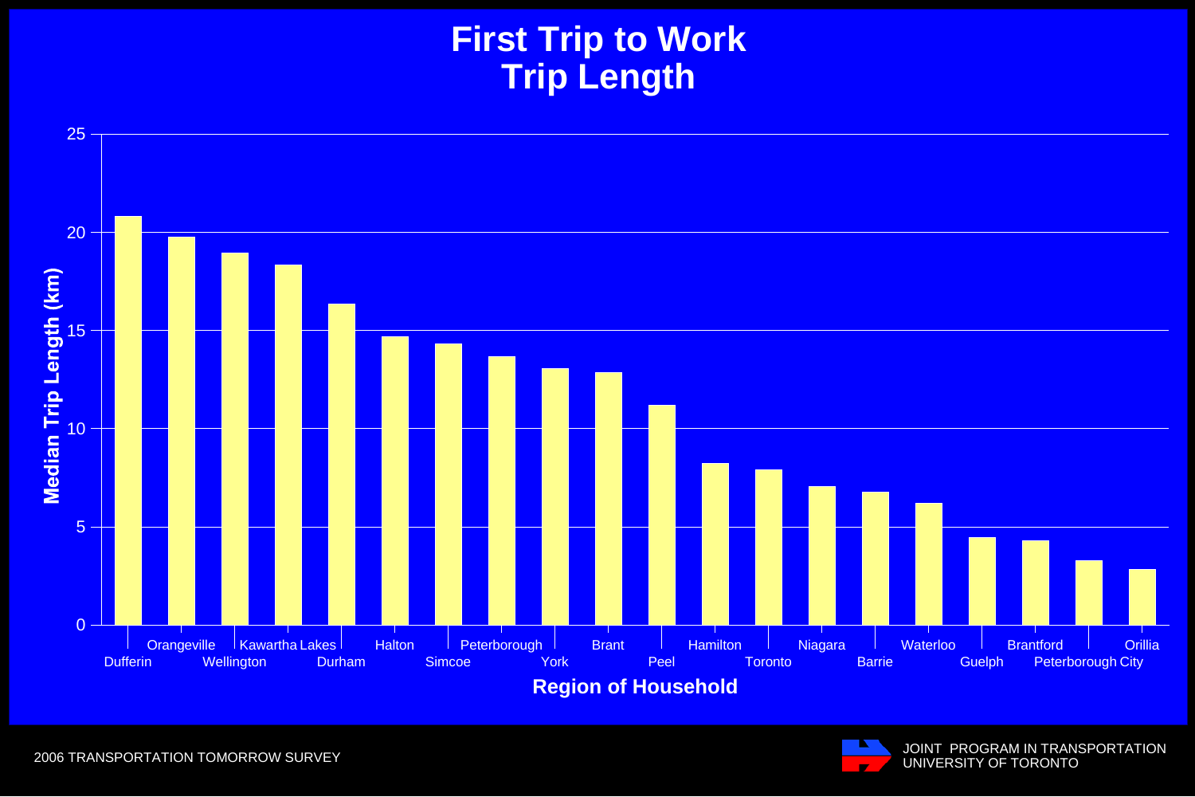# First Trip to Work
# Trip Length

| Region of Household | Median Trip Length (km) |
|---|---|
| Dufferin | 20.8 |
| Orangeville | 19.8 |
| Wellington | 19.0 |
| Kawartha Lakes | 18.4 |
| Durham | 16.4 |
| Halton | 14.7 |
| Simcoe | 14.3 |
| Peterborough | 13.7 |
| York | 13.1 |
| Brant | 12.9 |
| Peel | 11.2 |
| Hamilton | 8.3 |
| Toronto | 7.9 |
| Niagara | 7.1 |
| Barrie | 6.8 |
| Waterloo | 6.2 |
| Guelph | 4.5 |
| Brantford | 4.3 |
| Peterborough City | 3.3 |
| Orillia | 2.9 |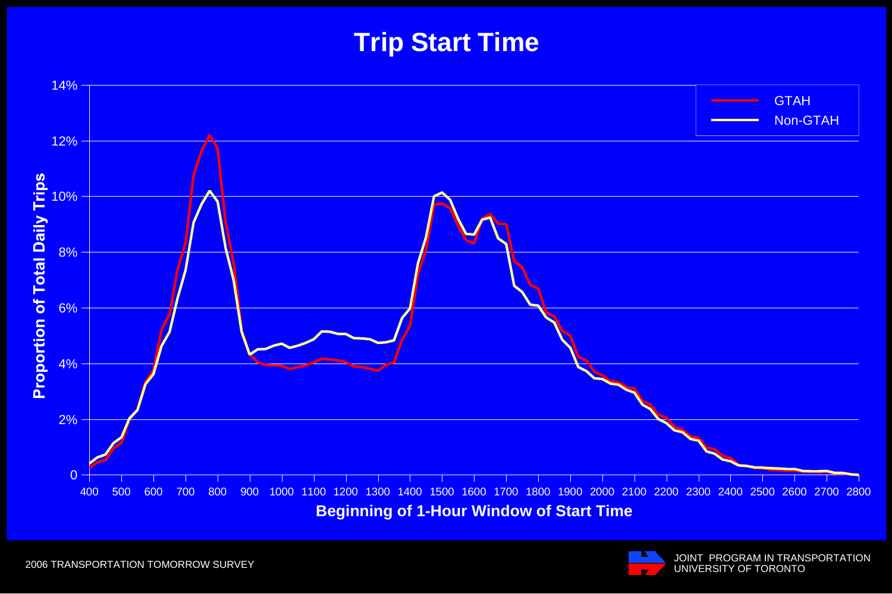# Trip Start Time

Proportion of Total Daily Trips

Beginning of 1-Hour Window of Start Time

GTAH

Non-GTAH

2006 TRANSPORTATION TOMORROW SURVEY

JOINT PROGRAM IN TRANSPORTATION
UNIVERSITY OF TORONTO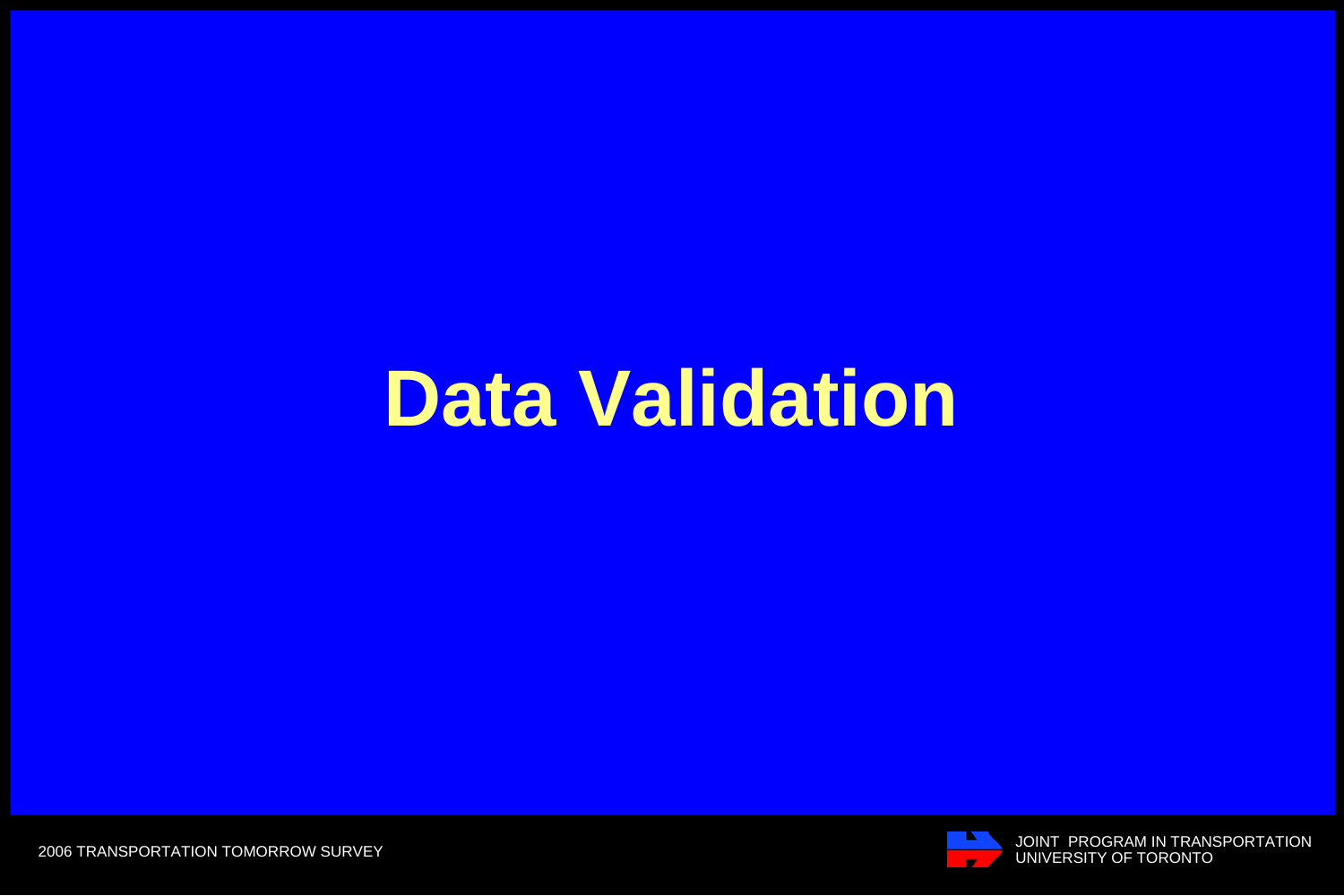# Data Validation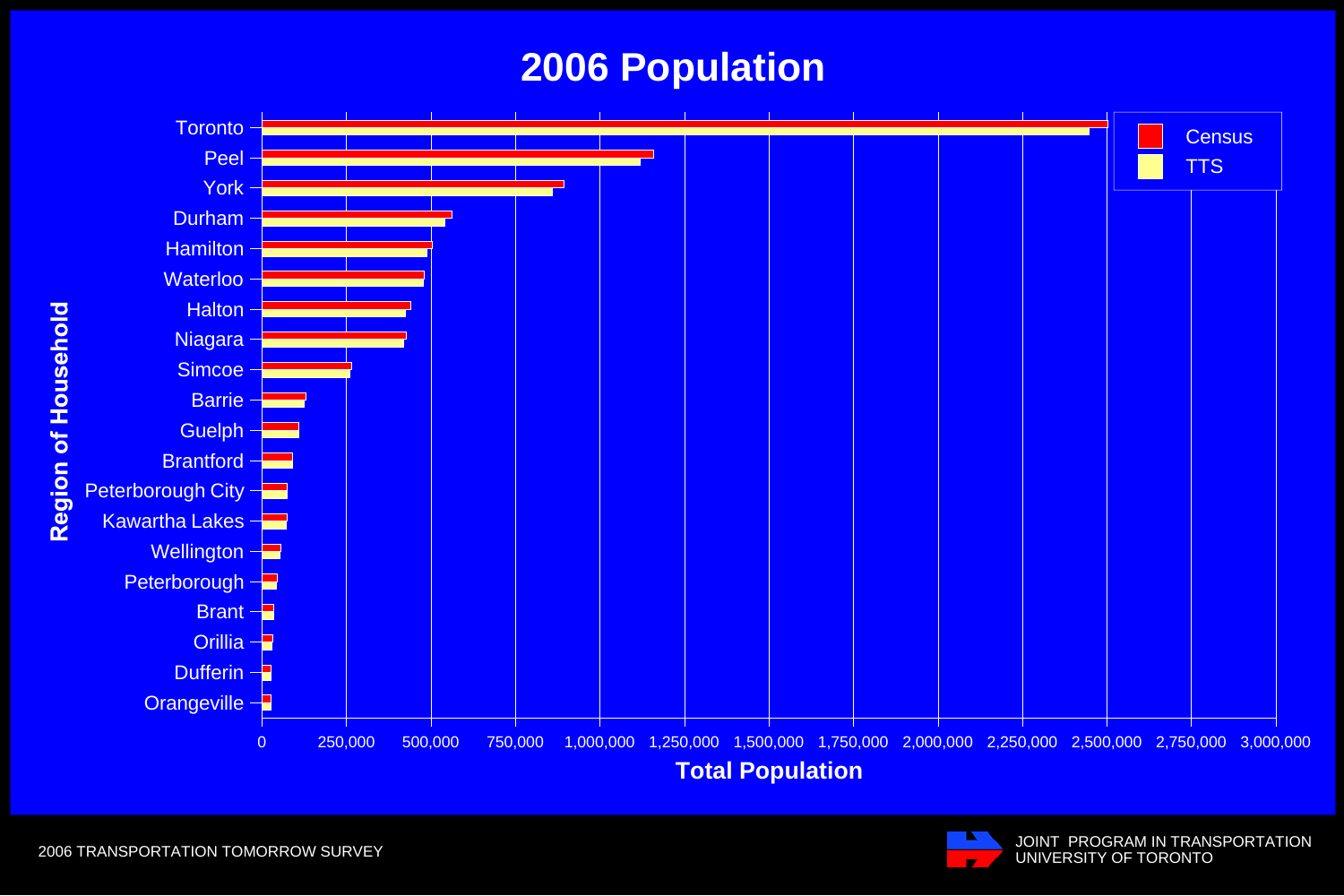# 2006 Population

Region of Household: Toronto, Peel, York, Durham, Hamilton, Waterloo, Halton, Niagara, Simcoe, Barrie, Guelph, Brantford, Peterborough City, Kawartha Lakes, Wellington, Peterborough, Brant, Orillia, Dufferin, Orangeville

Legend: Census, TTS

Total Population: 0, 250,000, 500,000, 750,000, 1,000,000, 1,250,000, 1,500,000, 1,750,000, 2,000,000, 2,250,000, 2,500,000, 2,750,000, 3,000,000

2006 TRANSPORTATION TOMORROW SURVEY

JOINT PROGRAM IN TRANSPORTATION
UNIVERSITY OF TORONTO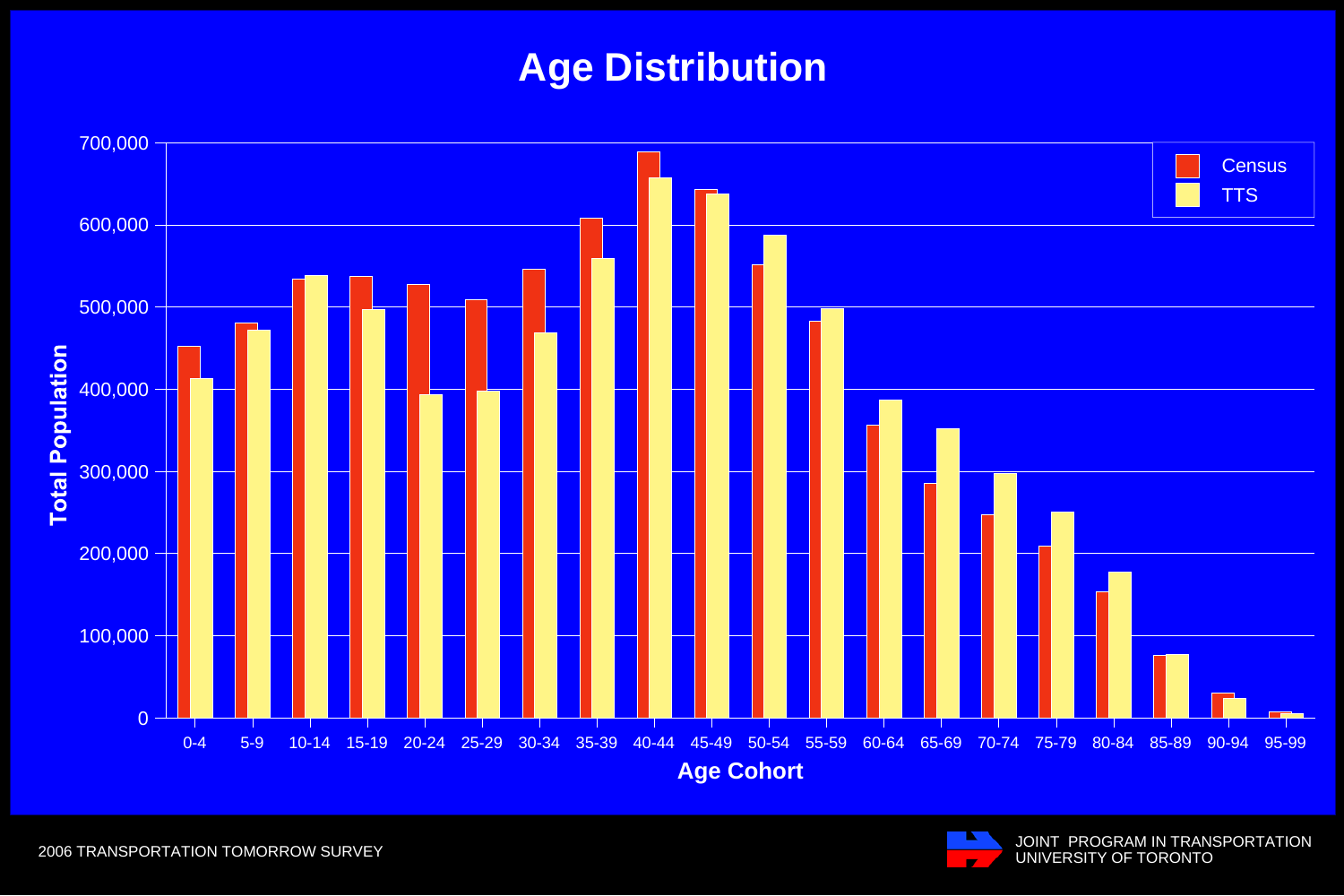# Age Distribution

Bar chart: Total Population by Age Cohort (Census vs TTS)

Legend: Census, TTS

Y-axis: Total Population (0 to 700,000)

X-axis: Age Cohort

0-4, 5-9, 10-14, 15-19, 20-24, 25-29, 30-34, 35-39, 40-44, 45-49, 50-54, 55-59, 60-64, 65-69, 70-74, 75-79, 80-84, 85-89, 90-94, 95-99

2006 TRANSPORTATION TOMORROW SURVEY

JOINT PROGRAM IN TRANSPORTATION
UNIVERSITY OF TORONTO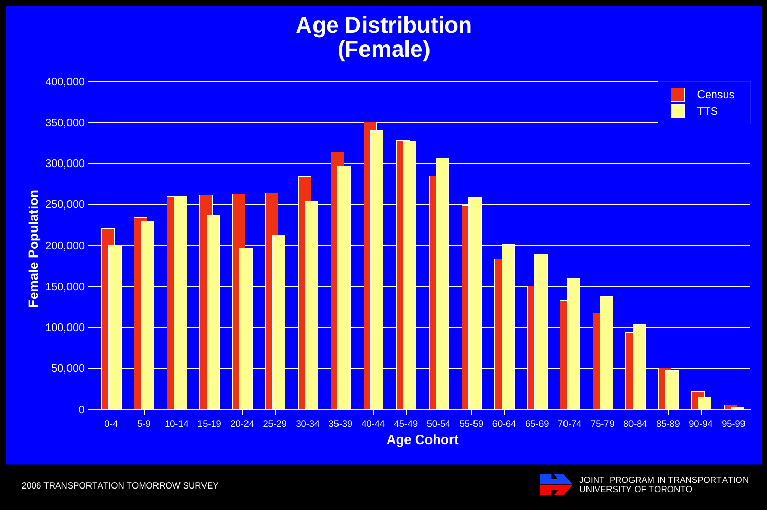# Age Distribution (Female)

Female Population

400,000
350,000
300,000
250,000
200,000
150,000
100,000
50,000
0

0-4 5-9 10-14 15-19 20-24 25-29 30-34 35-39 40-44 45-49 50-54 55-59 60-64 65-69 70-74 75-79 80-84 85-89 90-94 95-99

Age Cohort

Census
TTS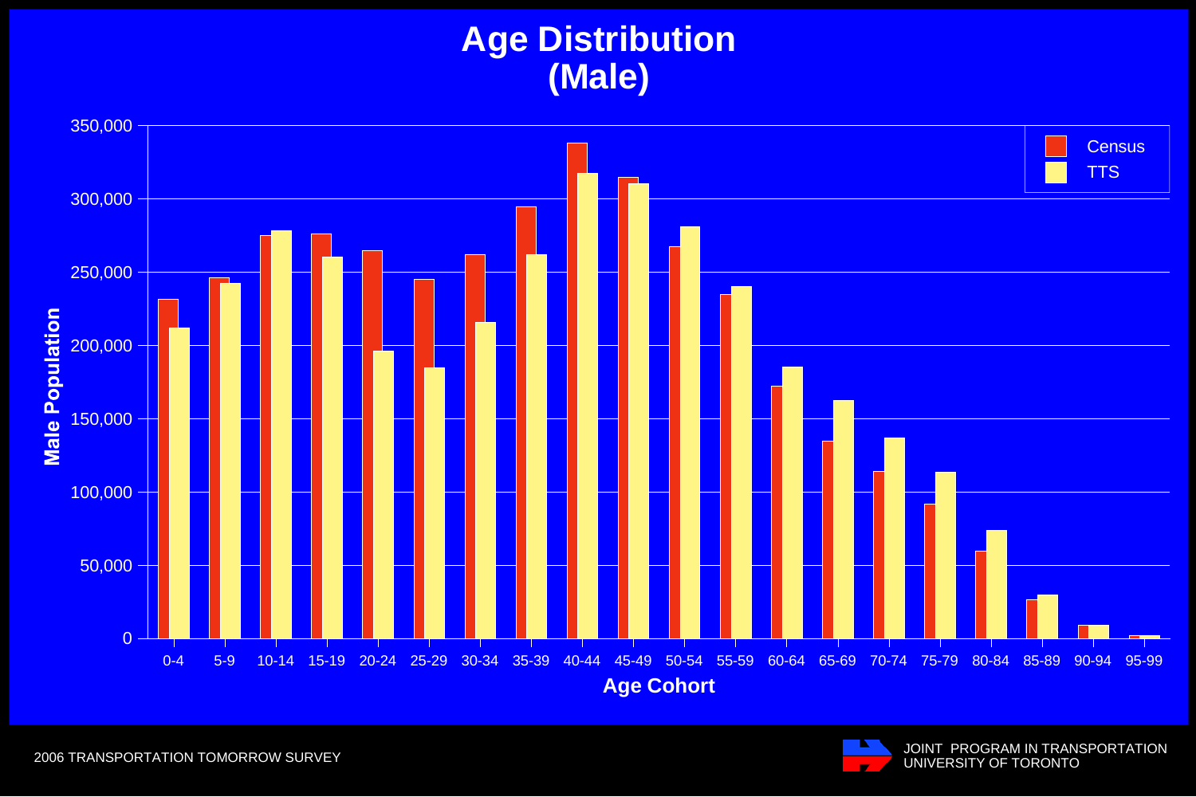# Age Distribution (Male)

| Age Cohort | Census | TTS |
|---|---|---|
| 0-4 | ~231,000 | ~212,000 |
| 5-9 | ~246,000 | ~242,000 |
| 10-14 | ~275,000 | ~278,000 |
| 15-19 | ~276,000 | ~260,000 |
| 20-24 | ~264,000 | ~196,000 |
| 25-29 | ~245,000 | ~185,000 |
| 30-34 | ~262,000 | ~216,000 |
| 35-39 | ~294,000 | ~262,000 |
| 40-44 | ~338,000 | ~317,000 |
| 45-49 | ~314,000 | ~310,000 |
| 50-54 | ~267,000 | ~281,000 |
| 55-59 | ~234,000 | ~240,000 |
| 60-64 | ~172,000 | ~185,000 |
| 65-69 | ~135,000 | ~162,000 |
| 70-74 | ~114,000 | ~137,000 |
| 75-79 | ~92,000 | ~113,000 |
| 80-84 | ~60,000 | ~74,000 |
| 85-89 | ~27,000 | ~30,000 |
| 90-94 | ~9,000 | ~9,000 |
| 95-99 | ~2,000 | ~2,000 |

Male Population (y-axis: 0 to 350,000); Age Cohort (x-axis)

2006 TRANSPORTATION TOMORROW SURVEY

JOINT PROGRAM IN TRANSPORTATION
UNIVERSITY OF TORONTO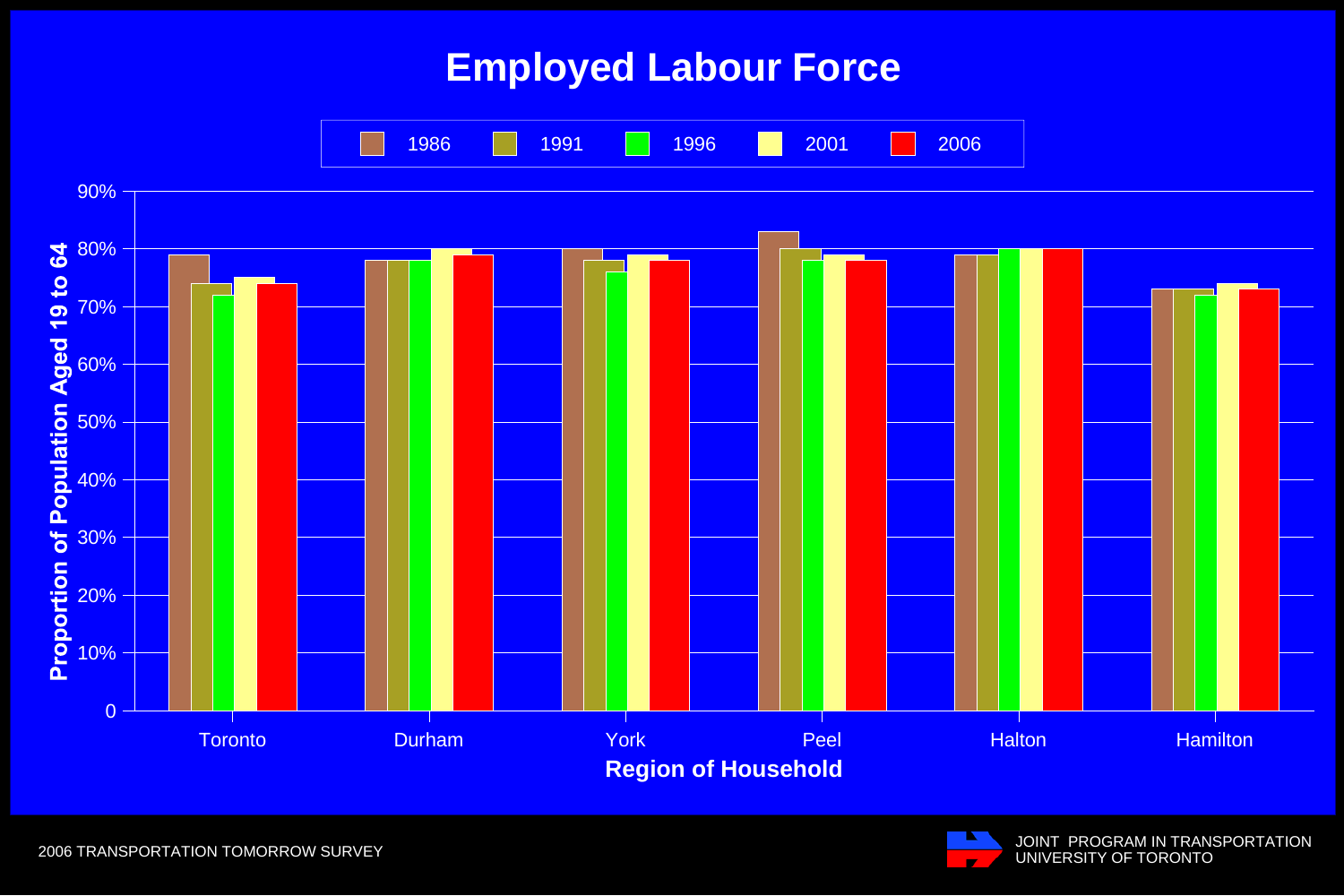# Employed Labour Force

| Region of Household | 1986 | 1991 | 1996 | 2001 | 2006 |
|---|---|---|---|---|---|
| Toronto | 79% | 74% | 72% | 75% | 74% |
| Durham | 78% | 78% | 78% | 80% | 79% |
| York | 80% | 78% | 76% | 79% | 78% |
| Peel | 83% | 80% | 78% | 79% | 78% |
| Halton | 79% | 79% | 80% | 80% | 80% |
| Hamilton | 73% | 73% | 72% | 74% | 73% |

Proportion of Population Aged 19 to 64

2006 TRANSPORTATION TOMORROW SURVEY

JOINT PROGRAM IN TRANSPORTATION
UNIVERSITY OF TORONTO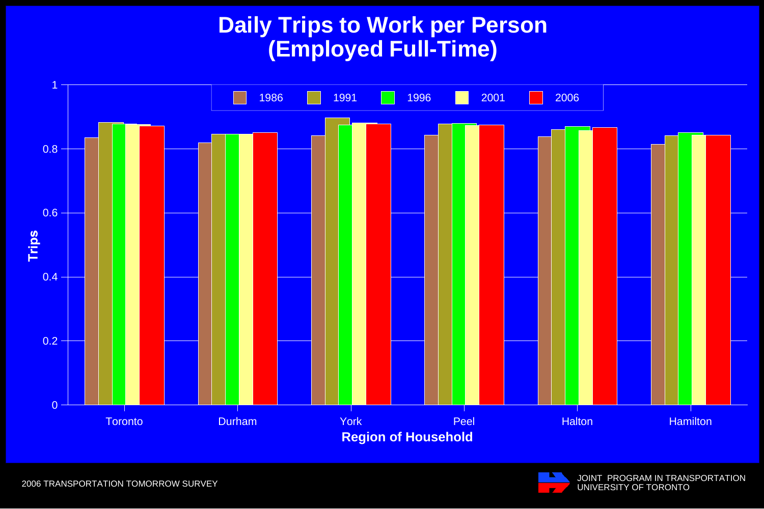# Daily Trips to Work per Person (Employed Full-Time)

Legend: 1986, 1991, 1996, 2001, 2006

Y-axis: Trips (0, 0.2, 0.4, 0.6, 0.8, 1)

X-axis: Region of Household — Toronto, Durham, York, Peel, Halton, Hamilton

2006 TRANSPORTATION TOMORROW SURVEY

JOINT PROGRAM IN TRANSPORTATION
UNIVERSITY OF TORONTO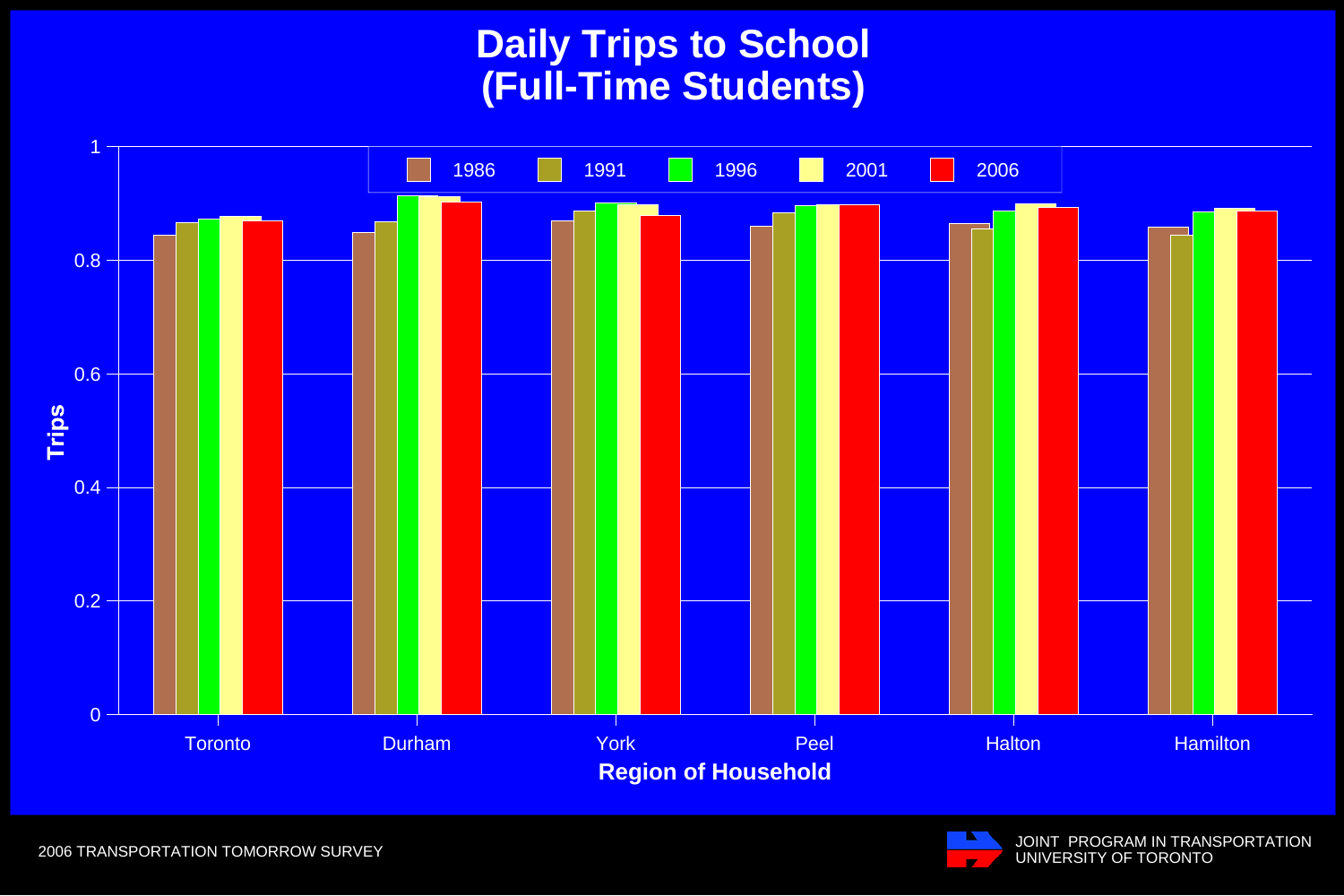# Daily Trips to School (Full-Time Students)

Trips

| Region of Household | 1986 | 1991 | 1996 | 2001 | 2006 |
|---|---|---|---|---|---|
| Toronto | 0.84 | 0.87 | 0.87 | 0.88 | 0.87 |
| Durham | 0.85 | 0.87 | 0.91 | 0.91 | 0.90 |
| York | 0.87 | 0.89 | 0.90 | 0.90 | 0.88 |
| Peel | 0.86 | 0.88 | 0.90 | 0.90 | 0.90 |
| Halton | 0.87 | 0.86 | 0.89 | 0.90 | 0.89 |
| Hamilton | 0.86 | 0.84 | 0.88 | 0.89 | 0.89 |

2006 TRANSPORTATION TOMORROW SURVEY

JOINT PROGRAM IN TRANSPORTATION
UNIVERSITY OF TORONTO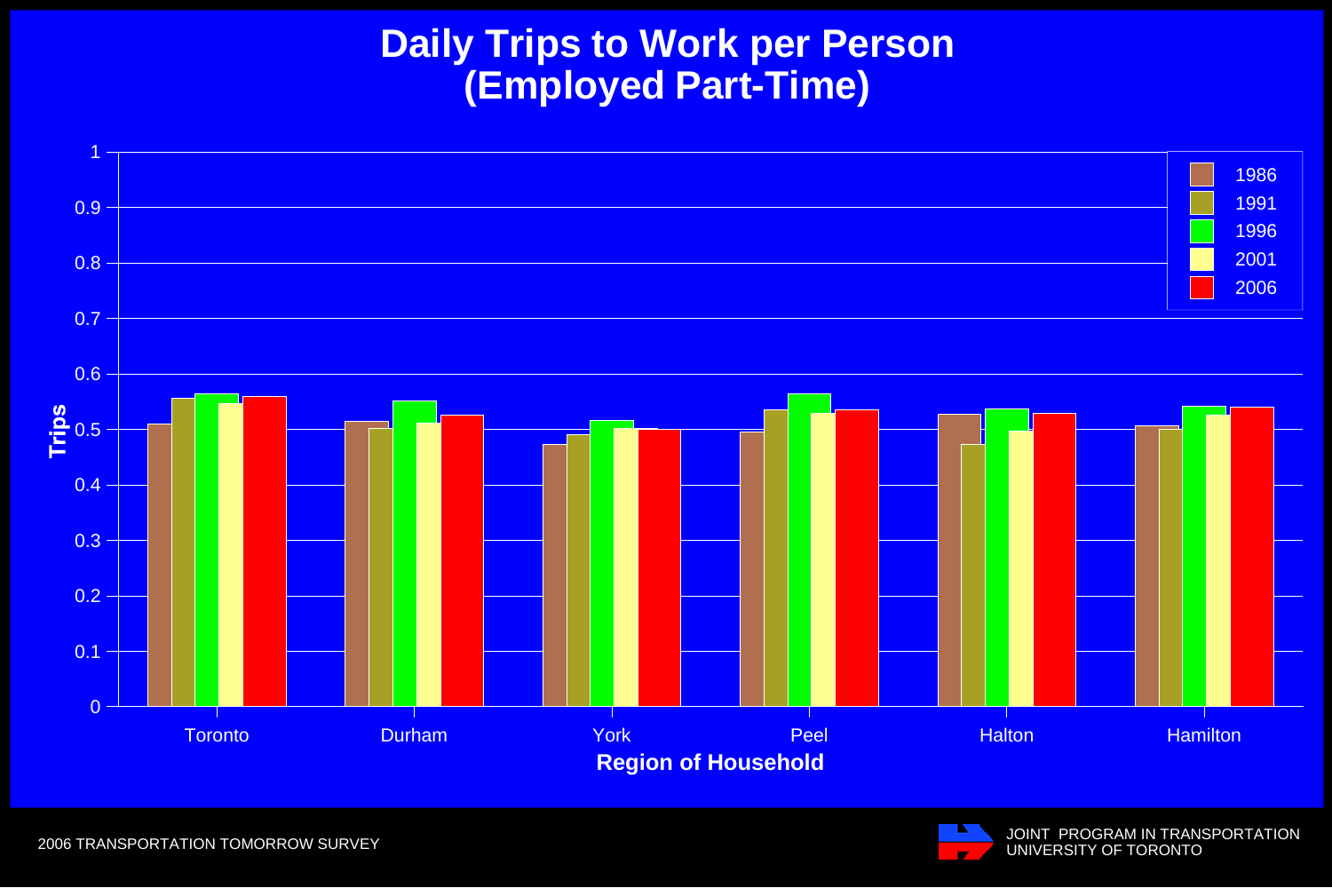# Daily Trips to Work per Person (Employed Part-Time)

| Region of Household | 1986 | 1991 | 1996 | 2001 | 2006 |
|---|---|---|---|---|---|
| Toronto | 0.51 | 0.56 | 0.57 | 0.55 | 0.56 |
| Durham | 0.52 | 0.50 | 0.55 | 0.51 | 0.53 |
| York | 0.47 | 0.49 | 0.52 | 0.50 | 0.50 |
| Peel | 0.50 | 0.54 | 0.57 | 0.53 | 0.54 |
| Halton | 0.53 | 0.47 | 0.54 | 0.50 | 0.53 |
| Hamilton | 0.51 | 0.50 | 0.54 | 0.53 | 0.54 |

2006 TRANSPORTATION TOMORROW SURVEY

JOINT PROGRAM IN TRANSPORTATION
UNIVERSITY OF TORONTO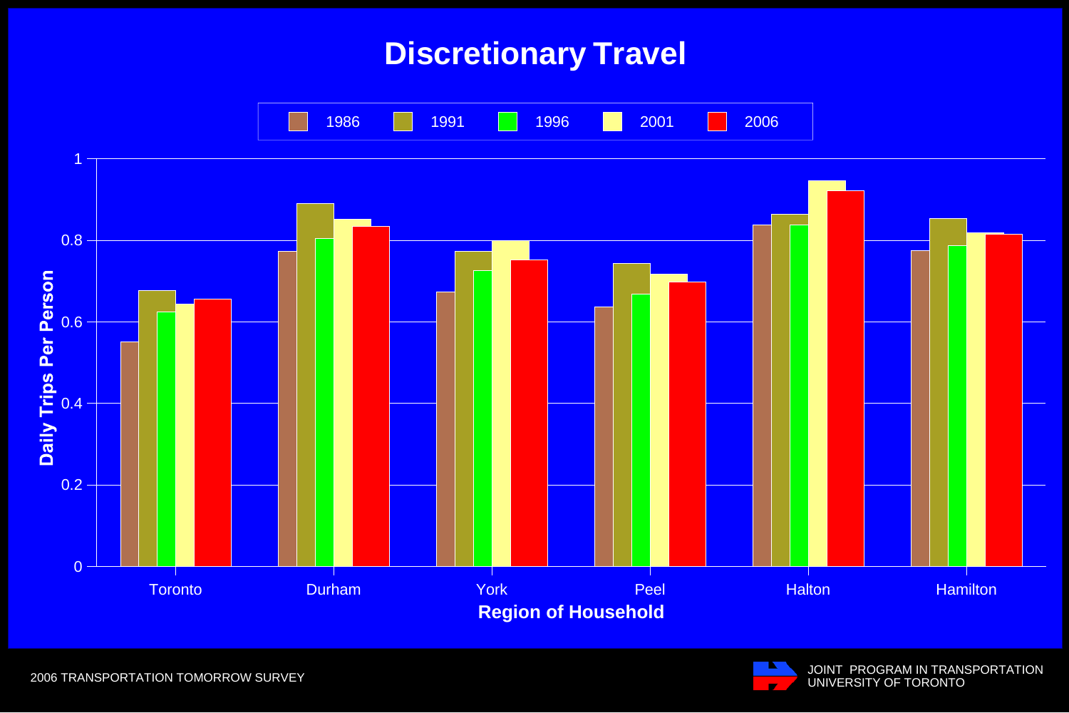# Discretionary Travel

Legend: 1986, 1991, 1996, 2001, 2006

Y-axis: Daily Trips Per Person (0, 0.2, 0.4, 0.6, 0.8, 1)

X-axis: Region of Household — Toronto, Durham, York, Peel, Halton, Hamilton

2006 TRANSPORTATION TOMORROW SURVEY

JOINT PROGRAM IN TRANSPORTATION
UNIVERSITY OF TORONTO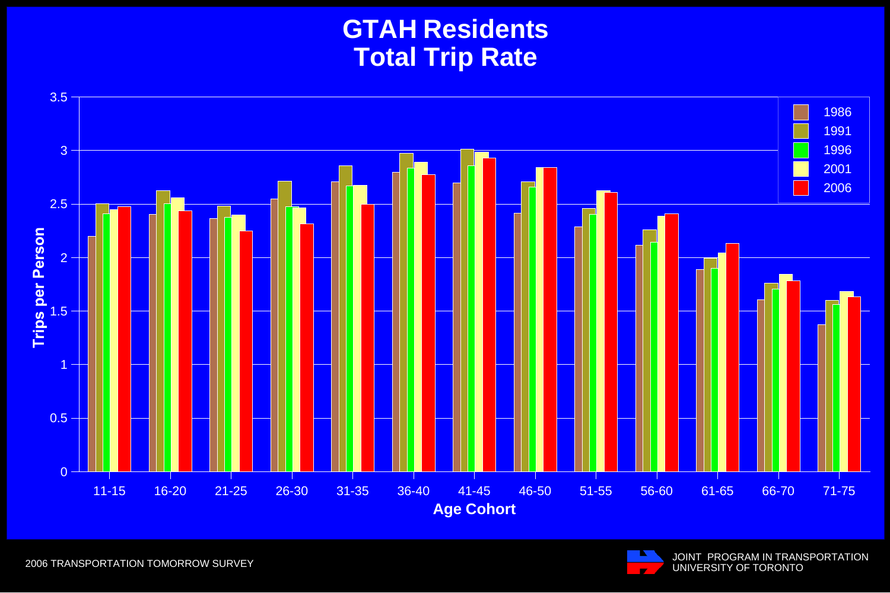# GTAH Residents
# Total Trip Rate

Trips per Person

| Age Cohort | 1986 | 1991 | 1996 | 2001 | 2006 |
|---|---|---|---|---|---|
| 11-15 | 2.20 | 2.50 | 2.40 | 2.45 | 2.47 |
| 16-20 | 2.40 | 2.62 | 2.50 | 2.55 | 2.43 |
| 21-25 | 2.36 | 2.48 | 2.37 | 2.39 | 2.25 |
| 26-30 | 2.54 | 2.71 | 2.47 | 2.46 | 2.31 |
| 31-35 | 2.70 | 2.85 | 2.66 | 2.67 | 2.49 |
| 36-40 | 2.79 | 2.97 | 2.83 | 2.89 | 2.77 |
| 41-45 | 2.69 | 3.01 | 2.85 | 2.98 | 2.92 |
| 46-50 | 2.41 | 2.70 | 2.65 | 2.84 | 2.84 |
| 51-55 | 2.28 | 2.46 | 2.40 | 2.62 | 2.60 |
| 56-60 | 2.11 | 2.26 | 2.14 | 2.38 | 2.40 |
| 61-65 | 1.89 | 1.99 | 1.90 | 2.04 | 2.13 |
| 66-70 | 1.60 | 1.76 | 1.70 | 1.84 | 1.78 |
| 71-75 | 1.37 | 1.60 | 1.56 | 1.68 | 1.63 |

Age Cohort

2006 TRANSPORTATION TOMORROW SURVEY

JOINT PROGRAM IN TRANSPORTATION
UNIVERSITY OF TORONTO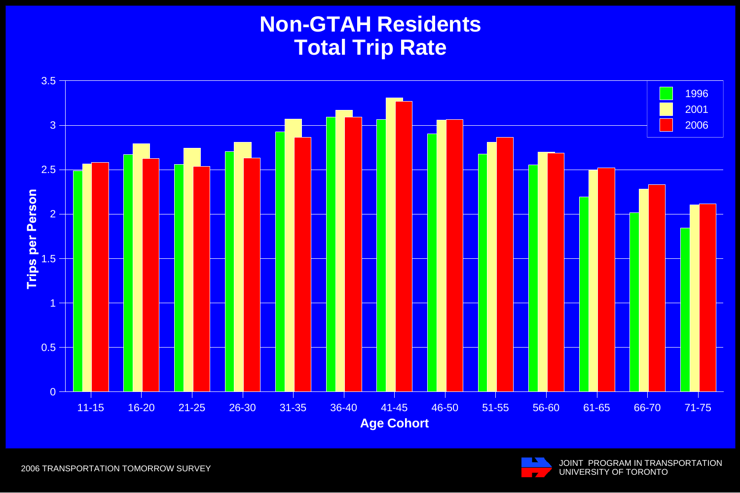# Non-GTAH Residents
## Total Trip Rate

**Trips per Person** by **Age Cohort** (1996, 2001, 2006)

Age cohorts: 11-15, 16-20, 21-25, 26-30, 31-35, 36-40, 41-45, 46-50, 51-55, 56-60, 61-65, 66-70, 71-75

Y-axis: 0, 0.5, 1, 1.5, 2, 2.5, 3, 3.5

2006 TRANSPORTATION TOMORROW SURVEY

JOINT PROGRAM IN TRANSPORTATION
UNIVERSITY OF TORONTO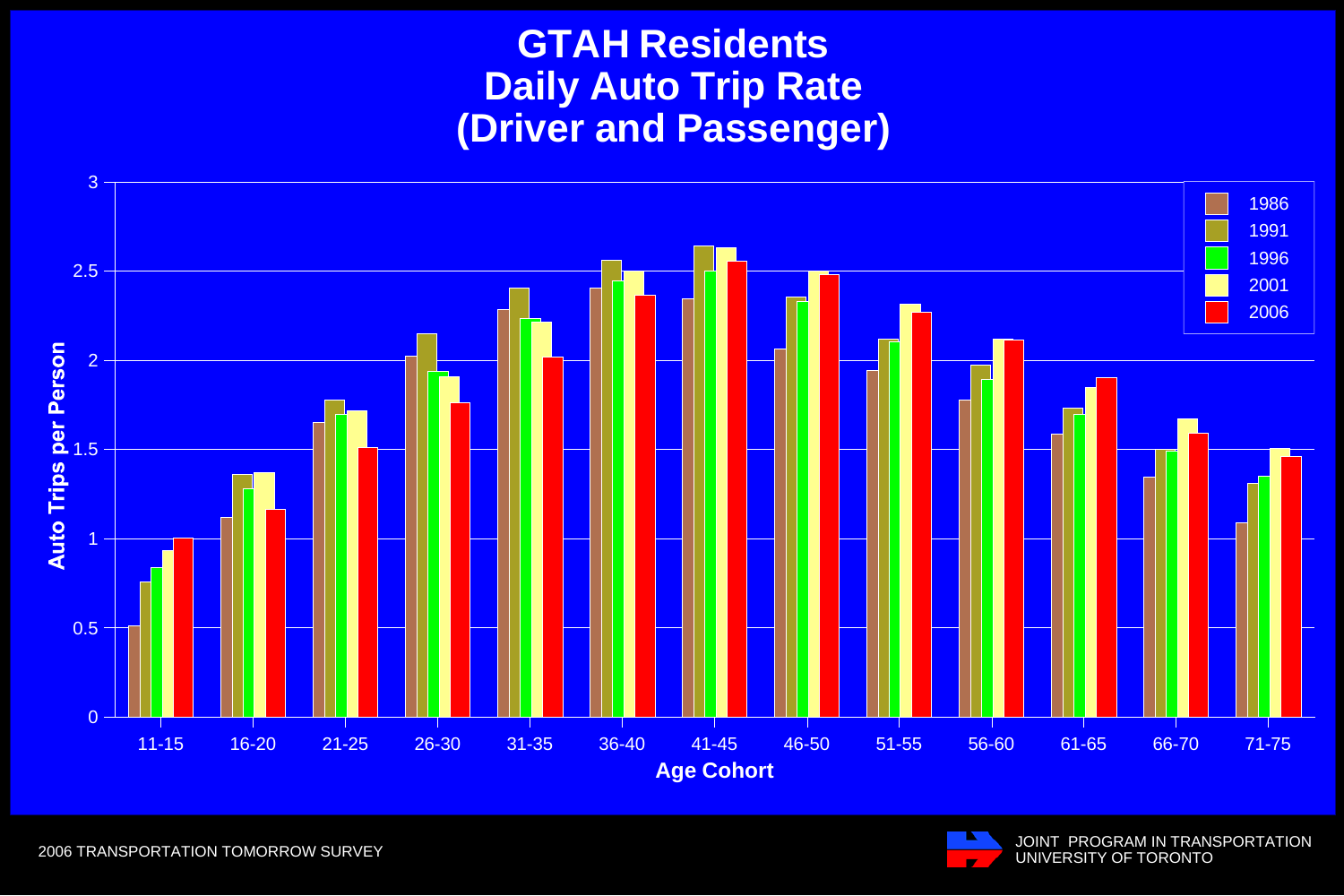# GTAH Residents Daily Auto Trip Rate (Driver and Passenger)

| Age Cohort | 1986 | 1991 | 1996 | 2001 | 2006 |
|---|---|---|---|---|---|
| 11-15 | 0.51 | 0.76 | 0.84 | 0.93 | 1.00 |
| 16-20 | 1.12 | 1.36 | 1.28 | 1.37 | 1.16 |
| 21-25 | 1.65 | 1.78 | 1.70 | 1.72 | 1.51 |
| 26-30 | 2.02 | 2.15 | 1.94 | 1.91 | 1.76 |
| 31-35 | 2.28 | 2.40 | 2.23 | 2.21 | 2.02 |
| 36-40 | 2.40 | 2.56 | 2.44 | 2.50 | 2.36 |
| 41-45 | 2.34 | 2.64 | 2.50 | 2.63 | 2.55 |
| 46-50 | 2.06 | 2.35 | 2.33 | 2.50 | 2.48 |
| 51-55 | 1.94 | 2.12 | 2.11 | 2.31 | 2.27 |
| 56-60 | 1.78 | 1.97 | 1.89 | 2.12 | 2.11 |
| 61-65 | 1.58 | 1.73 | 1.70 | 1.85 | 1.90 |
| 66-70 | 1.34 | 1.50 | 1.49 | 1.67 | 1.59 |
| 71-75 | 1.09 | 1.31 | 1.35 | 1.51 | 1.46 |

Auto Trips per Person by Age Cohort

2006 TRANSPORTATION TOMORROW SURVEY

JOINT PROGRAM IN TRANSPORTATION
UNIVERSITY OF TORONTO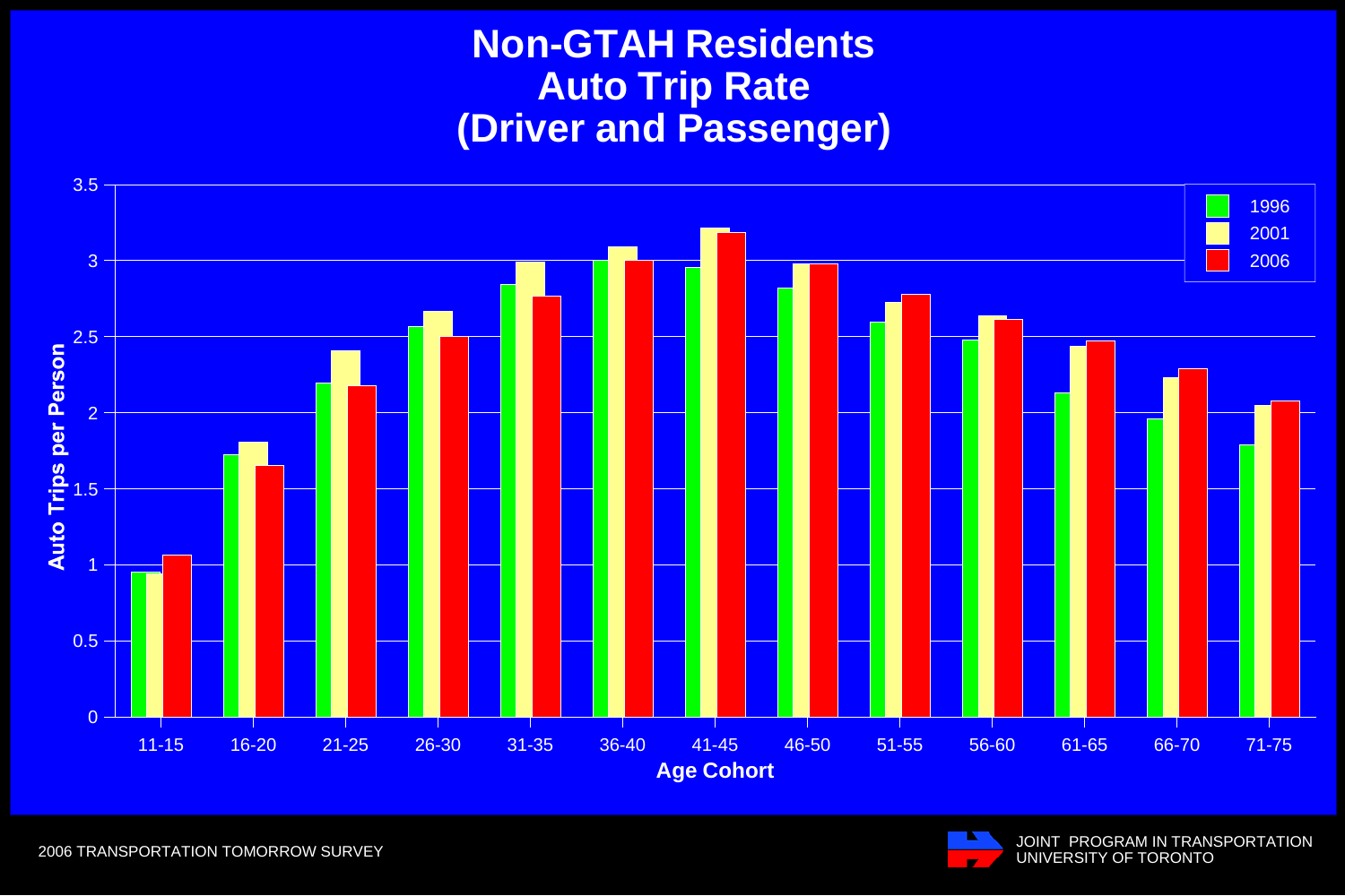# Non-GTAH Residents Auto Trip Rate (Driver and Passenger)

| Age Cohort | 1996 | 2001 | 2006 |
|---|---|---|---|
| 11-15 | 0.95 | 0.94 | 1.06 |
| 16-20 | 1.72 | 1.80 | 1.65 |
| 21-25 | 2.19 | 2.40 | 2.17 |
| 26-30 | 2.56 | 2.66 | 2.50 |
| 31-35 | 2.84 | 2.99 | 2.76 |
| 36-40 | 3.00 | 3.09 | 3.00 |
| 41-45 | 2.95 | 3.21 | 3.18 |
| 46-50 | 2.82 | 2.98 | 2.97 |
| 51-55 | 2.59 | 2.72 | 2.77 |
| 56-60 | 2.48 | 2.63 | 2.61 |
| 61-65 | 2.13 | 2.43 | 2.47 |
| 66-70 | 1.96 | 2.23 | 2.29 |
| 71-75 | 1.79 | 2.05 | 2.07 |

Y-axis: Auto Trips per Person; X-axis: Age Cohort

2006 TRANSPORTATION TOMORROW SURVEY

JOINT PROGRAM IN TRANSPORTATION
UNIVERSITY OF TORONTO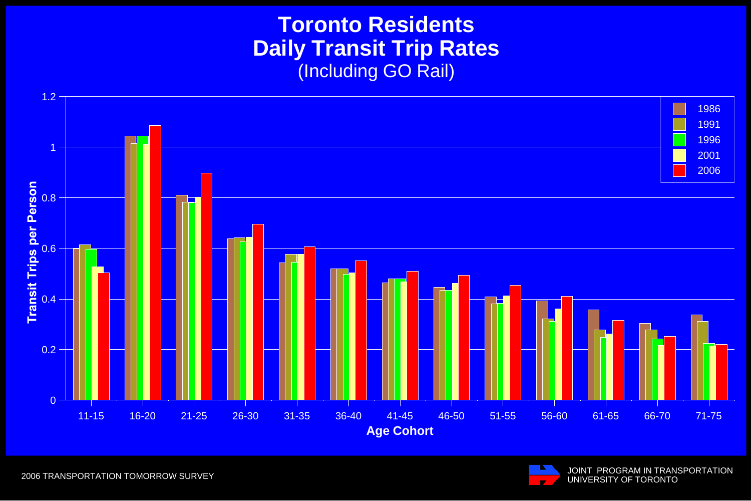# Toronto Residents
## Daily Transit Trip Rates
(Including GO Rail)

Transit Trips per Person

Age Cohort

| Age Cohort | 1986 | 1991 | 1996 | 2001 | 2006 |
|---|---|---|---|---|---|
| 11-15 | 0.60 | 0.61 | 0.60 | 0.53 | 0.50 |
| 16-20 | 1.04 | 1.01 | 1.04 | 1.01 | 1.08 |
| 21-25 | 0.81 | 0.78 | 0.78 | 0.80 | 0.90 |
| 26-30 | 0.64 | 0.64 | 0.63 | 0.64 | 0.69 |
| 31-35 | 0.54 | 0.58 | 0.54 | 0.58 | 0.61 |
| 36-40 | 0.52 | 0.52 | 0.50 | 0.50 | 0.55 |
| 41-45 | 0.46 | 0.48 | 0.48 | 0.47 | 0.51 |
| 46-50 | 0.45 | 0.43 | 0.43 | 0.46 | 0.49 |
| 51-55 | 0.41 | 0.38 | 0.38 | 0.41 | 0.45 |
| 56-60 | 0.39 | 0.32 | 0.31 | 0.36 | 0.41 |
| 61-65 | 0.36 | 0.28 | 0.25 | 0.26 | 0.31 |
| 66-70 | 0.30 | 0.28 | 0.24 | 0.22 | 0.25 |
| 71-75 | 0.34 | 0.31 | 0.22 | 0.21 | 0.22 |

2006 TRANSPORTATION TOMORROW SURVEY

JOINT PROGRAM IN TRANSPORTATION
UNIVERSITY OF TORONTO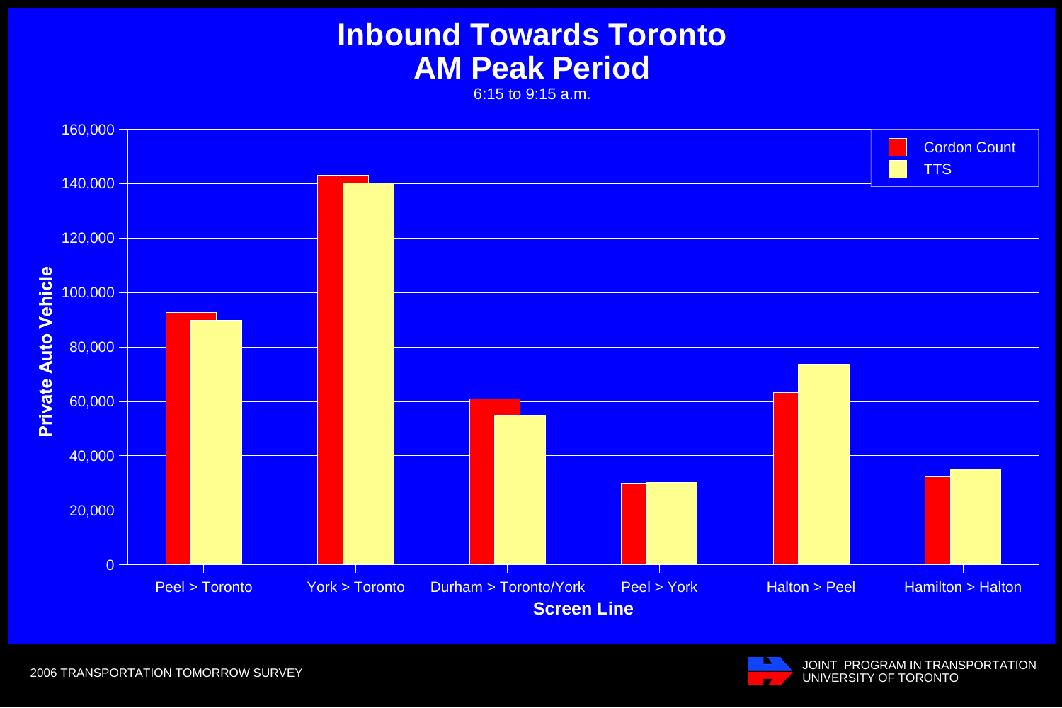# Inbound Towards Toronto
## AM Peak Period

6:15 to 9:15 a.m.

| Screen Line | Cordon Count | TTS |
|---|---|---|
| Peel > Toronto | 92,500 | 89,700 |
| York > Toronto | 143,000 | 140,200 |
| Durham > Toronto/York | 60,800 | 54,900 |
| Peel > York | 29,900 | 30,200 |
| Halton > Peel | 63,200 | 73,600 |
| Hamilton > Halton | 32,200 | 35,200 |

Private Auto Vehicle

Screen Line

2006 TRANSPORTATION TOMORROW SURVEY

JOINT PROGRAM IN TRANSPORTATION
UNIVERSITY OF TORONTO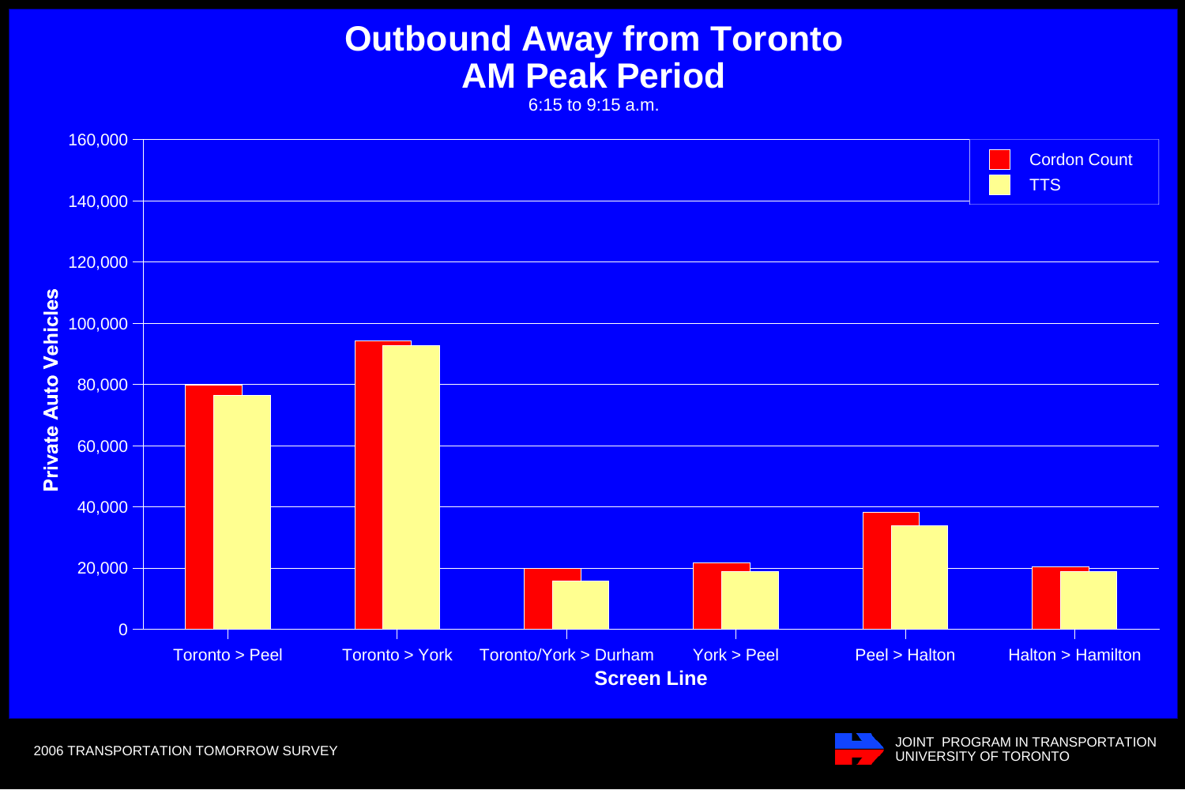# Outbound Away from Toronto
## AM Peak Period

6:15 to 9:15 a.m.

Private Auto Vehicles

160,000
140,000
120,000
100,000
80,000
60,000
40,000
20,000
0

Cordon Count

TTS

Toronto > Peel | Toronto > York | Toronto/York > Durham | York > Peel | Peel > Halton | Halton > Hamilton

**Screen Line**

2006 TRANSPORTATION TOMORROW SURVEY

JOINT PROGRAM IN TRANSPORTATION
UNIVERSITY OF TORONTO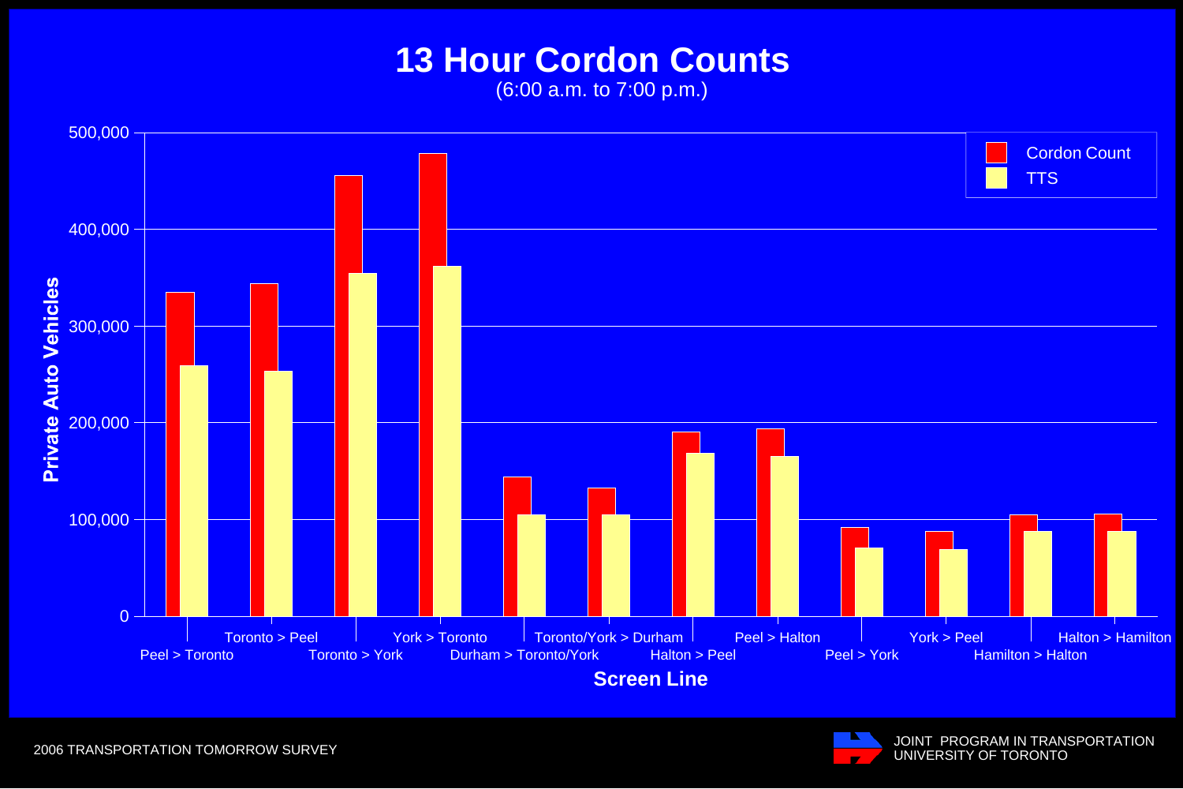# 13 Hour Cordon Counts

(6:00 a.m. to 7:00 p.m.)

Private Auto Vehicles

Legend: Cordon Count, TTS

Screen Line: Peel > Toronto, Toronto > Peel, Toronto > York, York > Toronto, Durham > Toronto/York, Toronto/York > Durham, Halton > Peel, Peel > Halton, Peel > York, York > Peel, Hamilton > Halton, Halton > Hamilton

2006 TRANSPORTATION TOMORROW SURVEY

JOINT PROGRAM IN TRANSPORTATION
UNIVERSITY OF TORONTO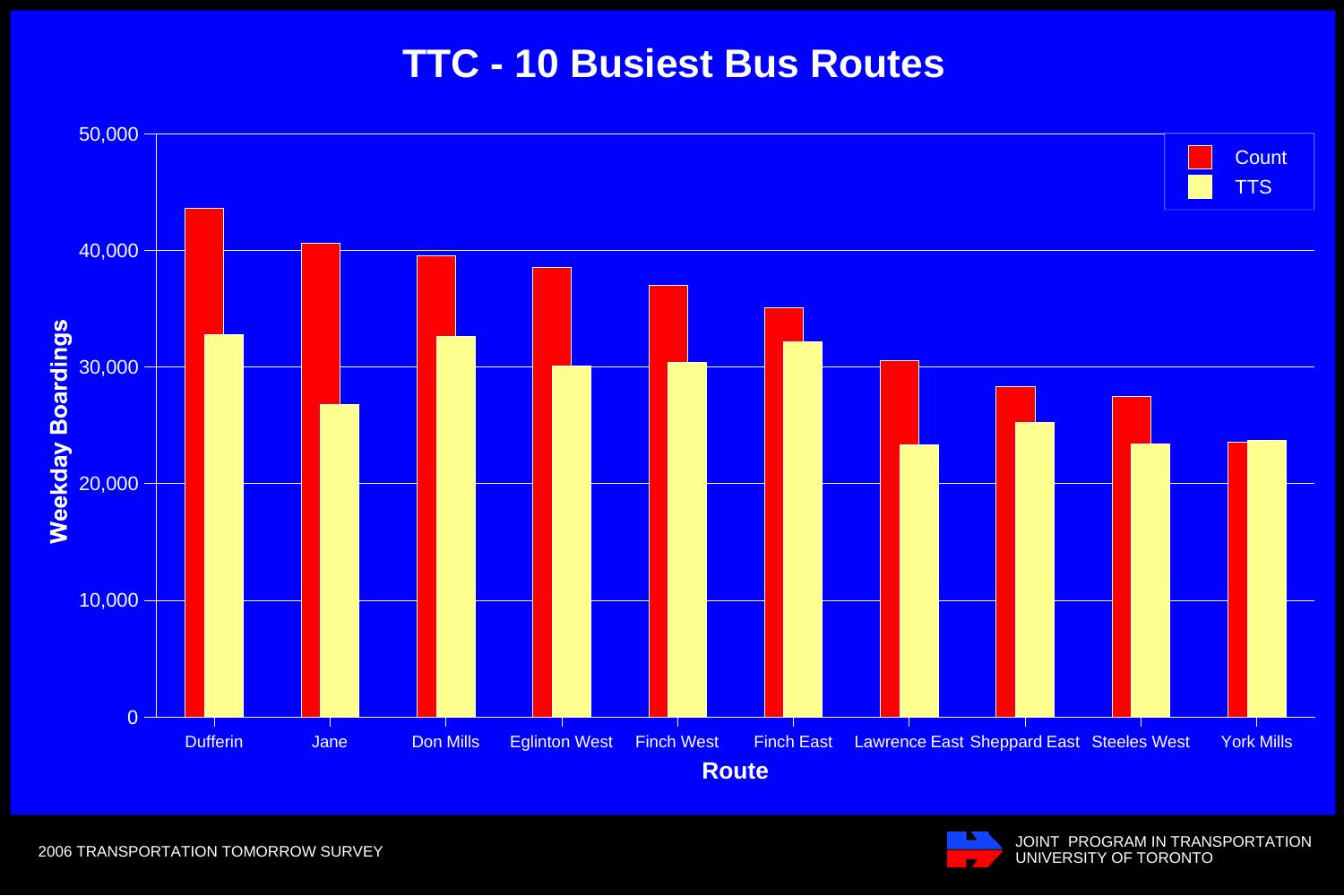# TTC - 10 Busiest Bus Routes

| Route | Count | TTS |
|---|---|---|
| Dufferin | 43,600 | 32,800 |
| Jane | 40,600 | 26,800 |
| Don Mills | 39,500 | 32,600 |
| Eglinton West | 38,500 | 30,100 |
| Finch West | 37,000 | 30,400 |
| Finch East | 35,100 | 32,200 |
| Lawrence East | 30,500 | 23,300 |
| Sheppard East | 28,300 | 25,200 |
| Steeles West | 27,500 | 23,400 |
| York Mills | 23,600 | 23,700 |

Weekday Boardings by Route

2006 TRANSPORTATION TOMORROW SURVEY

JOINT PROGRAM IN TRANSPORTATION
UNIVERSITY OF TORONTO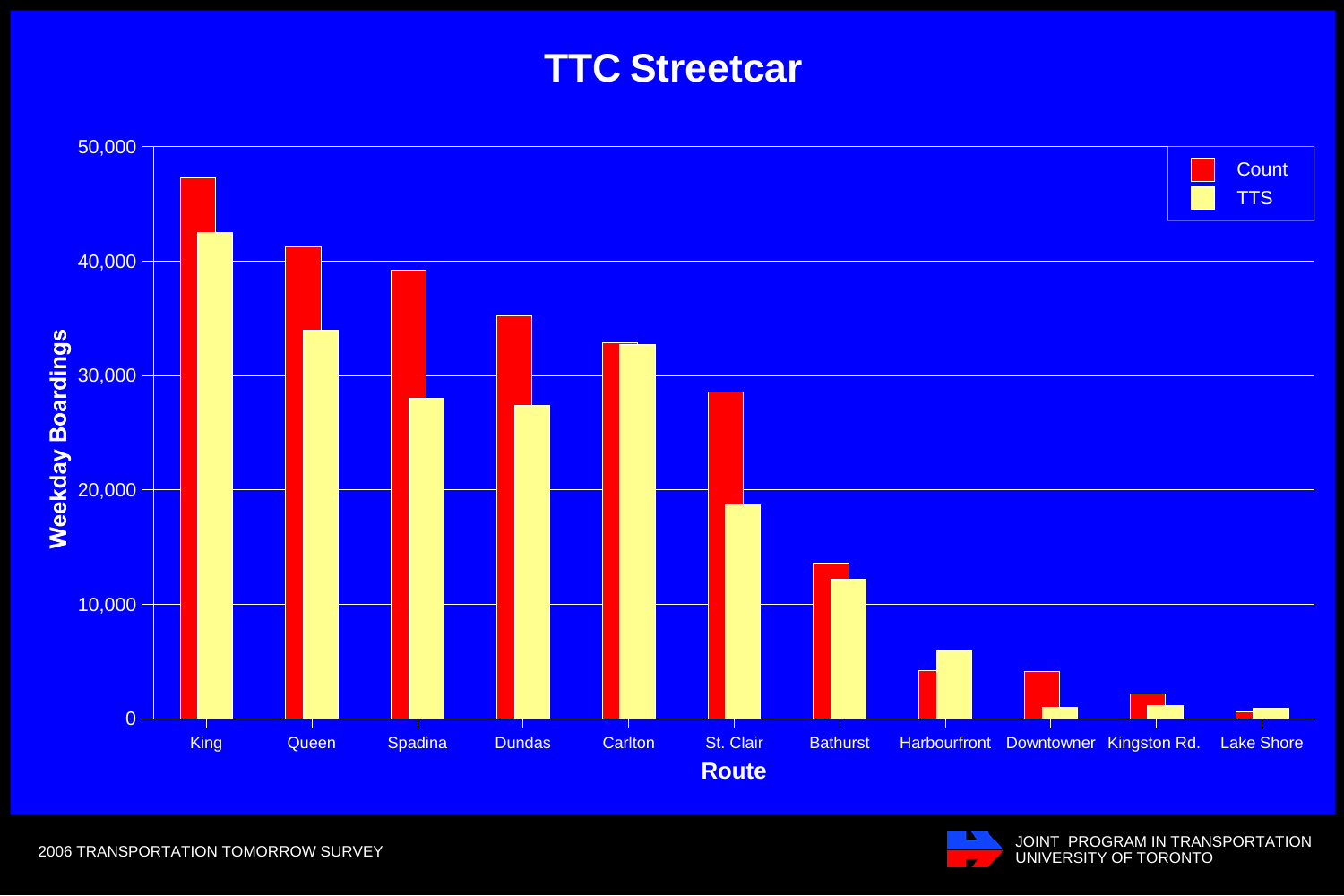# TTC Streetcar

Weekday Boardings by Route (Count vs. TTS)

Routes: King, Queen, Spadina, Dundas, Carlton, St. Clair, Bathurst, Harbourfront, Downtowner, Kingston Rd., Lake Shore

Legend: Count, TTS

Y-axis: Weekday Boardings (0 – 50,000)

X-axis: Route

2006 TRANSPORTATION TOMORROW SURVEY

JOINT PROGRAM IN TRANSPORTATION
UNIVERSITY OF TORONTO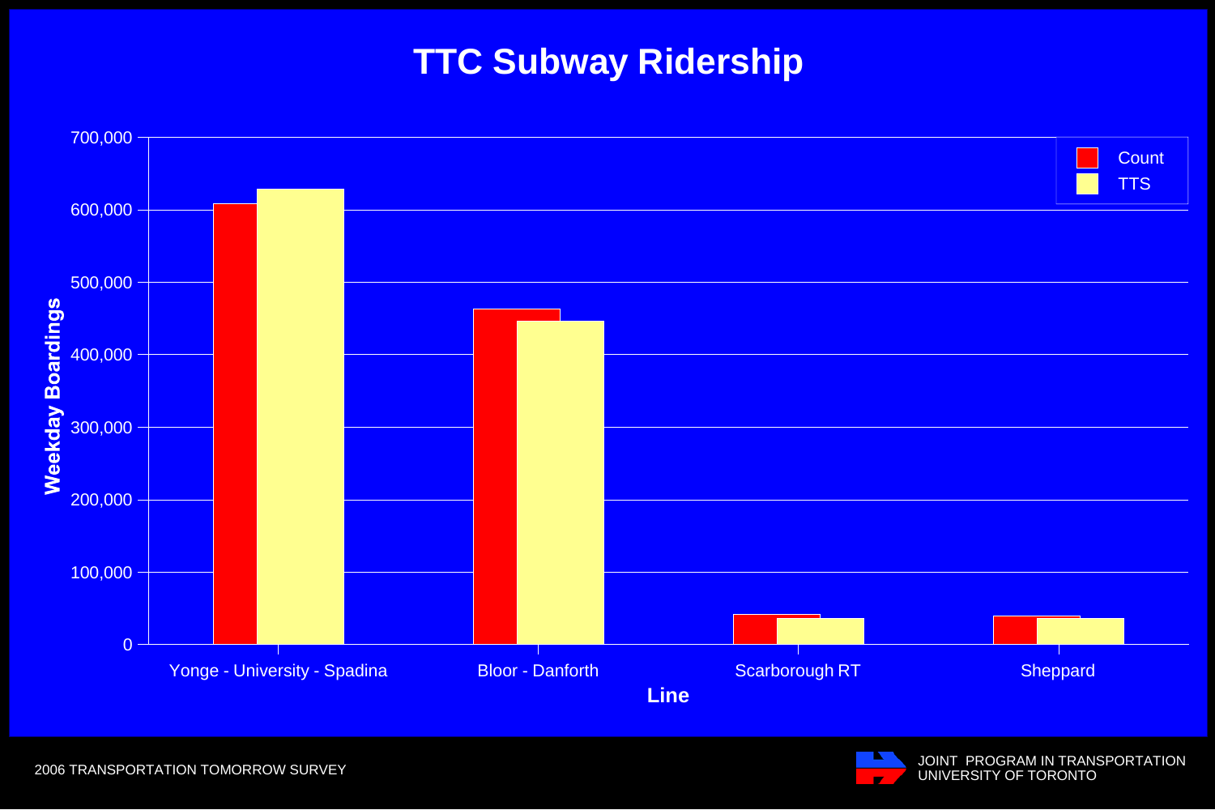# TTC Subway Ridership

Weekday Boardings

| Line | Count | TTS |
|---|---|---|
| Yonge - University - Spadina | | |
| Bloor - Danforth | | |
| Scarborough RT | | |
| Sheppard | | |

Line

2006 TRANSPORTATION TOMORROW SURVEY

JOINT PROGRAM IN TRANSPORTATION
UNIVERSITY OF TORONTO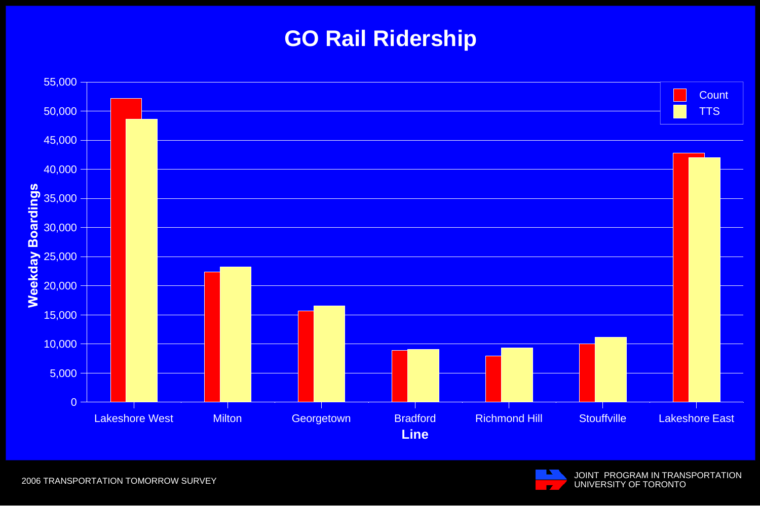# GO Rail Ridership

| Line | Count | TTS |
| --- | --- | --- |
| Lakeshore West | ~52,200 | ~48,600 |
| Milton | ~22,300 | ~23,200 |
| Georgetown | ~15,700 | ~16,600 |
| Bradford | ~8,900 | ~9,100 |
| Richmond Hill | ~7,900 | ~9,400 |
| Stouffville | ~10,000 | ~11,200 |
| Lakeshore East | ~42,800 | ~42,000 |

Weekday Boardings (y-axis, 0 to 55,000); Line (x-axis)

2006 TRANSPORTATION TOMORROW SURVEY

JOINT PROGRAM IN TRANSPORTATION
UNIVERSITY OF TORONTO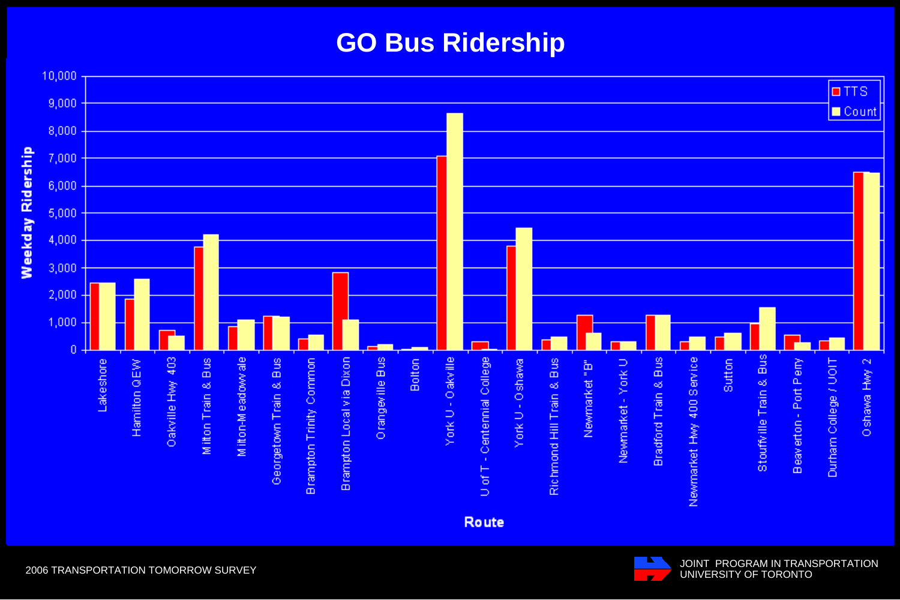# GO Bus Ridership

Weekday Ridership

Route

TTS
Count

Lakeshore, Hamilton QEW, Oakville Hwy 403, Milton Train & Bus, Milton-Meadowvale, Georgetown Train & Bus, Brampton Trinity Common, Brampton Local via Dixon, Orangeville Bus, Bolton, York U - Oakville, U of T - Centennial College, York U - Oshawa, Richmond Hill Train & Bus, Newmarket "B", Newmarket - York U, Bradford Train & Bus, Newmarket Hwy 400 Service, Sutton, Stouffville Train & Bus, Beaverton - Port Perry, Durham College / UOIT, Oshawa Hwy 2

2006 TRANSPORTATION TOMORROW SURVEY

JOINT PROGRAM IN TRANSPORTATION
UNIVERSITY OF TORONTO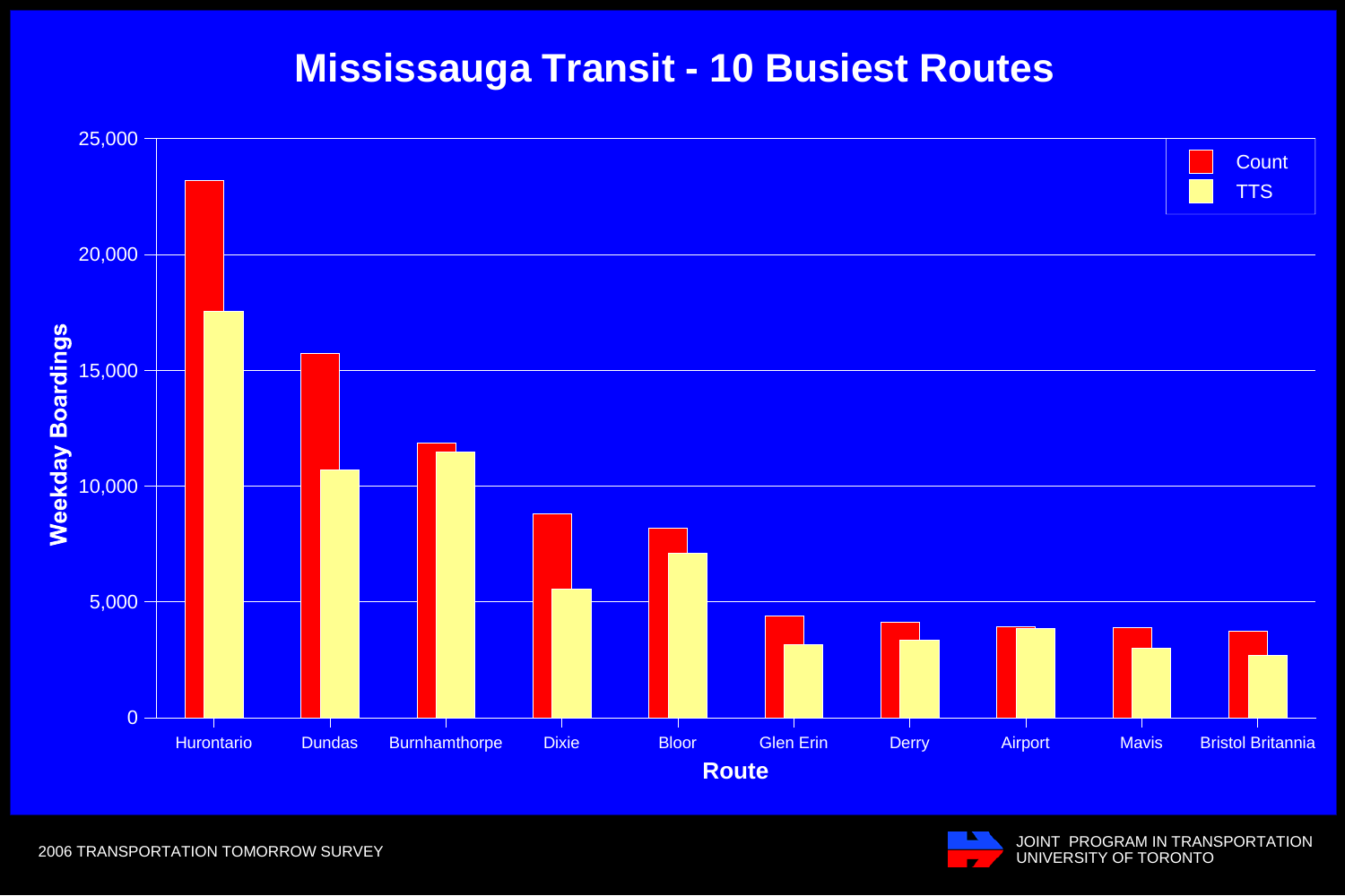# Mississauga Transit - 10 Busiest Routes

Weekday Boardings

25,000
20,000
15,000
10,000
5,000
0

Count
TTS

Hurontario | Dundas | Burnhamthorpe | Dixie | Bloor | Glen Erin | Derry | Airport | Mavis | Bristol Britannia

Route

2006 TRANSPORTATION TOMORROW SURVEY

JOINT PROGRAM IN TRANSPORTATION
UNIVERSITY OF TORONTO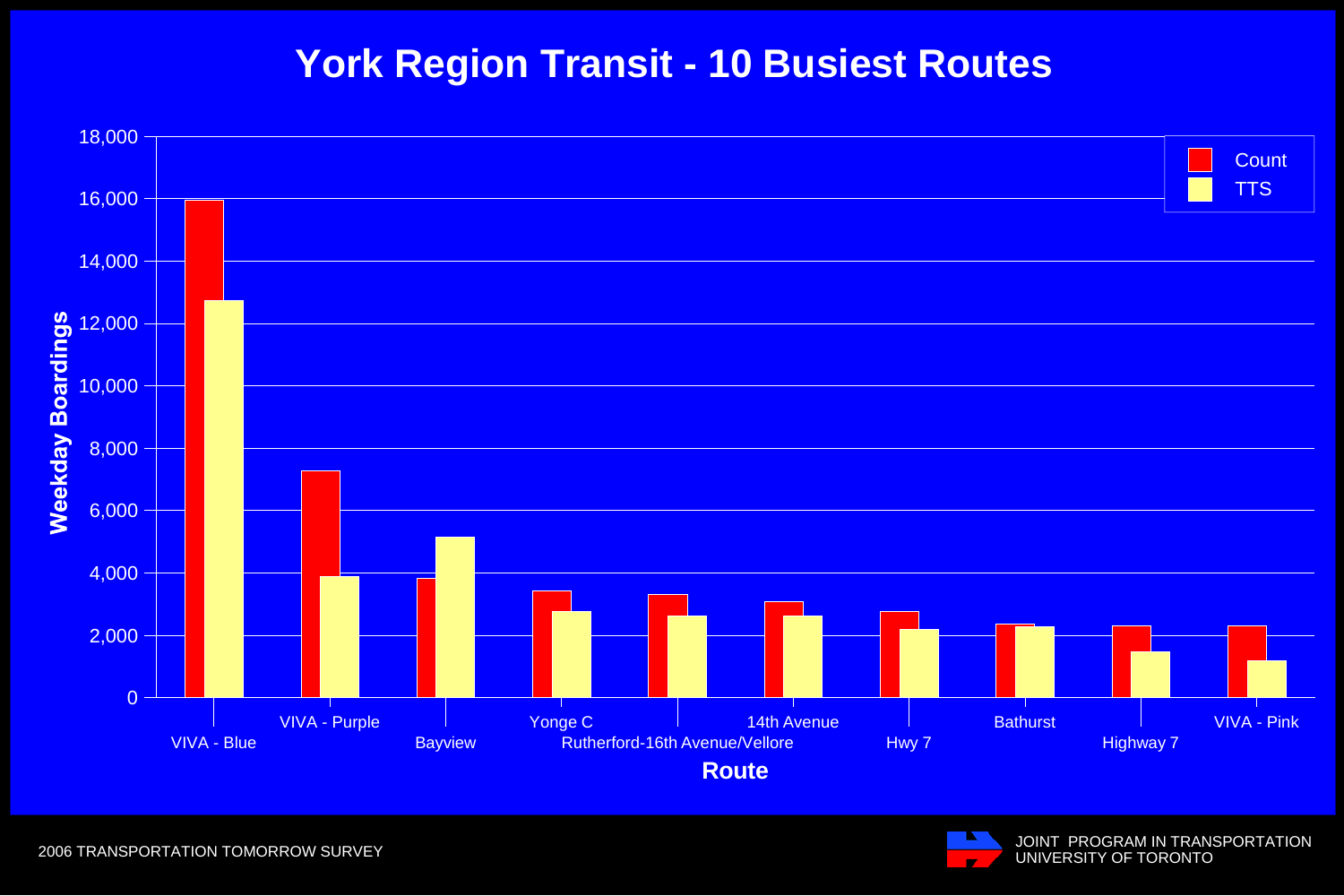# York Region Transit - 10 Busiest Routes

| Route | Count | TTS |
|---|---|---|
| VIVA - Blue | ~15,950 | ~12,700 |
| VIVA - Purple | ~7,250 | ~3,850 |
| Bayview | ~3,800 | ~5,150 |
| Yonge C | ~3,400 | ~2,750 |
| Rutherford-16th Avenue/Vellore | ~3,300 | ~2,600 |
| 14th Avenue | ~3,050 | ~2,600 |
| Hwy 7 | ~2,750 | ~2,200 |
| Bathurst | ~2,350 | ~2,250 |
| Highway 7 | ~2,300 | ~1,450 |
| VIVA - Pink | ~2,300 | ~1,150 |

Weekday Boardings by Route

2006 TRANSPORTATION TOMORROW SURVEY

JOINT PROGRAM IN TRANSPORTATION
UNIVERSITY OF TORONTO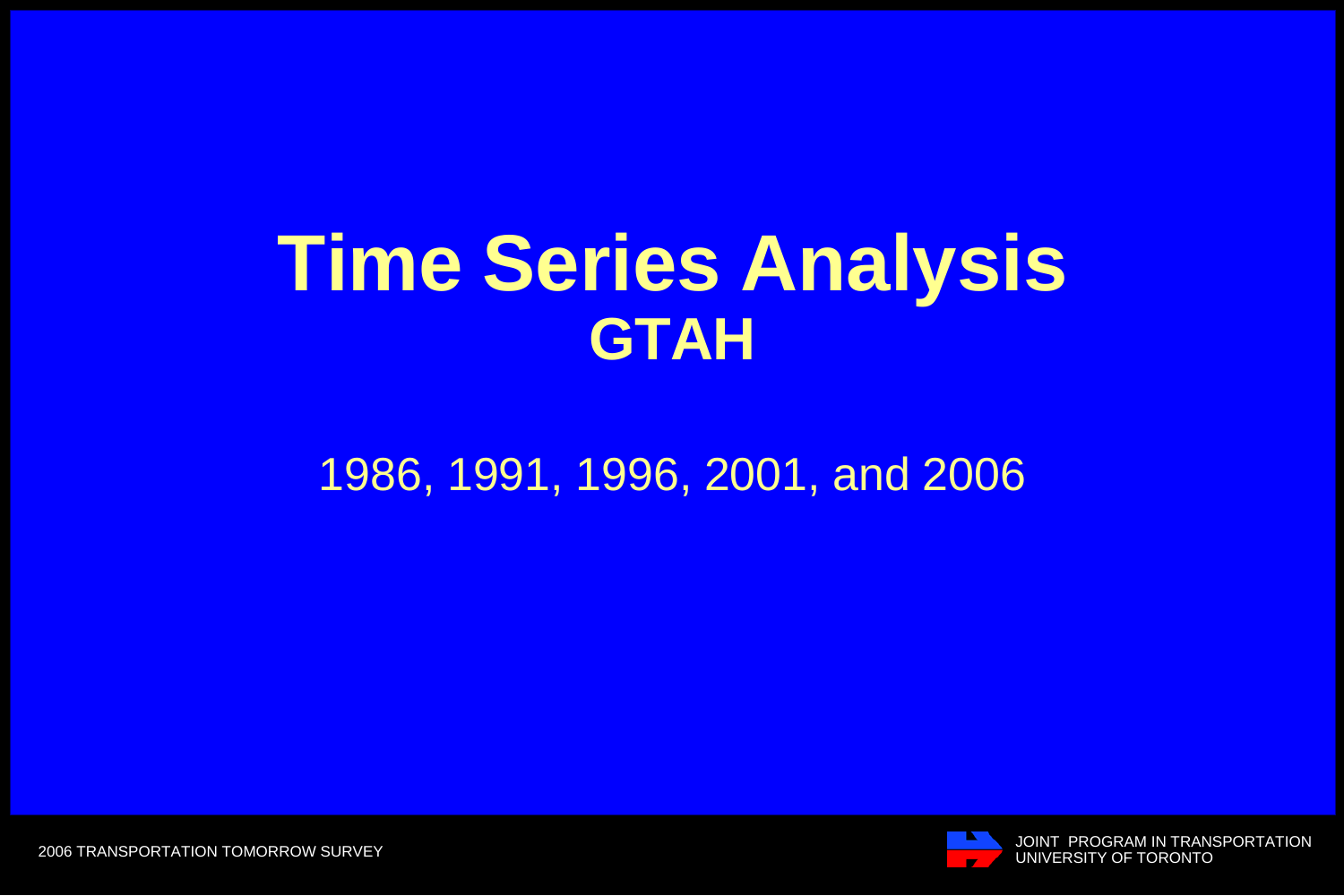# Time Series Analysis
## GTAH

1986, 1991, 1996, 2001, and 2006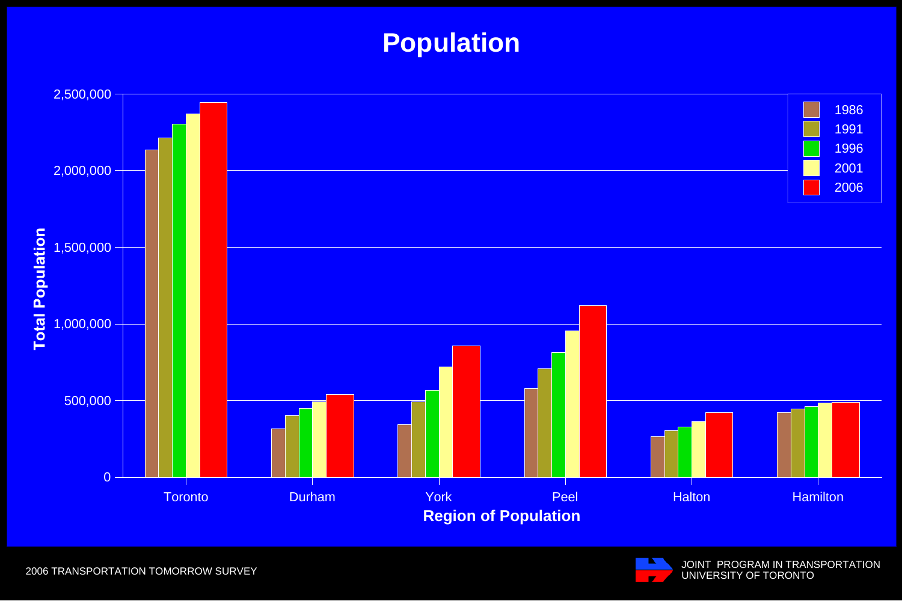# Population

Total Population

2,500,000
2,000,000
1,500,000
1,000,000
500,000
0

Toronto Durham York Peel Halton Hamilton

Region of Population

1986
1991
1996
2001
2006

2006 TRANSPORTATION TOMORROW SURVEY

JOINT PROGRAM IN TRANSPORTATION
UNIVERSITY OF TORONTO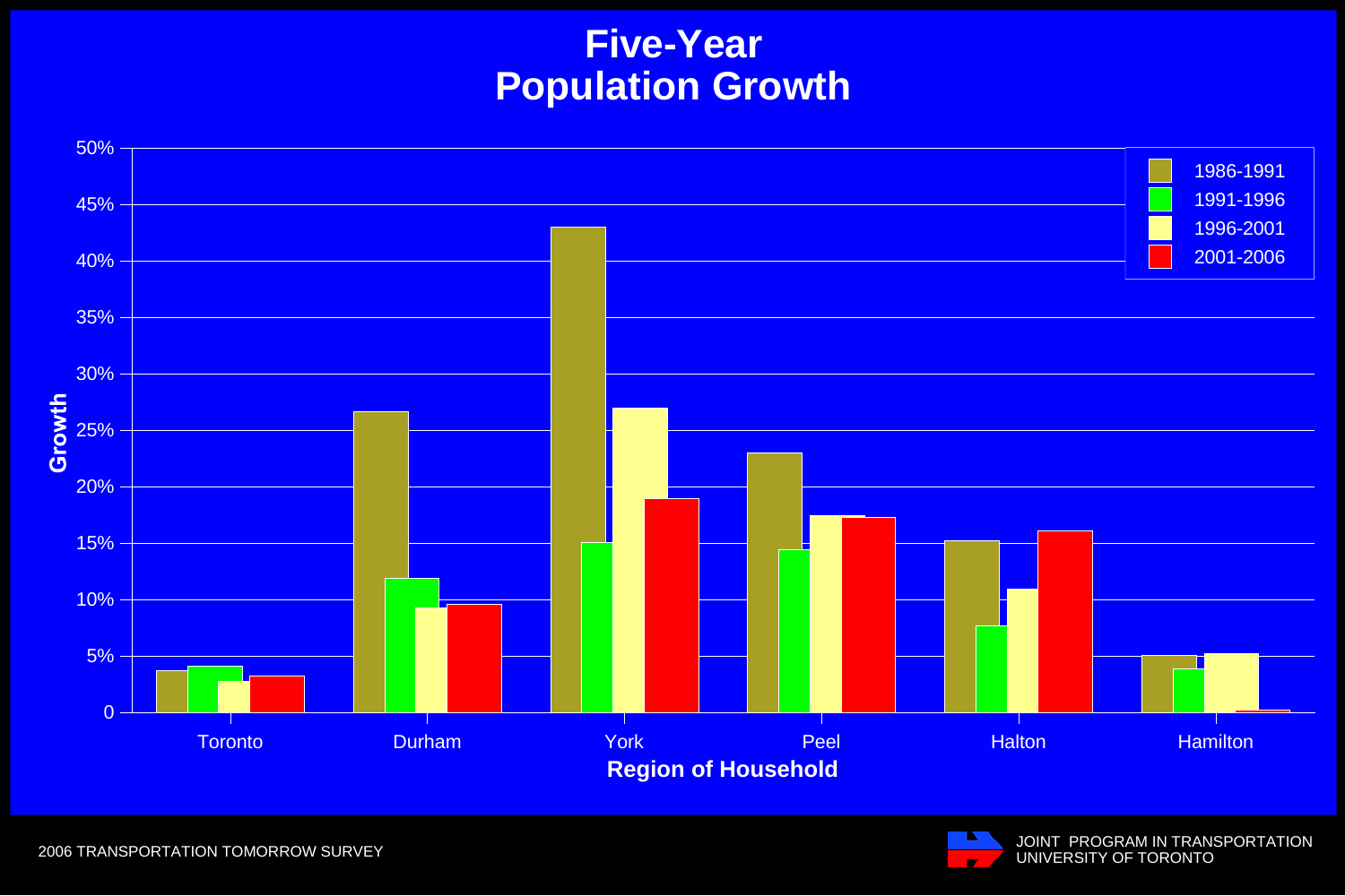# Five-Year Population Growth

| Region of Household | 1986-1991 | 1991-1996 | 1996-2001 | 2001-2006 |
|---|---|---|---|---|
| Toronto | 3.7% | 4.1% | 2.7% | 3.2% |
| Durham | 26.6% | 11.9% | 9.3% | 9.6% |
| York | 43.0% | 15.0% | 27.0% | 18.9% |
| Peel | 23.0% | 14.4% | 17.4% | 17.3% |
| Halton | 15.2% | 7.7% | 10.9% | 16.0% |
| Hamilton | 5.0% | 3.9% | 5.2% | 0.2% |

*Values are approximate readings from the bar chart (y-axis: Growth, 0–50%).*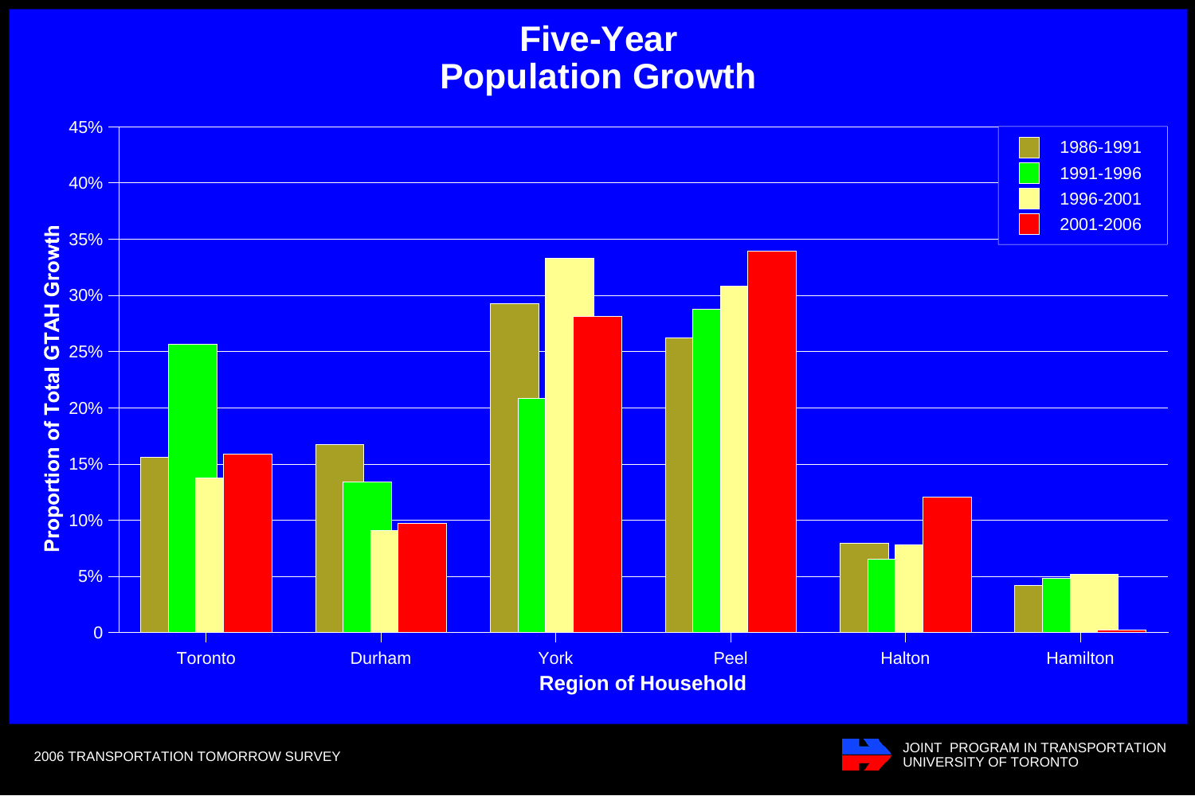# Five-Year Population Growth

| Region of Household | 1986-1991 | 1991-1996 | 1996-2001 | 2001-2006 |
|---|---|---|---|---|
| Toronto | 15.6% | 25.6% | 13.8% | 15.9% |
| Durham | 16.7% | 13.4% | 9.1% | 9.7% |
| York | 29.2% | 20.8% | 33.3% | 28.1% |
| Peel | 26.2% | 28.7% | 30.8% | 33.9% |
| Halton | 7.9% | 6.5% | 7.8% | 12.0% |
| Hamilton | 4.2% | 4.8% | 5.2% | 0.2% |

*Values are read from the bar chart and are approximate.*

Y-axis: Proportion of Total GTAH Growth

X-axis: Region of Household

2006 TRANSPORTATION TOMORROW SURVEY

JOINT PROGRAM IN TRANSPORTATION
UNIVERSITY OF TORONTO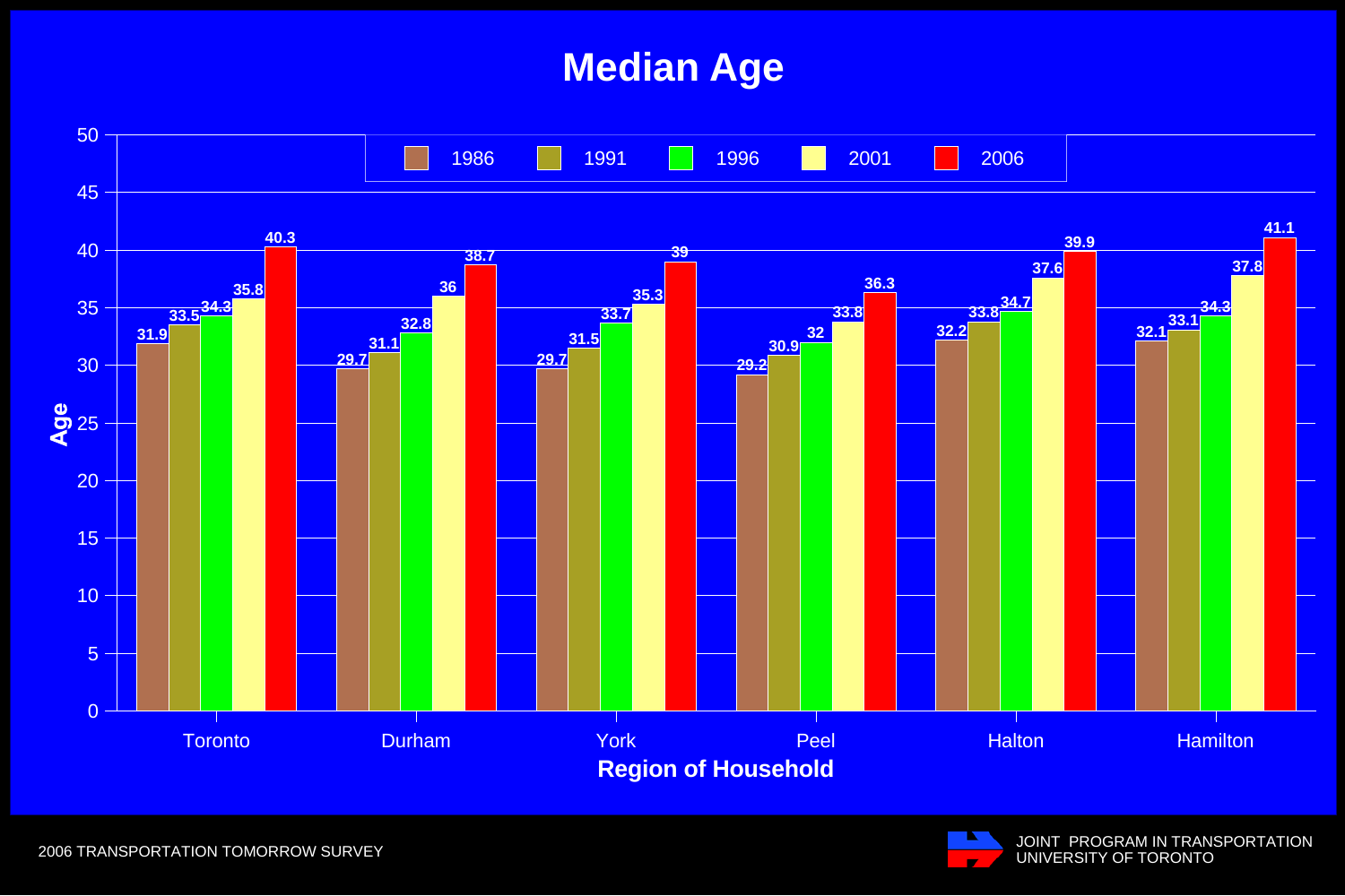# Median Age

| Region of Household | 1986 | 1991 | 1996 | 2001 | 2006 |
|---|---|---|---|---|---|
| Toronto | 31.9 | 33.5 | 34.3 | 35.8 | 40.3 |
| Durham | 29.7 | 31.1 | 32.8 | 36 | 38.7 |
| York | 29.7 | 31.5 | 33.7 | 35.3 | 39 |
| Peel | 29.2 | 30.9 | 32 | 33.8 | 36.3 |
| Halton | 32.2 | 33.8 | 34.7 | 37.6 | 39.9 |
| Hamilton | 32.1 | 33.1 | 34.3 | 37.8 | 41.1 |

2006 TRANSPORTATION TOMORROW SURVEY

JOINT PROGRAM IN TRANSPORTATION
UNIVERSITY OF TORONTO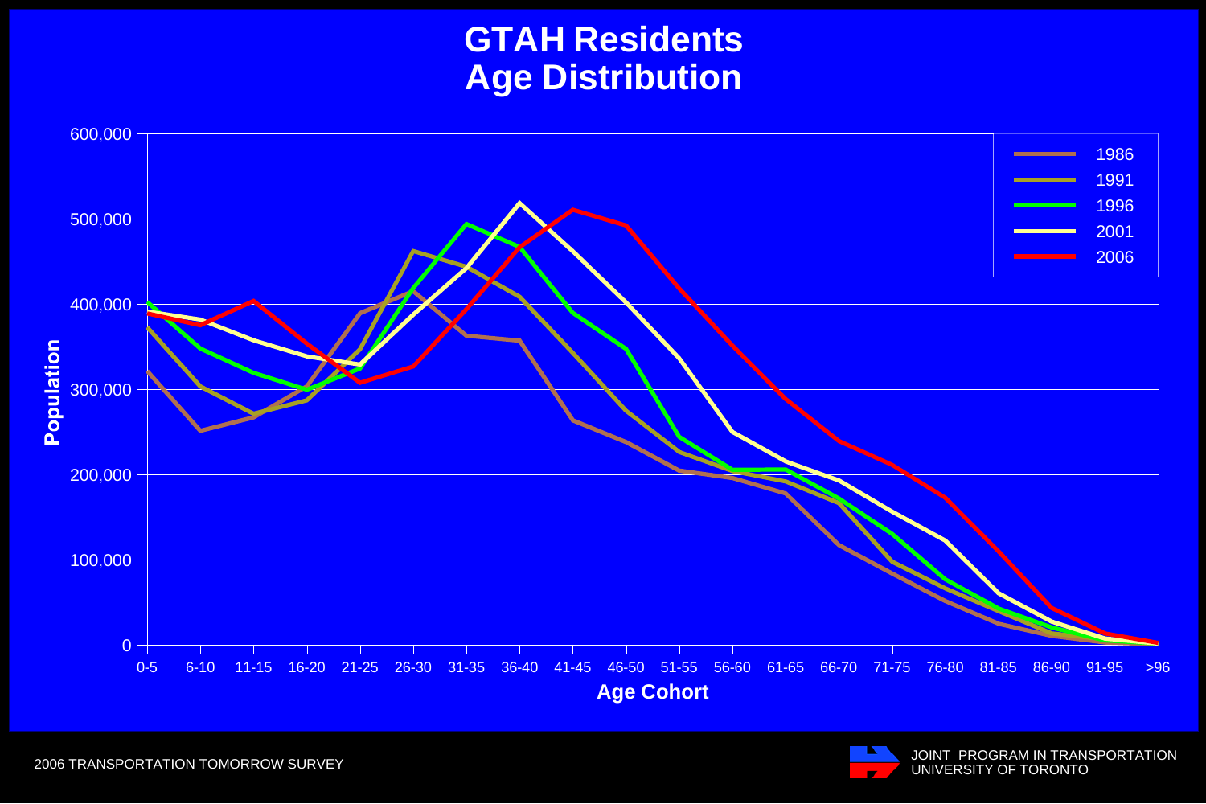# GTAH Residents Age Distribution

Population

600,000
500,000
400,000
300,000
200,000
100,000
0

0-5 | 6-10 | 11-15 | 16-20 | 21-25 | 26-30 | 31-35 | 36-40 | 41-45 | 46-50 | 51-55 | 56-60 | 61-65 | 66-70 | 71-75 | 76-80 | 81-85 | 86-90 | 91-95 | >96

Age Cohort

- 1986
- 1991
- 1996
- 2001
- 2006

2006 TRANSPORTATION TOMORROW SURVEY

JOINT PROGRAM IN TRANSPORTATION
UNIVERSITY OF TORONTO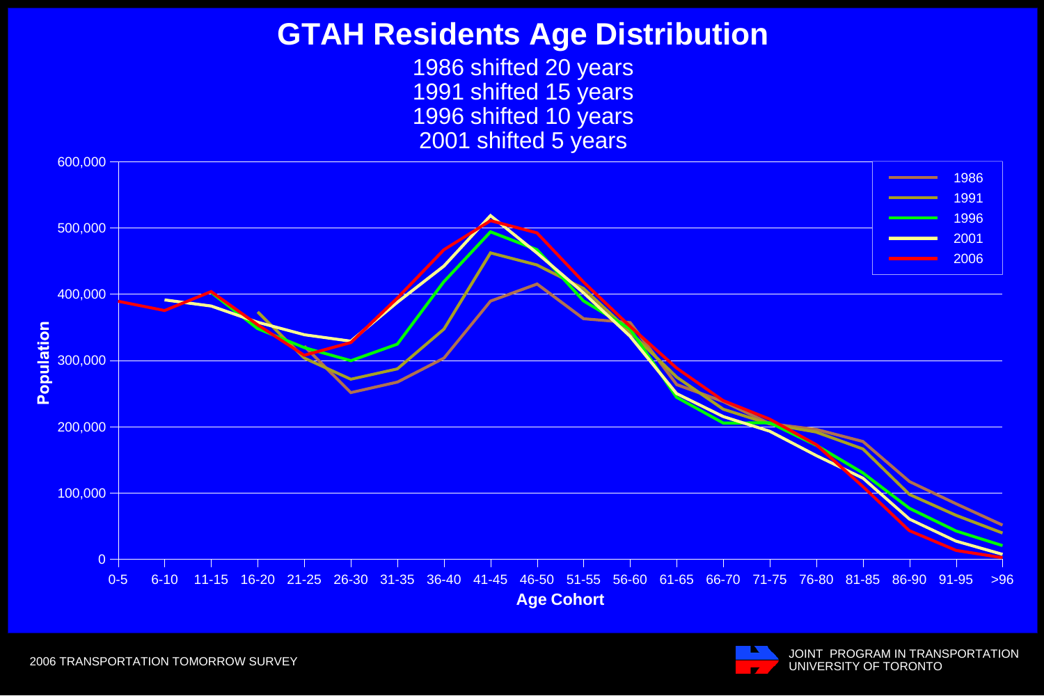# GTAH Residents Age Distribution

1986 shifted 20 years
1991 shifted 15 years
1996 shifted 10 years
2001 shifted 5 years

Population (0 – 600,000) by Age Cohort (0-5, 6-10, 11-15, 16-20, 21-25, 26-30, 31-35, 36-40, 41-45, 46-50, 51-55, 56-60, 61-65, 66-70, 71-75, 76-80, 81-85, 86-90, 91-95, >96)

Legend: 1986, 1991, 1996, 2001, 2006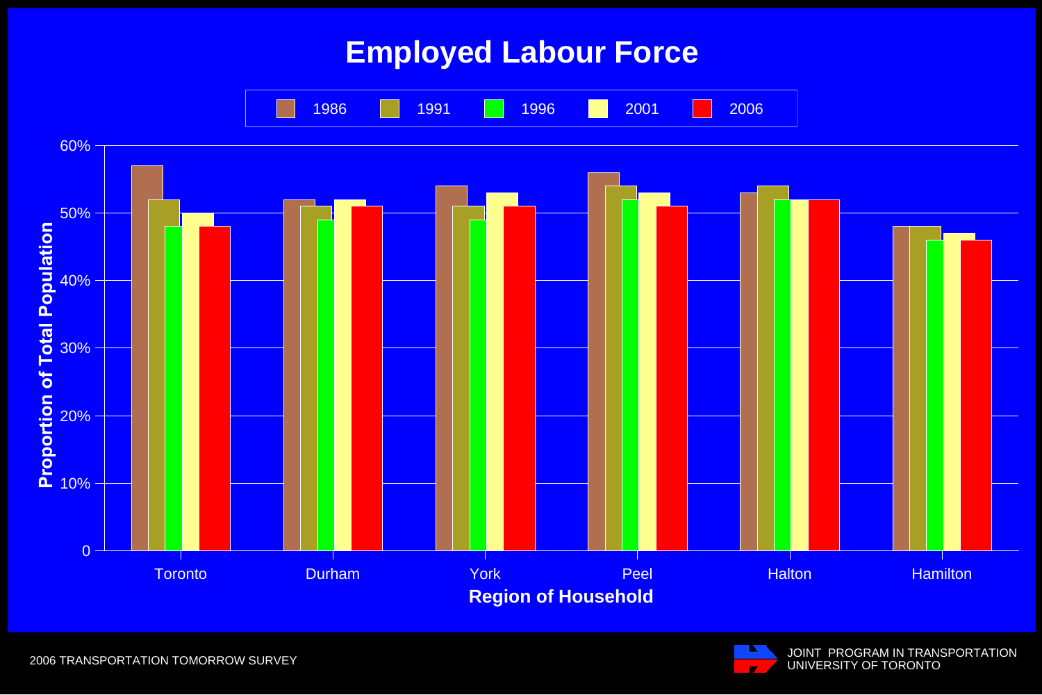# Employed Labour Force

| Region of Household | 1986 | 1991 | 1996 | 2001 | 2006 |
|---|---|---|---|---|---|
| Toronto | 57% | 52% | 48% | 50% | 48% |
| Durham | 52% | 51% | 49% | 52% | 51% |
| York | 54% | 51% | 49% | 53% | 51% |
| Peel | 56% | 54% | 52% | 53% | 51% |
| Halton | 53% | 54% | 52% | 52% | 52% |
| Hamilton | 48% | 48% | 46% | 47% | 46% |

Y-axis: Proportion of Total Population (0 to 60%)

X-axis: Region of Household

2006 TRANSPORTATION TOMORROW SURVEY

JOINT PROGRAM IN TRANSPORTATION
UNIVERSITY OF TORONTO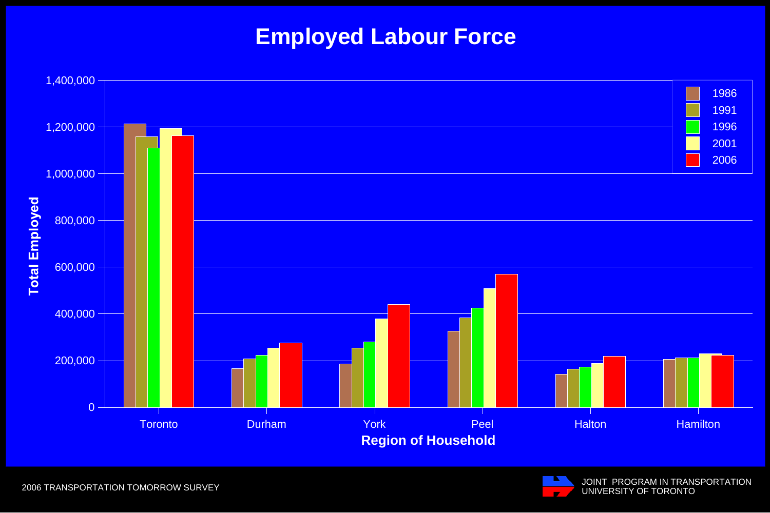# Employed Labour Force

Total Employed by Region of Household

| Region of Household | 1986 | 1991 | 1996 | 2001 | 2006 |
|---|---|---|---|---|---|
| Toronto | | | | | |
| Durham | | | | | |
| York | | | | | |
| Peel | | | | | |
| Halton | | | | | |
| Hamilton | | | | | |

2006 TRANSPORTATION TOMORROW SURVEY

JOINT PROGRAM IN TRANSPORTATION
UNIVERSITY OF TORONTO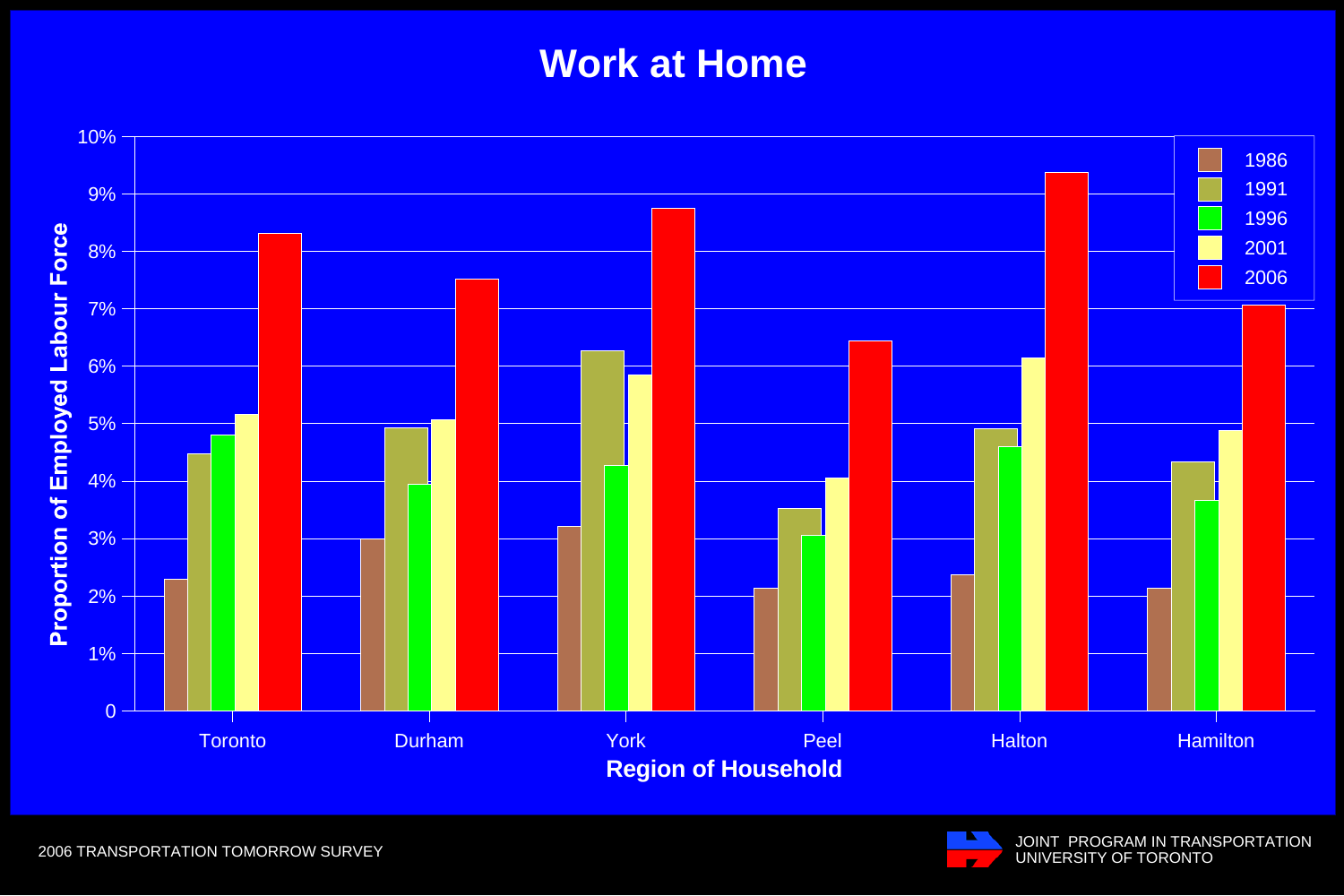# Work at Home

Proportion of Employed Labour Force: 0, 1%, 2%, 3%, 4%, 5%, 6%, 7%, 8%, 9%, 10%

Region of Household: Toronto, Durham, York, Peel, Halton, Hamilton

Legend: 1986, 1991, 1996, 2001, 2006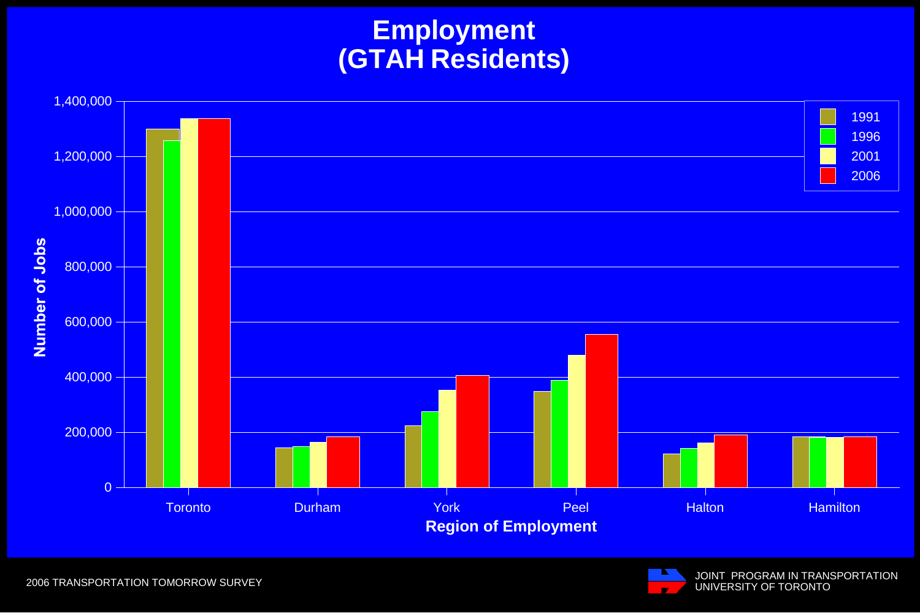# Employment
# (GTAH Residents)

Number of Jobs

Region of Employment

| Region | 1991 | 1996 | 2001 | 2006 |
|---|---|---|---|---|
| Toronto | | | | |
| Durham | | | | |
| York | | | | |
| Peel | | | | |
| Halton | | | | |
| Hamilton | | | | |

2006 TRANSPORTATION TOMORROW SURVEY

JOINT PROGRAM IN TRANSPORTATION
UNIVERSITY OF TORONTO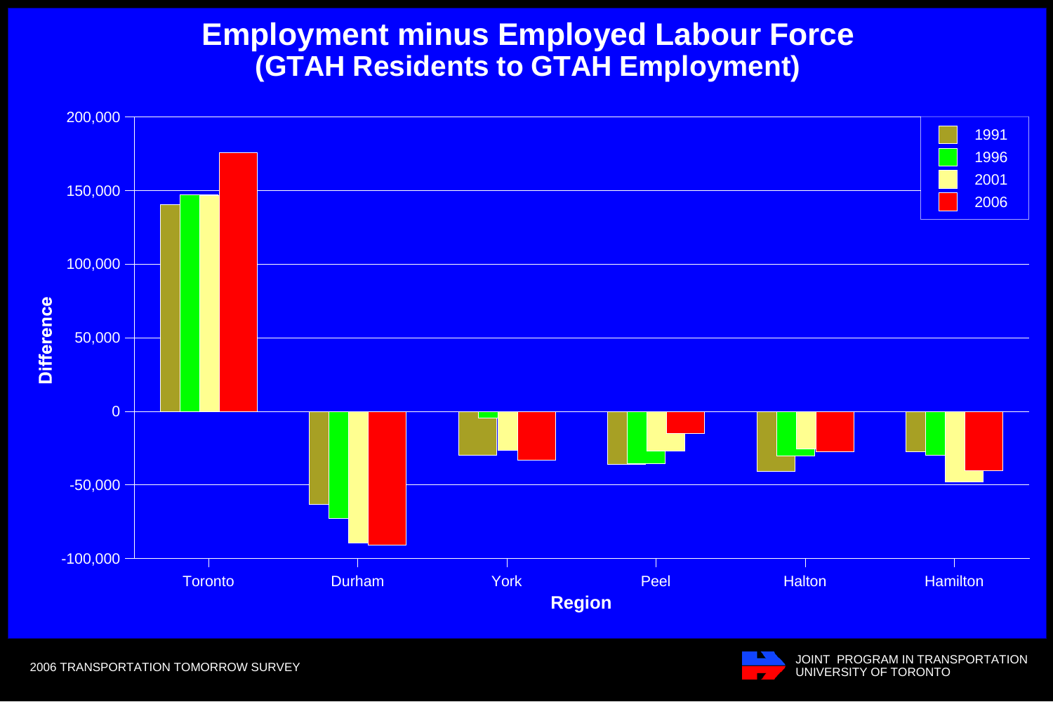# Employment minus Employed Labour Force
## (GTAH Residents to GTAH Employment)

Difference

200,000
150,000
100,000
50,000
0
-50,000
-100,000

Toronto | Durham | York | Peel | Halton | Hamilton

Region

1991
1996
2001
2006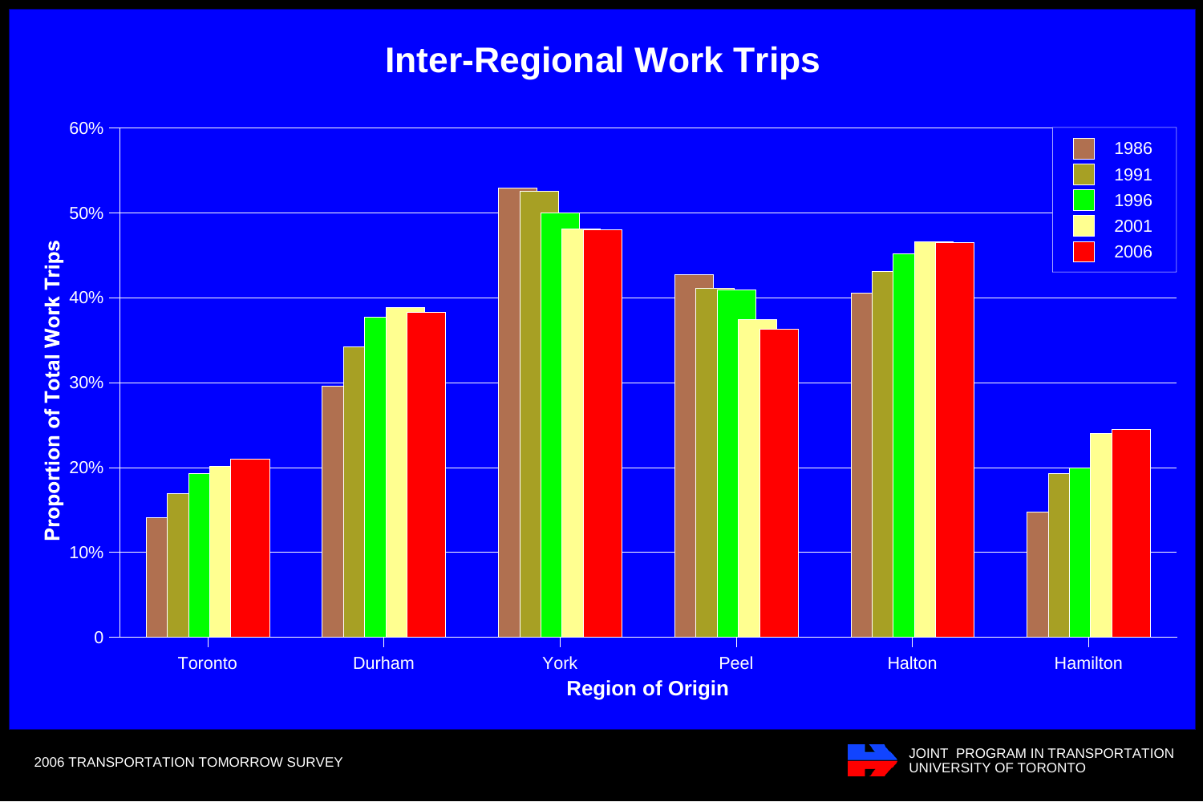# Inter-Regional Work Trips

Proportion of Total Work Trips by Region of Origin (1986, 1991, 1996, 2001, 2006)

Regions: Toronto, Durham, York, Peel, Halton, Hamilton

2006 TRANSPORTATION TOMORROW SURVEY

JOINT PROGRAM IN TRANSPORTATION
UNIVERSITY OF TORONTO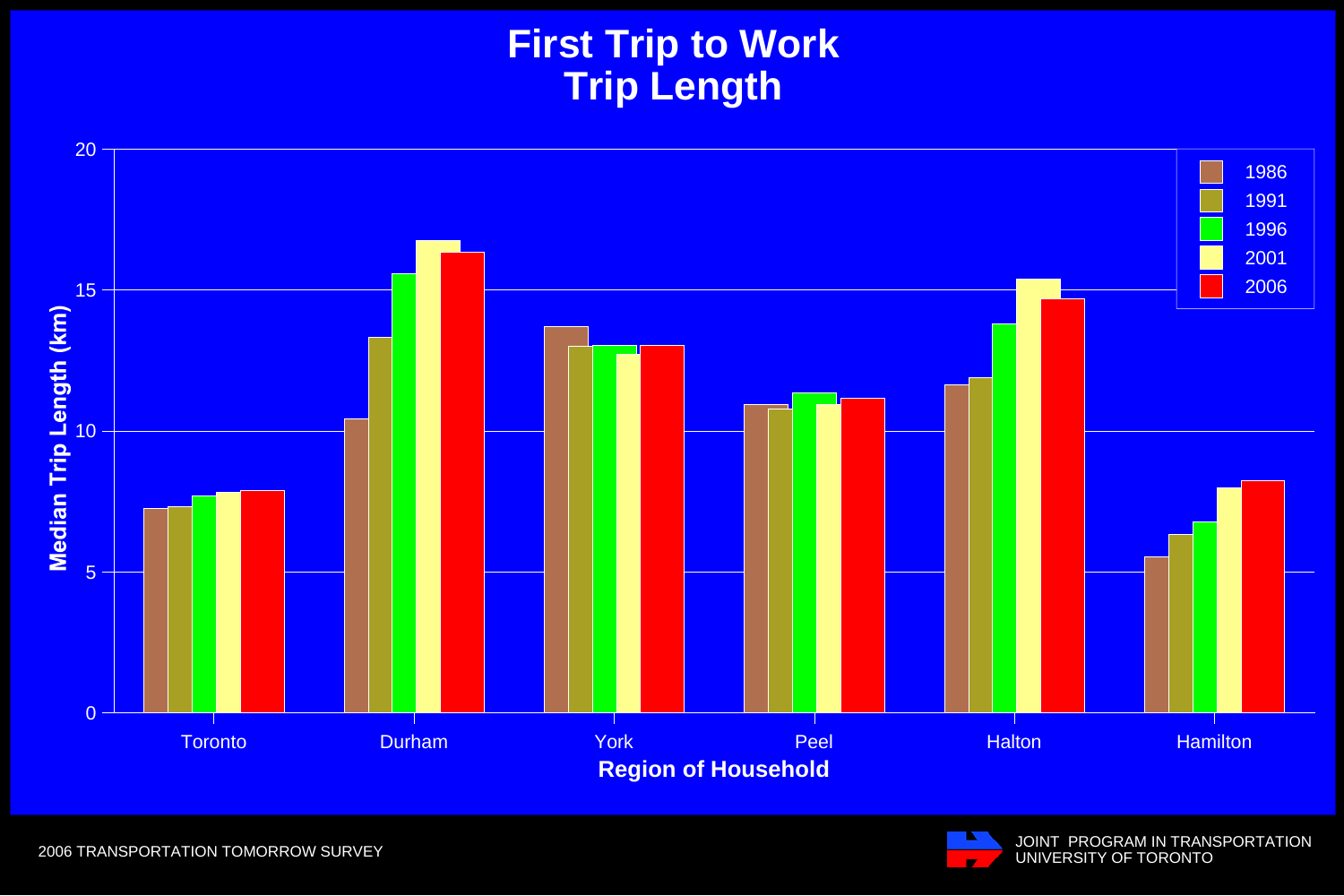# First Trip to Work
# Trip Length

Median Trip Length (km)

Region of Household: Toronto, Durham, York, Peel, Halton, Hamilton

Legend: 1986, 1991, 1996, 2001, 2006

2006 TRANSPORTATION TOMORROW SURVEY

JOINT PROGRAM IN TRANSPORTATION
UNIVERSITY OF TORONTO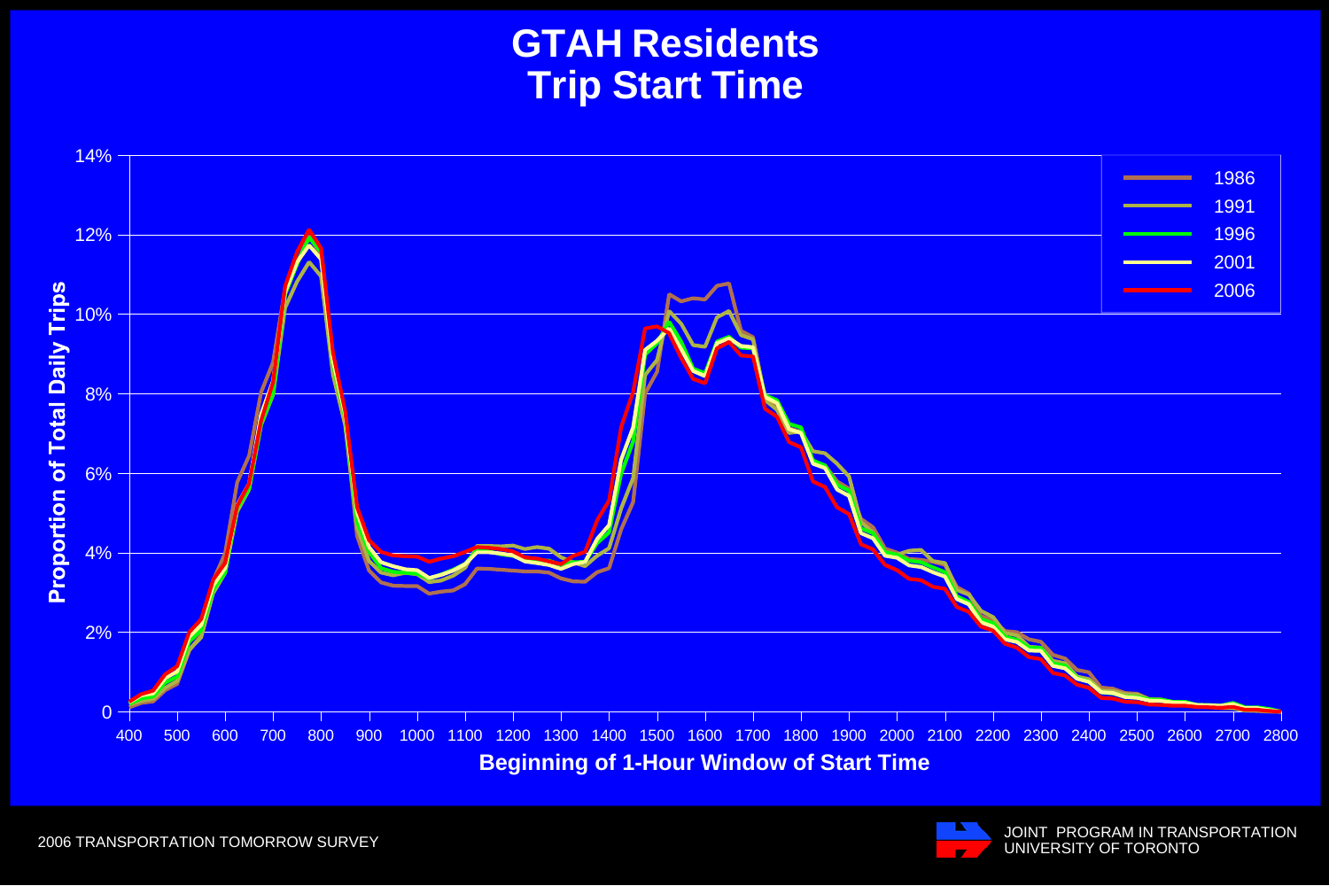# GTAH Residents Trip Start Time

Proportion of Total Daily Trips

Beginning of 1-Hour Window of Start Time

Legend: 1986, 1991, 1996, 2001, 2006

2006 TRANSPORTATION TOMORROW SURVEY

JOINT PROGRAM IN TRANSPORTATION
UNIVERSITY OF TORONTO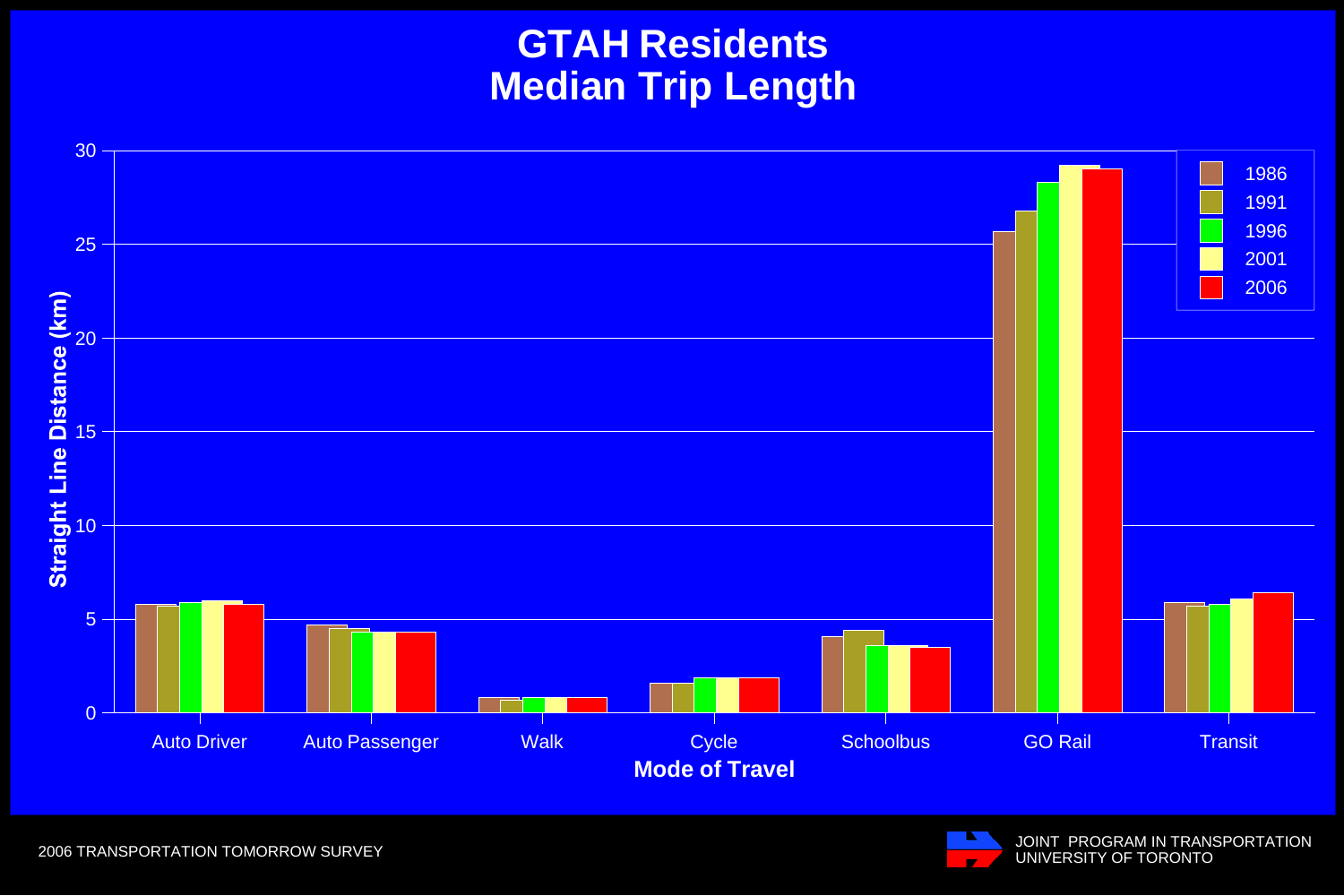# GTAH Residents
# Median Trip Length

Straight Line Distance (km)

Mode of Travel: Auto Driver, Auto Passenger, Walk, Cycle, Schoolbus, GO Rail, Transit

Legend: 1986, 1991, 1996, 2001, 2006

2006 TRANSPORTATION TOMORROW SURVEY

JOINT PROGRAM IN TRANSPORTATION
UNIVERSITY OF TORONTO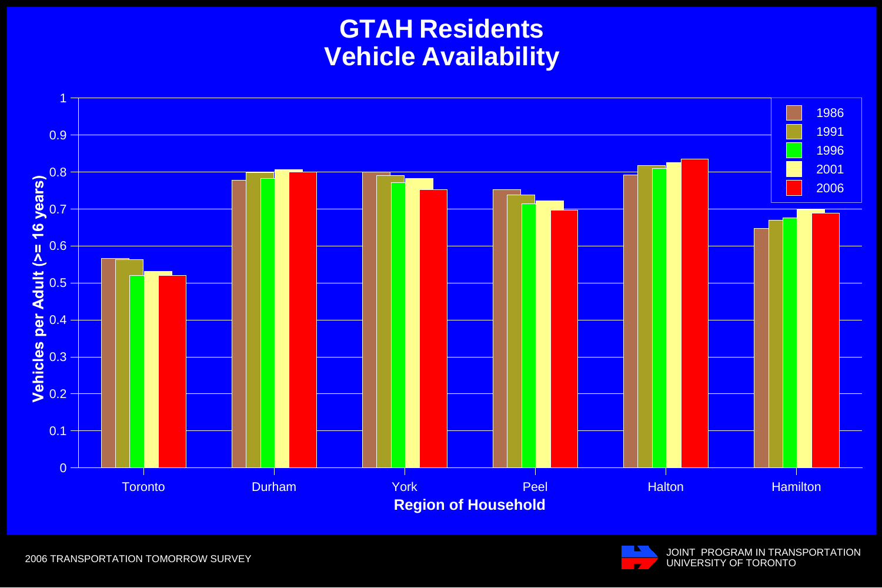# GTAH Residents
# Vehicle Availability

Vehicles per Adult (>= 16 years)

Legend: 1986, 1991, 1996, 2001, 2006

Region of Household: Toronto, Durham, York, Peel, Halton, Hamilton

2006 TRANSPORTATION TOMORROW SURVEY

JOINT PROGRAM IN TRANSPORTATION
UNIVERSITY OF TORONTO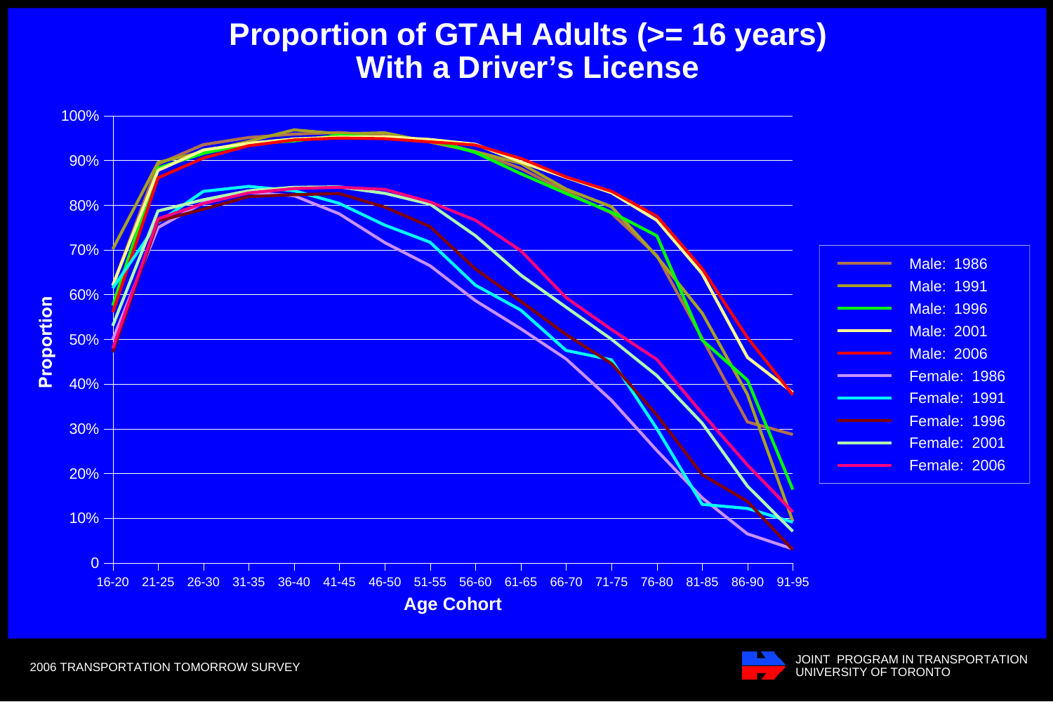# Proportion of GTAH Adults (>= 16 years) With a Driver's License

Proportion

100%
90%
80%
70%
60%
50%
40%
30%
20%
10%
0

16-20 21-25 26-30 31-35 36-40 41-45 46-50 51-55 56-60 61-65 66-70 71-75 76-80 81-85 86-90 91-95

**Age Cohort**

- Male: 1986
- Male: 1991
- Male: 1996
- Male: 2001
- Male: 2006
- Female: 1986
- Female: 1991
- Female: 1996
- Female: 2001
- Female: 2006

2006 TRANSPORTATION TOMORROW SURVEY

JOINT PROGRAM IN TRANSPORTATION
UNIVERSITY OF TORONTO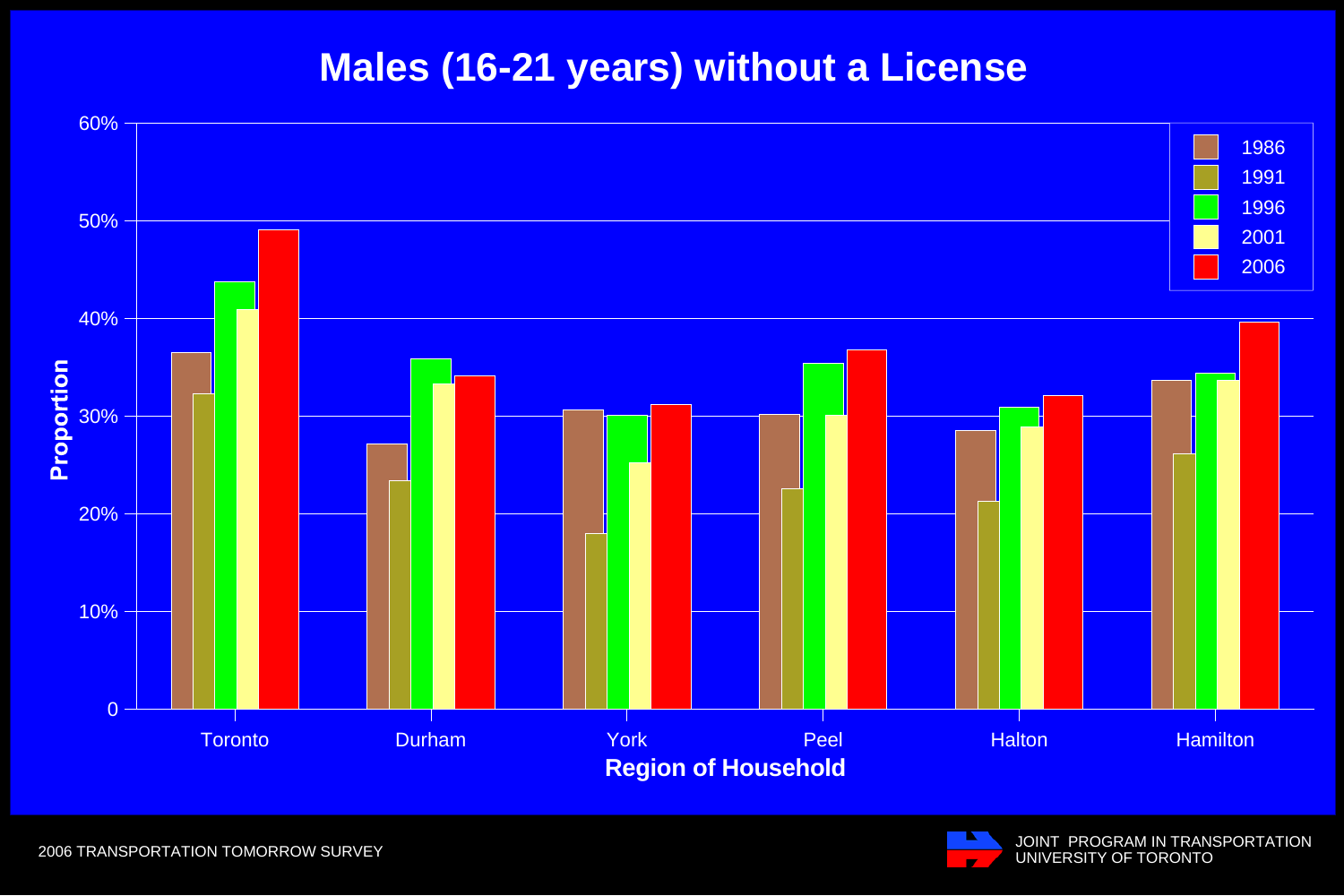# Males (16-21 years) without a License

Proportion by Region of Household (1986, 1991, 1996, 2001, 2006): Toronto, Durham, York, Peel, Halton, Hamilton

2006 TRANSPORTATION TOMORROW SURVEY

JOINT PROGRAM IN TRANSPORTATION
UNIVERSITY OF TORONTO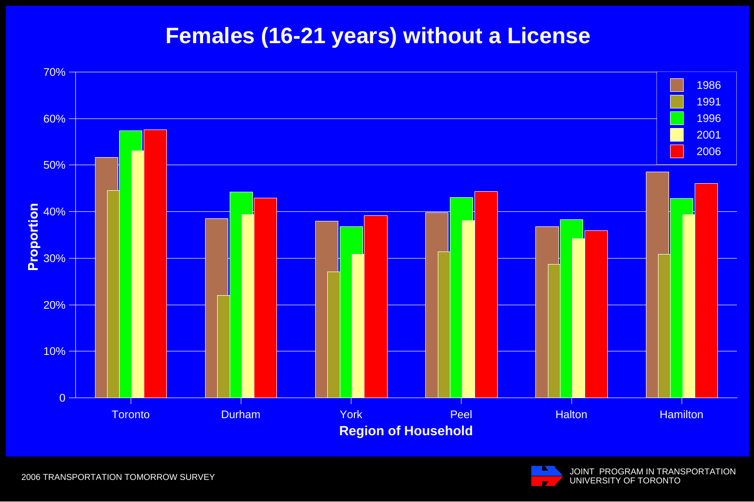# Females (16-21 years) without a License

| Region of Household | 1986 | 1991 | 1996 | 2001 | 2006 |
|---|---|---|---|---|---|
| Toronto | 51.6% | 44.5% | 57.4% | 53.0% | 57.6% |
| Durham | 38.5% | 22.0% | 44.2% | 39.4% | 42.9% |
| York | 37.9% | 27.1% | 36.7% | 30.8% | 39.1% |
| Peel | 39.8% | 31.4% | 43.0% | 38.0% | 44.3% |
| Halton | 36.7% | 28.7% | 38.3% | 34.2% | 35.9% |
| Hamilton | 48.5% | 30.8% | 42.8% | 39.4% | 46.0% |

*Values are approximate, read from bar chart (Proportion, 0–70%).*

2006 TRANSPORTATION TOMORROW SURVEY

JOINT PROGRAM IN TRANSPORTATION
UNIVERSITY OF TORONTO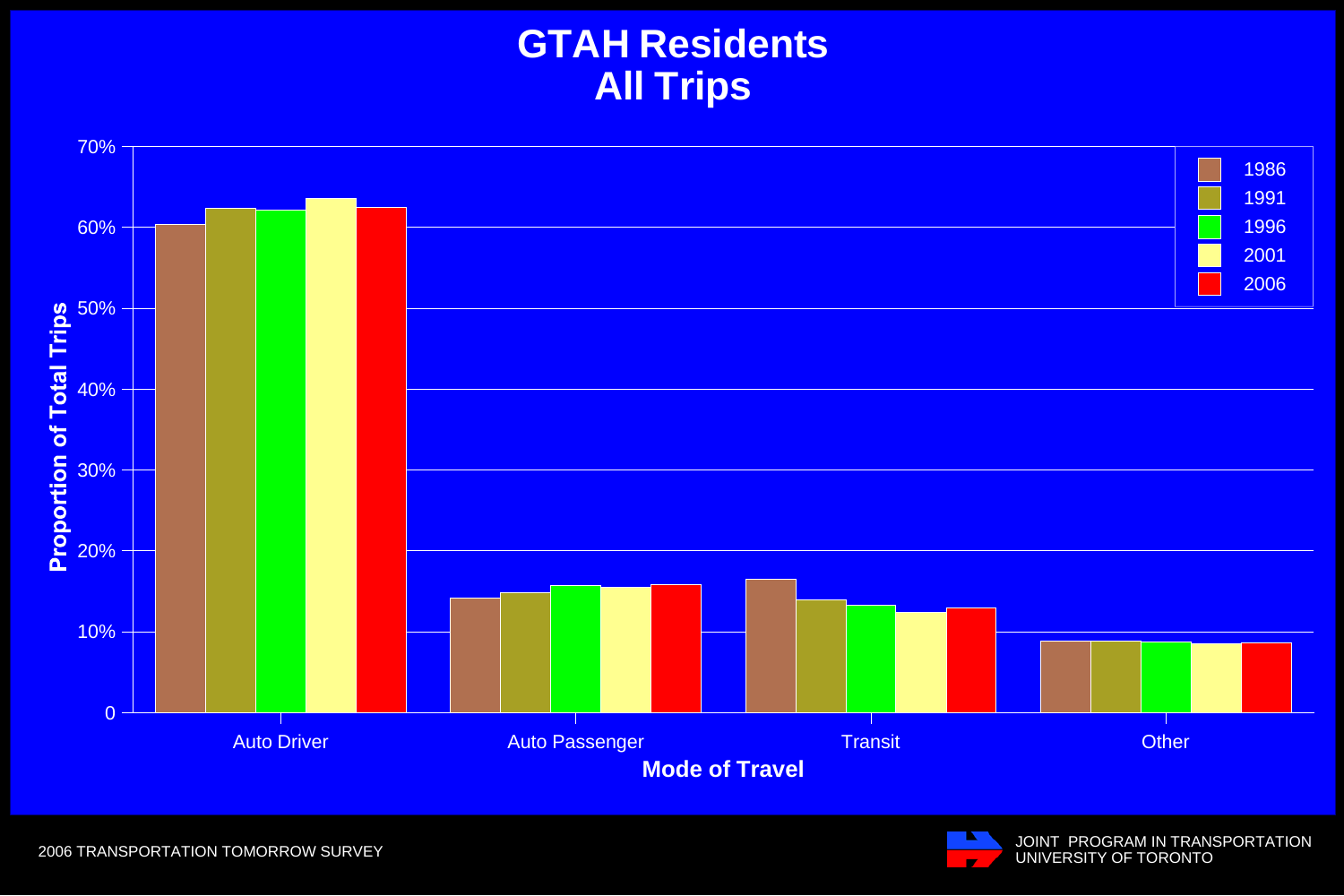# GTAH Residents
# All Trips

| Mode of Travel | 1986 | 1991 | 1996 | 2001 | 2006 |
|---|---|---|---|---|---|
| Auto Driver | | | | | |
| Auto Passenger | | | | | |
| Transit | | | | | |
| Other | | | | | |

Proportion of Total Trips (0 – 70%)

2006 TRANSPORTATION TOMORROW SURVEY

JOINT PROGRAM IN TRANSPORTATION
UNIVERSITY OF TORONTO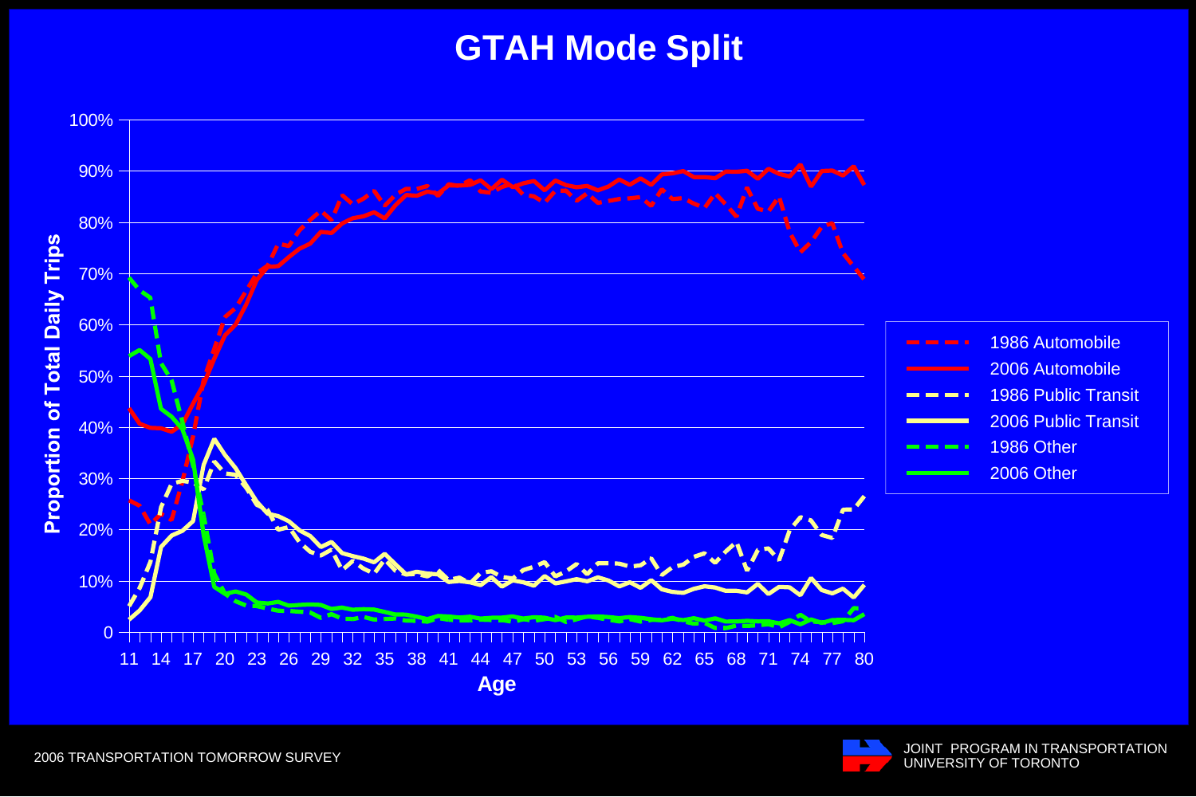# GTAH Mode Split

2006 TRANSPORTATION TOMORROW SURVEY

JOINT PROGRAM IN TRANSPORTATION
UNIVERSITY OF TORONTO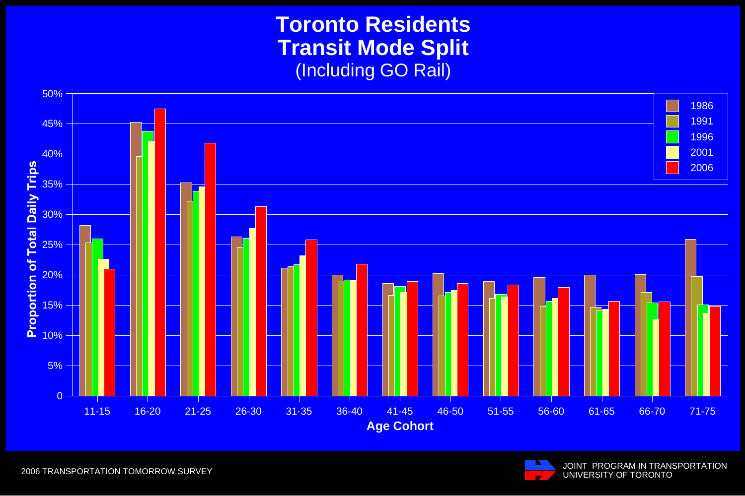# Toronto Residents Transit Mode Split

(Including GO Rail)

| Age Cohort | 1986 | 1991 | 1996 | 2001 | 2006 |
|---|---|---|---|---|---|
| 11-15 | 28.2% | 25.3% | 26.0% | 22.6% | 21.0% |
| 16-20 | 45.3% | 39.6% | 43.8% | 42.0% | 47.5% |
| 21-25 | 35.3% | 32.2% | 33.9% | 34.6% | 41.8% |
| 26-30 | 26.3% | 24.5% | 26.1% | 27.7% | 31.3% |
| 31-35 | 21.1% | 21.4% | 21.7% | 23.2% | 25.8% |
| 36-40 | 20.0% | 19.0% | 19.2% | 19.2% | 21.8% |
| 41-45 | 18.6% | 16.6% | 18.1% | 17.1% | 18.9% |
| 46-50 | 20.3% | 16.5% | 17.1% | 17.5% | 18.6% |
| 51-55 | 18.9% | 16.2% | 16.8% | 16.4% | 18.3% |
| 56-60 | 19.6% | 14.8% | 15.6% | 16.1% | 17.9% |
| 61-65 | 20.0% | 14.7% | 14.1% | 14.3% | 15.6% |
| 66-70 | 20.1% | 17.1% | 15.4% | 12.6% | 15.5% |
| 71-75 | 25.9% | 19.7% | 15.1% | 13.7% | 14.8% |

Y-axis: Proportion of Total Daily Trips
X-axis: Age Cohort

2006 TRANSPORTATION TOMORROW SURVEY

JOINT PROGRAM IN TRANSPORTATION
UNIVERSITY OF TORONTO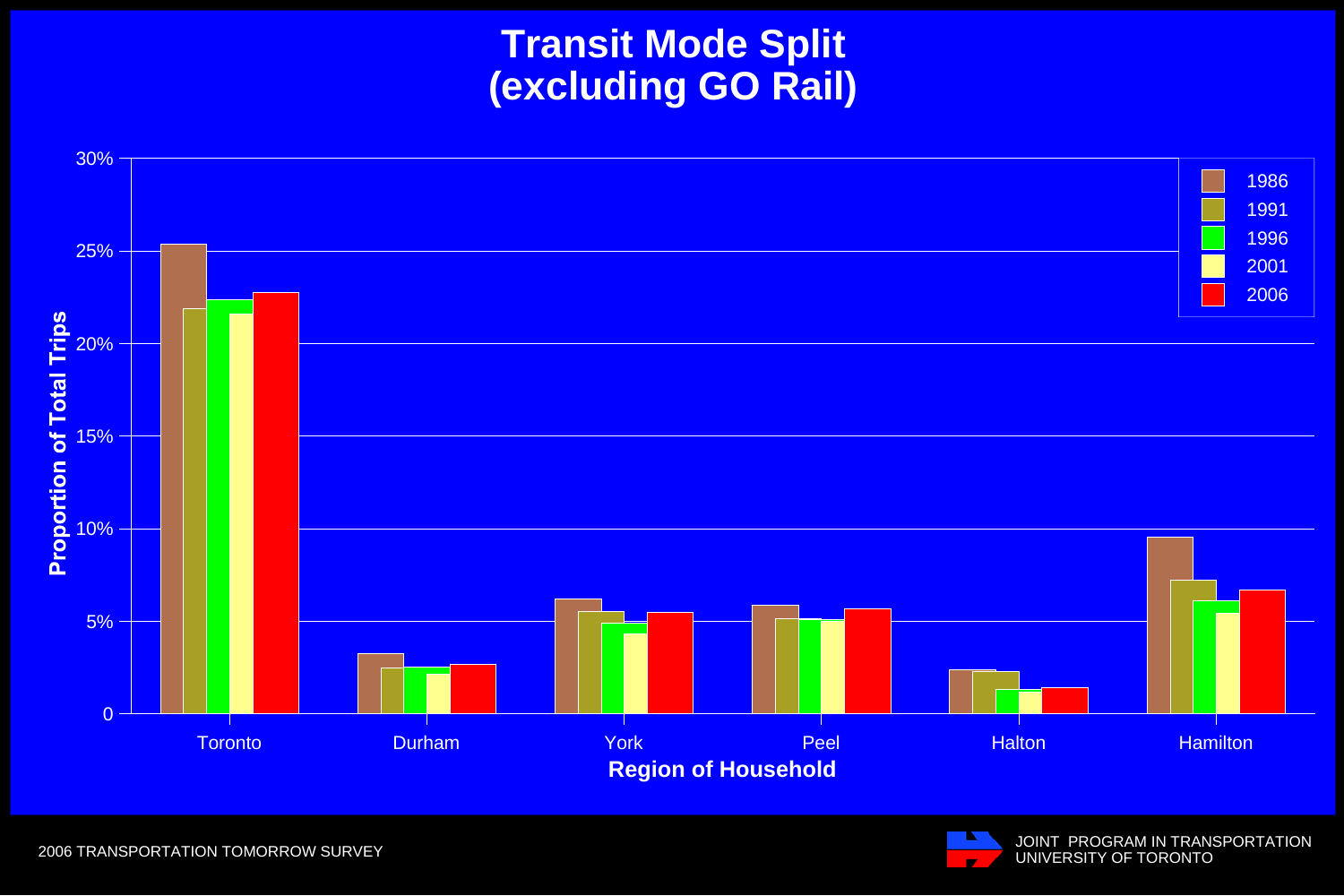# Transit Mode Split (excluding GO Rail)

| Region of Household | 1986 | 1991 | 1996 | 2001 | 2006 |
|---|---|---|---|---|---|
| Toronto | 25.4% | 21.9% | 22.4% | 21.6% | 22.8% |
| Durham | 3.3% | 2.5% | 2.5% | 2.2% | 2.7% |
| York | 6.2% | 5.6% | 4.9% | 4.3% | 5.5% |
| Peel | 5.9% | 5.2% | 5.2% | 5.0% | 5.7% |
| Halton | 2.4% | 2.3% | 1.3% | 1.2% | 1.4% |
| Hamilton | 9.6% | 7.2% | 6.1% | 5.5% | 6.7% |

Proportion of Total Trips (y-axis: 0 – 30%); Region of Household (x-axis)

2006 TRANSPORTATION TOMORROW SURVEY

JOINT PROGRAM IN TRANSPORTATION
UNIVERSITY OF TORONTO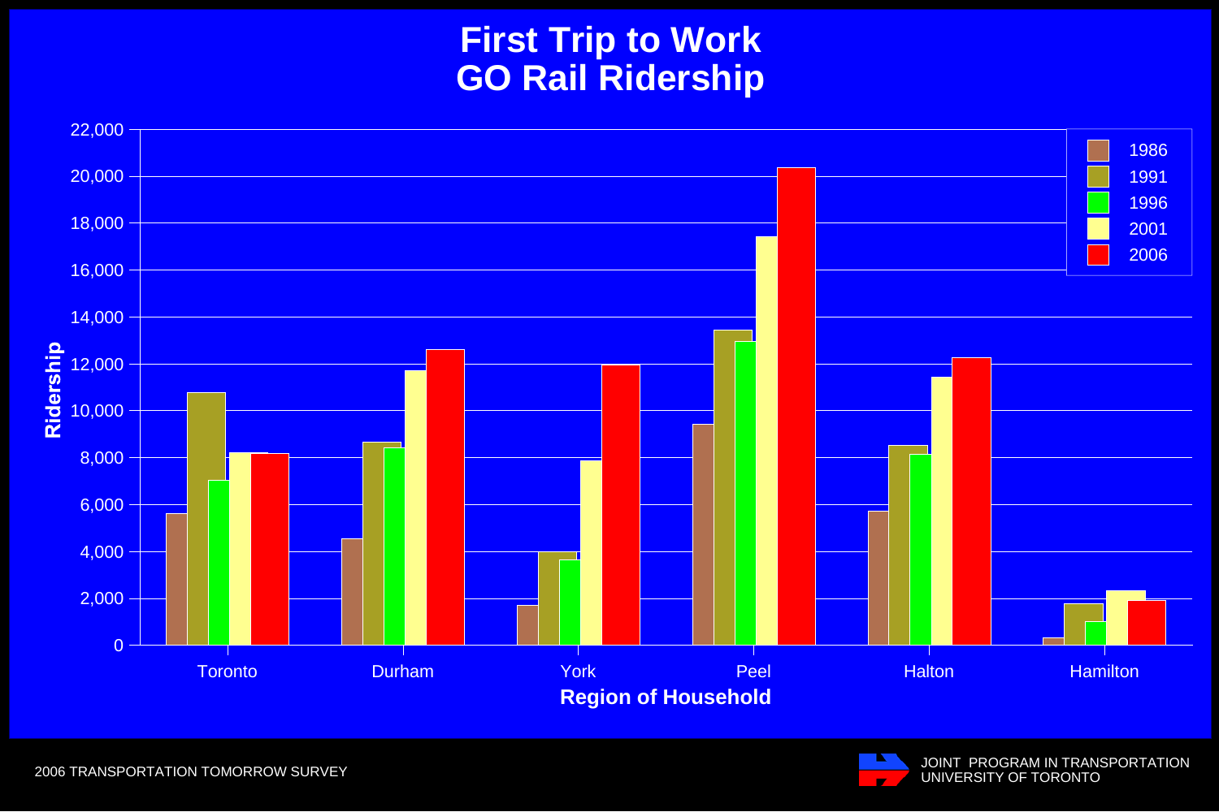# First Trip to Work
# GO Rail Ridership

Ridership by Region of Household (1986, 1991, 1996, 2001, 2006)

| Region of Household | 1986 | 1991 | 1996 | 2001 | 2006 |
|---|---|---|---|---|---|
| Toronto | 5,600 | 10,750 | 7,000 | 8,200 | 8,150 |
| Durham | 4,500 | 8,650 | 8,400 | 11,700 | 12,600 |
| York | 1,700 | 4,000 | 3,650 | 7,850 | 11,950 |
| Peel | 9,400 | 13,450 | 12,950 | 17,400 | 20,350 |
| Halton | 5,700 | 8,500 | 8,150 | 11,400 | 12,250 |
| Hamilton | 300 | 1,750 | 1,000 | 2,300 | 1,900 |

*Values are approximate readings from the chart.*

2006 TRANSPORTATION TOMORROW SURVEY

JOINT PROGRAM IN TRANSPORTATION
UNIVERSITY OF TORONTO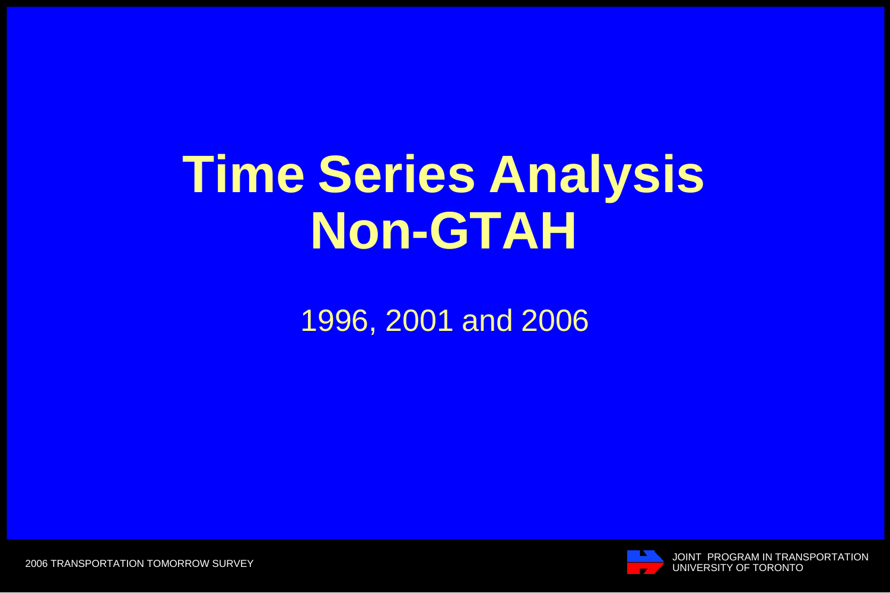# Time Series Analysis
# Non-GTAH

1996, 2001 and 2006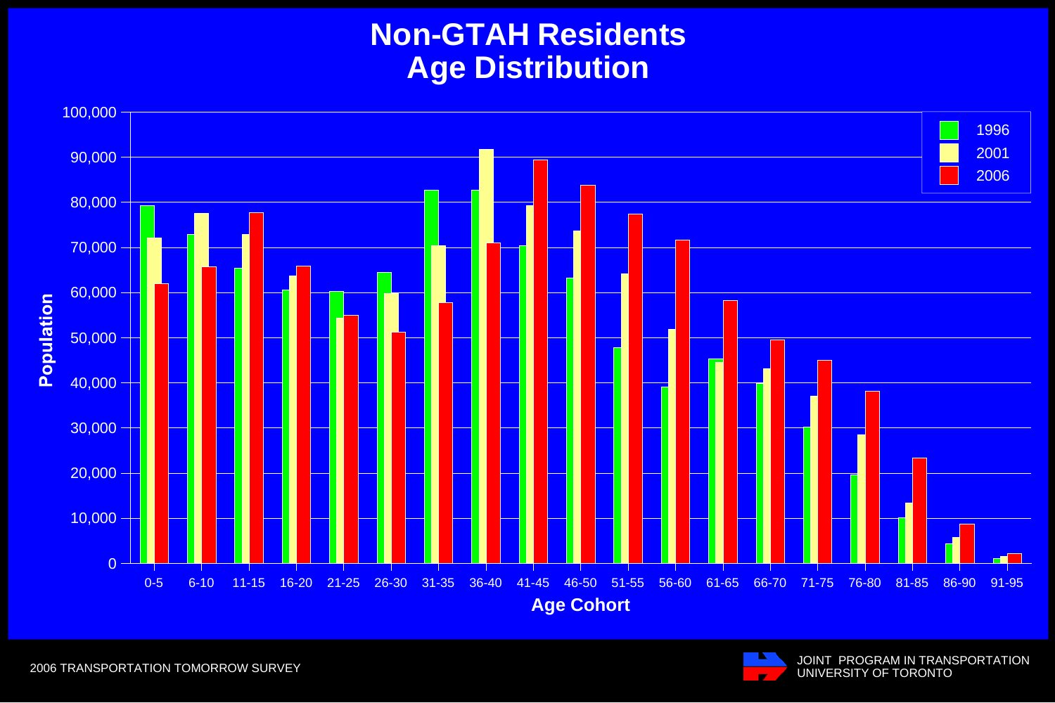# Non-GTAH Residents Age Distribution

| Age Cohort | 1996 | 2001 | 2006 |
|---|---|---|---|
| 0-5 | 79,300 | 72,100 | 62,000 |
| 6-10 | 72,900 | 77,600 | 65,700 |
| 11-15 | 65,400 | 72,900 | 77,700 |
| 16-20 | 60,600 | 63,700 | 65,900 |
| 21-25 | 60,300 | 54,400 | 55,000 |
| 26-30 | 64,500 | 59,900 | 51,200 |
| 31-35 | 82,700 | 70,400 | 57,800 |
| 36-40 | 82,700 | 91,800 | 71,000 |
| 41-45 | 70,400 | 79,300 | 89,400 |
| 46-50 | 63,300 | 73,700 | 83,800 |
| 51-55 | 47,900 | 64,200 | 77,400 |
| 56-60 | 39,100 | 51,900 | 71,600 |
| 61-65 | 45,300 | 44,600 | 58,200 |
| 66-70 | 40,000 | 43,200 | 49,600 |
| 71-75 | 30,200 | 37,100 | 45,000 |
| 76-80 | 19,700 | 28,600 | 38,200 |
| 81-85 | 10,100 | 13,500 | 23,400 |
| 86-90 | 4,400 | 5,800 | 8,700 |
| 91-95 | 1,100 | 1,600 | 2,200 |

2006 TRANSPORTATION TOMORROW SURVEY

JOINT PROGRAM IN TRANSPORTATION
UNIVERSITY OF TORONTO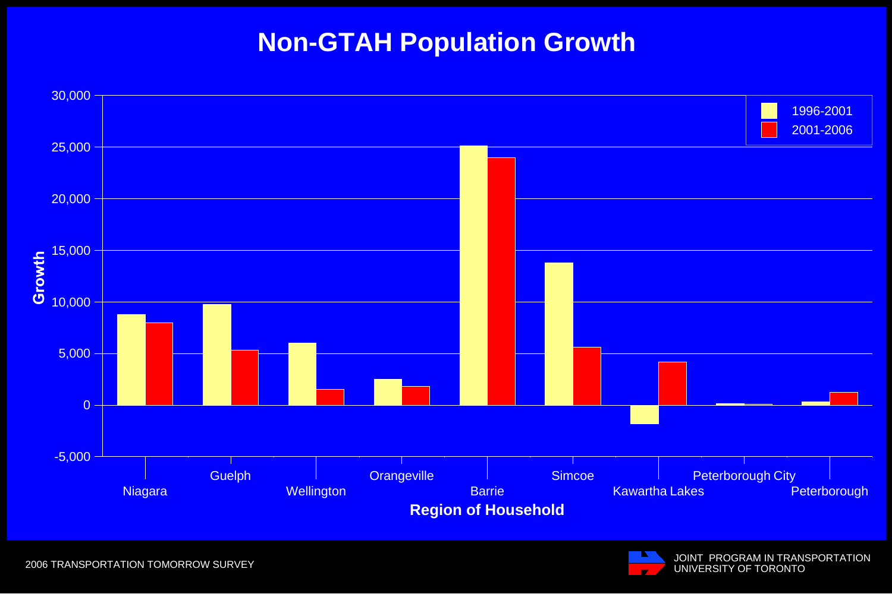# Non-GTAH Population Growth

| Region of Household | 1996-2001 | 2001-2006 |
|---|---|---|
| Niagara | 8,800 | 8,000 |
| Guelph | 9,800 | 5,300 |
| Wellington | 6,000 | 1,500 |
| Orangeville | 2,500 | 1,800 |
| Barrie | 25,100 | 23,900 |
| Simcoe | 13,800 | 5,600 |
| Kawartha Lakes | -1,800 | 4,200 |
| Peterborough City | 200 | 100 |
| Peterborough | 400 | 1,200 |

Growth (y-axis, -5,000 to 30,000) by Region of Household (x-axis). Values are approximate, read from the chart.

2006 TRANSPORTATION TOMORROW SURVEY

JOINT PROGRAM IN TRANSPORTATION
UNIVERSITY OF TORONTO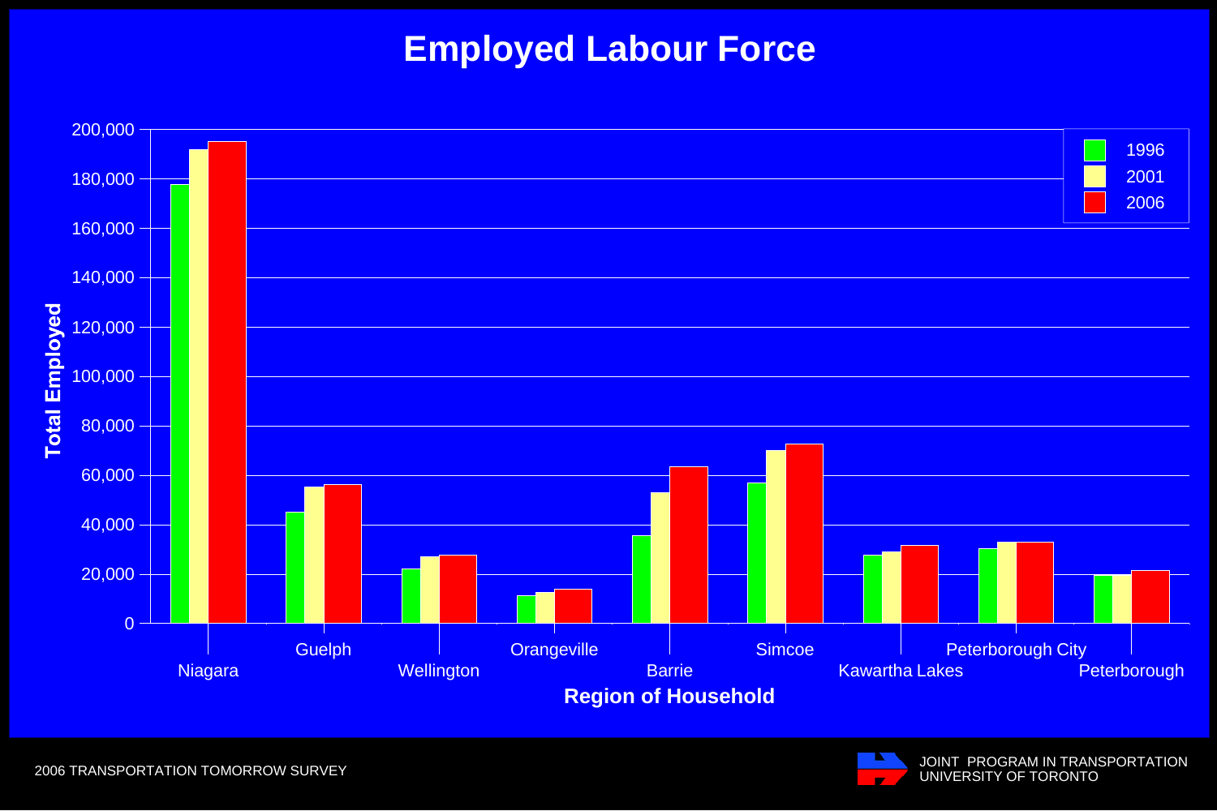# Employed Labour Force

| Region of Household | 1996 | 2001 | 2006 |
|---|---|---|---|
| Niagara | 178,000 | 192,000 | 195,000 |
| Guelph | 45,000 | 55,500 | 56,500 |
| Wellington | 22,000 | 27,000 | 27,500 |
| Orangeville | 11,000 | 12,500 | 14,000 |
| Barrie | 35,500 | 53,000 | 63,500 |
| Simcoe | 57,000 | 70,000 | 72,500 |
| Kawartha Lakes | 27,500 | 29,000 | 31,500 |
| Peterborough City | 30,500 | 33,000 | 33,000 |
| Peterborough | 19,500 | 20,000 | 21,500 |

*Values are approximate, read from the chart. Y-axis: Total Employed (0–200,000); X-axis: Region of Household.*

2006 TRANSPORTATION TOMORROW SURVEY

JOINT PROGRAM IN TRANSPORTATION
UNIVERSITY OF TORONTO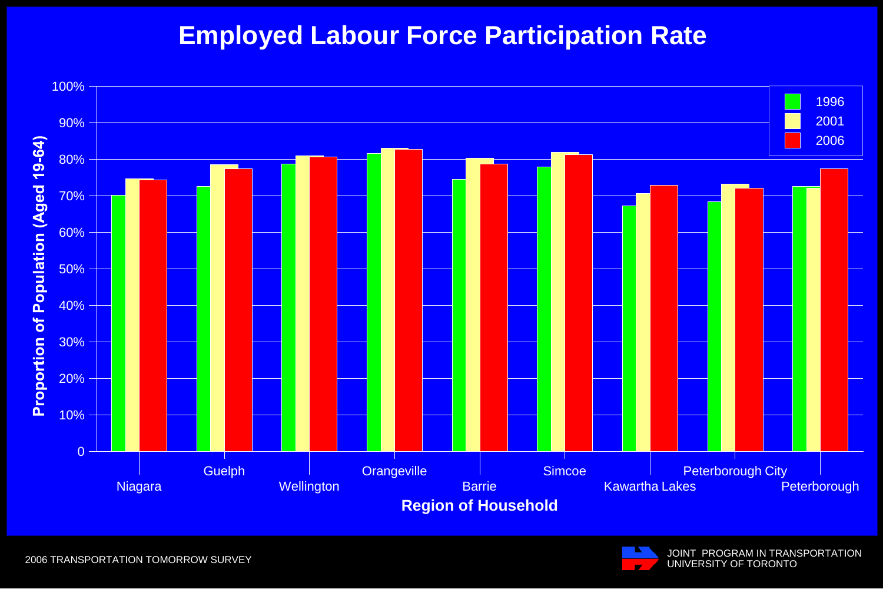# Employed Labour Force Participation Rate

Proportion of Population (Aged 19-64)

100%
90%
80%
70%
60%
50%
40%
30%
20%
10%
0

1996
2001
2006

Niagara
Guelph
Wellington
Orangeville
Barrie
Simcoe
Kawartha Lakes
Peterborough City
Peterborough

**Region of Household**

2006 TRANSPORTATION TOMORROW SURVEY

JOINT PROGRAM IN TRANSPORTATION
UNIVERSITY OF TORONTO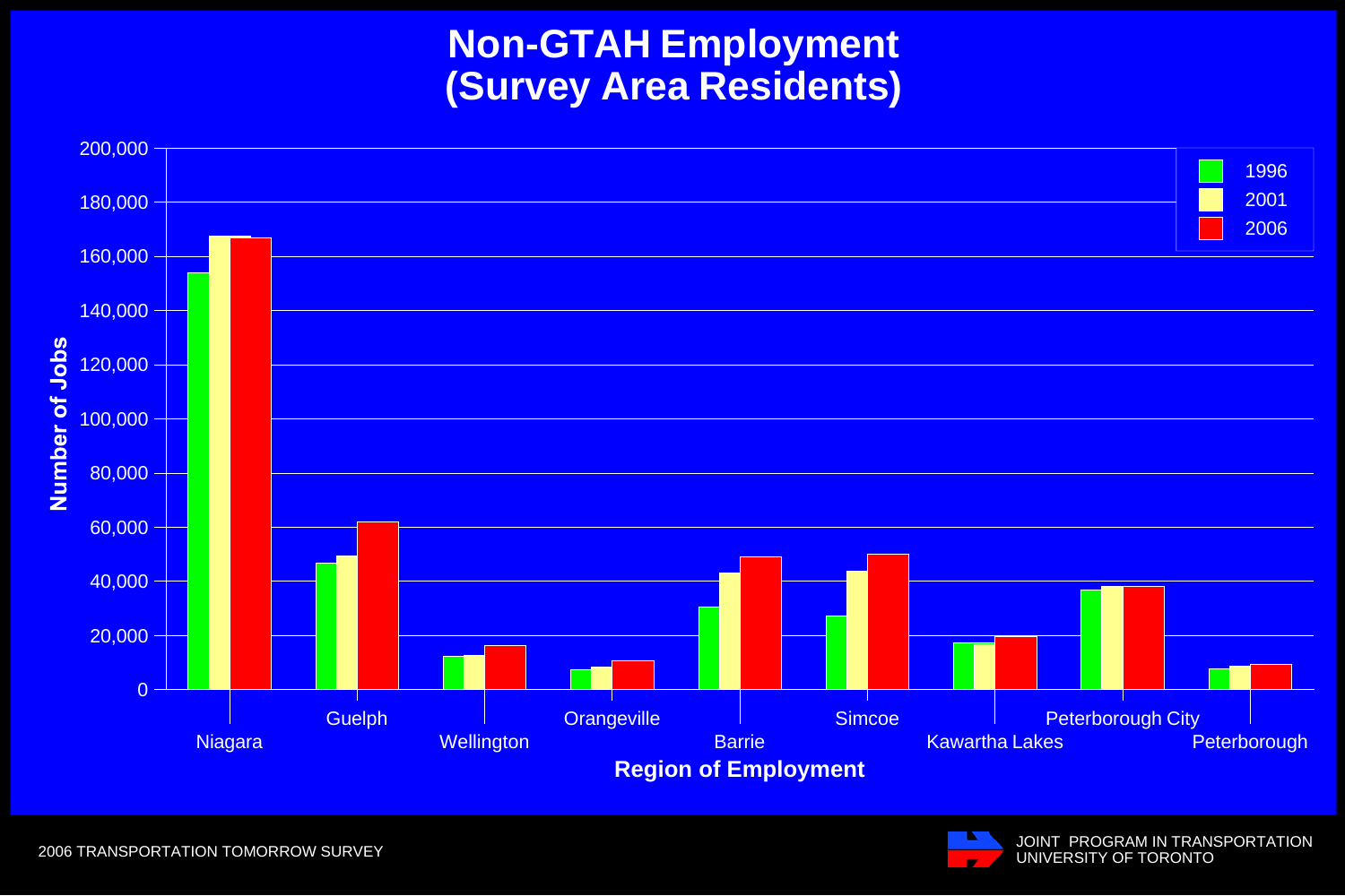# Non-GTAH Employment (Survey Area Residents)

Number of Jobs

200,000
180,000
160,000
140,000
120,000
100,000
80,000
60,000
40,000
20,000
0

1996
2001
2006

Niagara, Guelph, Wellington, Orangeville, Barrie, Simcoe, Kawartha Lakes, Peterborough City, Peterborough

Region of Employment

2006 TRANSPORTATION TOMORROW SURVEY

JOINT PROGRAM IN TRANSPORTATION
UNIVERSITY OF TORONTO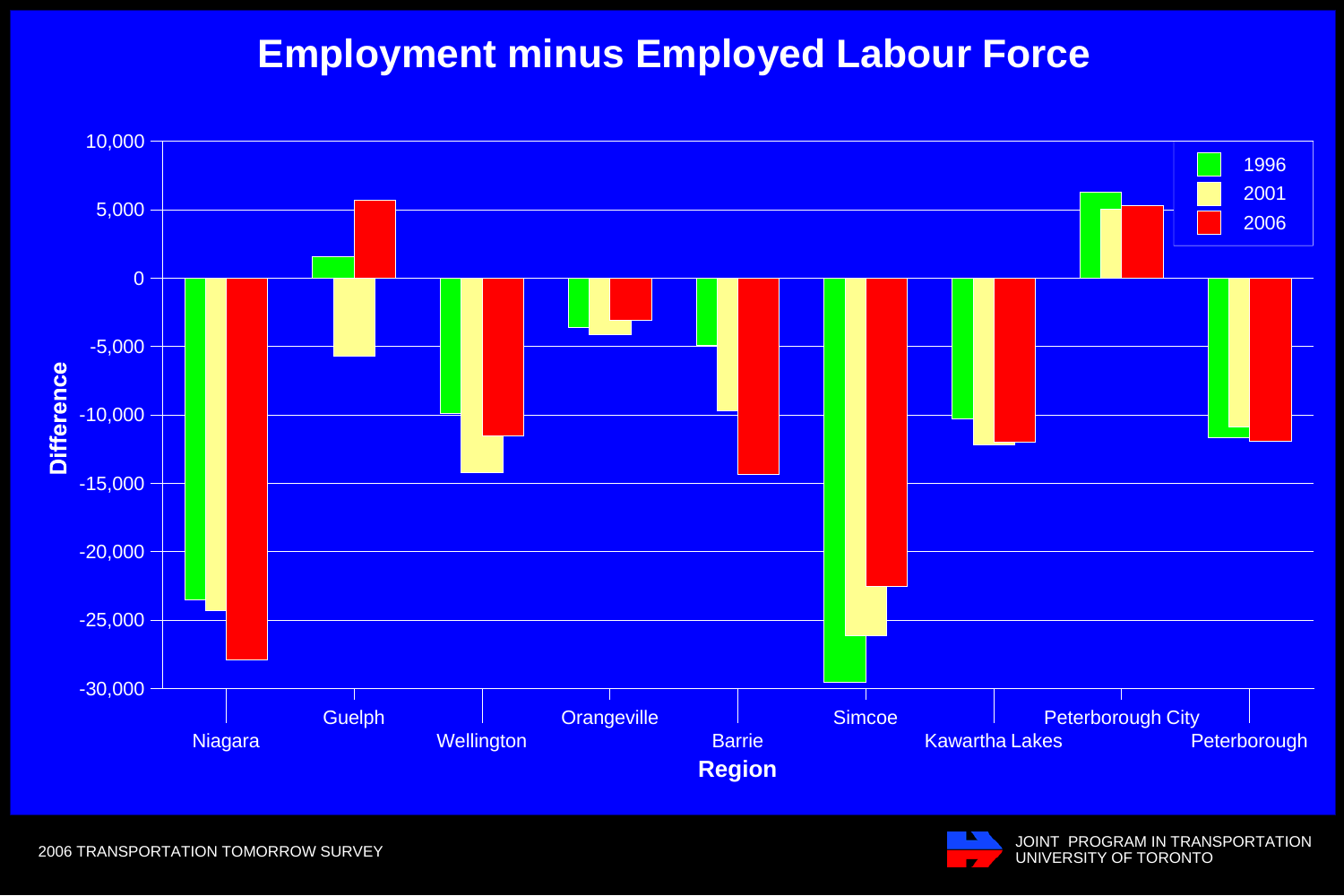# Employment minus Employed Labour Force

Difference

10,000
5,000
0
-5,000
-10,000
-15,000
-20,000
-25,000
-30,000

1996
2001
2006

Niagara, Guelph, Wellington, Orangeville, Barrie, Simcoe, Kawartha Lakes, Peterborough City, Peterborough

Region

2006 TRANSPORTATION TOMORROW SURVEY

JOINT PROGRAM IN TRANSPORTATION
UNIVERSITY OF TORONTO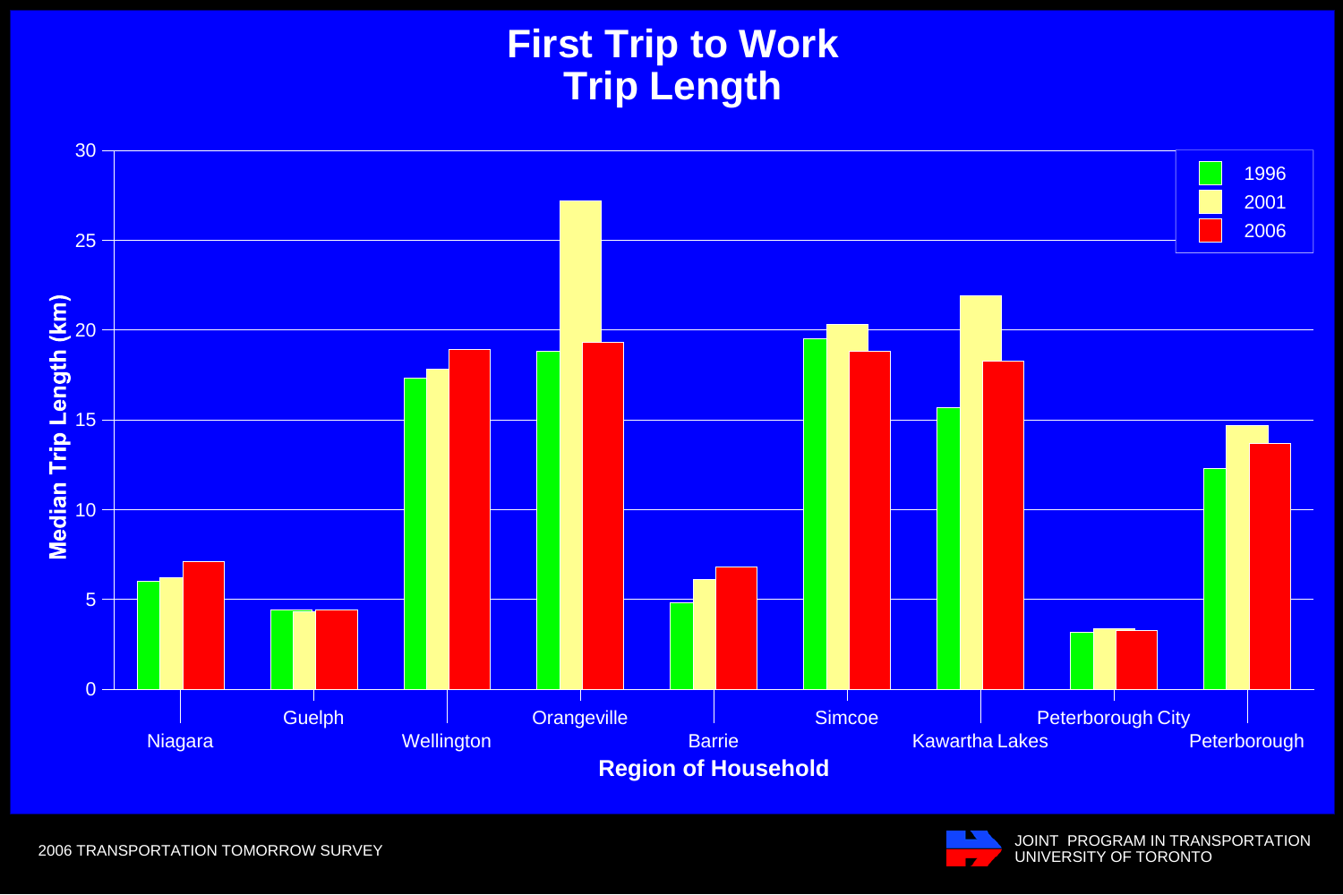# First Trip to Work
# Trip Length

Median Trip Length (km)

| Region of Household | 1996 | 2001 | 2006 |
|---|---|---|---|
| Niagara | 6.0 | 6.2 | 7.1 |
| Guelph | 4.4 | 4.3 | 4.4 |
| Wellington | 17.3 | 17.8 | 18.9 |
| Orangeville | 18.8 | 27.2 | 19.3 |
| Barrie | 4.8 | 6.1 | 6.8 |
| Simcoe | 19.5 | 20.3 | 18.8 |
| Kawartha Lakes | 15.7 | 21.9 | 18.3 |
| Peterborough City | 3.1 | 3.3 | 3.2 |
| Peterborough | 12.3 | 14.7 | 13.7 |

2006 TRANSPORTATION TOMORROW SURVEY

JOINT PROGRAM IN TRANSPORTATION
UNIVERSITY OF TORONTO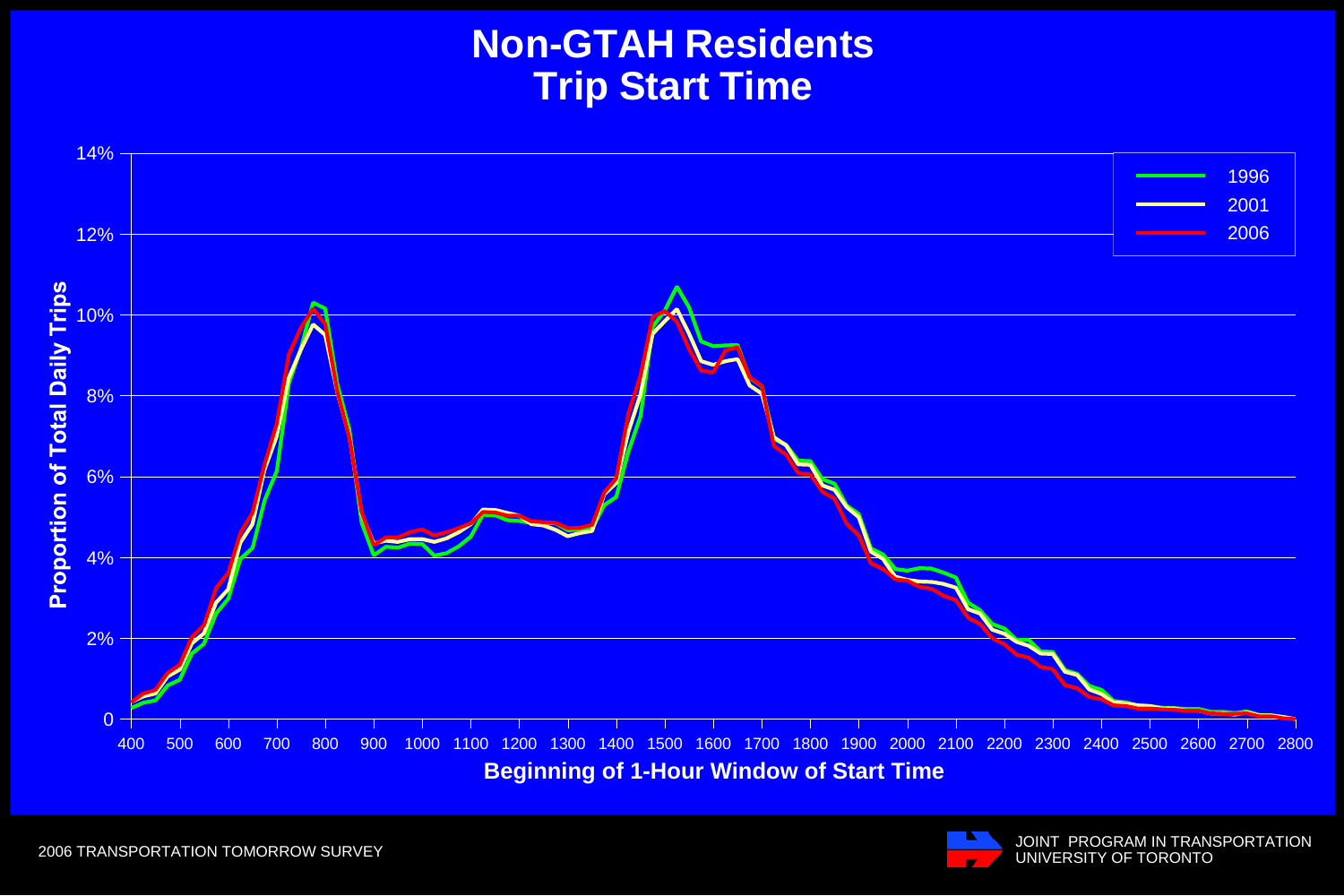# Non-GTAH Residents
# Trip Start Time

Proportion of Total Daily Trips

Beginning of 1-Hour Window of Start Time

Legend: 1996, 2001, 2006

2006 TRANSPORTATION TOMORROW SURVEY

JOINT PROGRAM IN TRANSPORTATION
UNIVERSITY OF TORONTO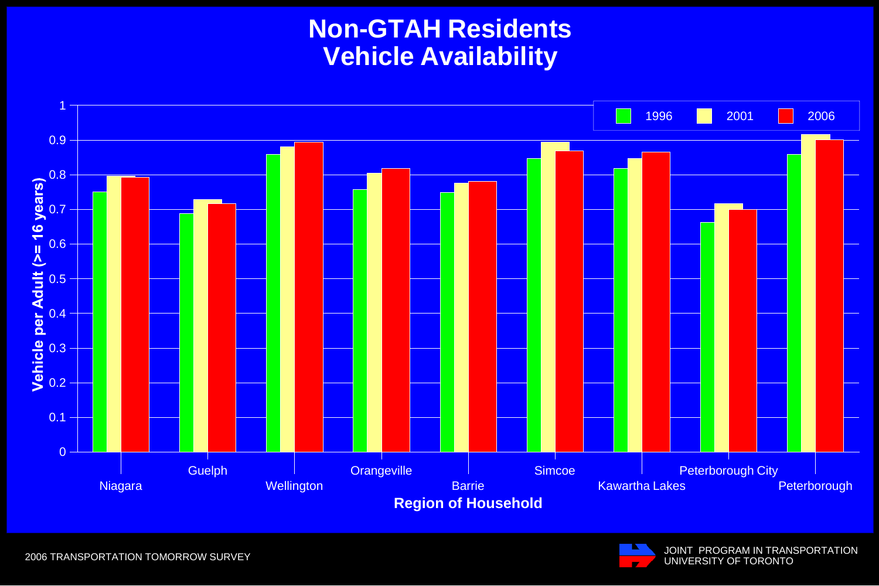# Non-GTAH Residents Vehicle Availability

| Region of Household | 1996 | 2001 | 2006 |
|---|---|---|---|
| Niagara | 0.75 | 0.80 | 0.79 |
| Guelph | 0.69 | 0.73 | 0.72 |
| Wellington | 0.86 | 0.88 | 0.89 |
| Orangeville | 0.76 | 0.81 | 0.82 |
| Barrie | 0.75 | 0.78 | 0.78 |
| Simcoe | 0.85 | 0.89 | 0.87 |
| Kawartha Lakes | 0.82 | 0.85 | 0.87 |
| Peterborough City | 0.66 | 0.72 | 0.70 |
| Peterborough | 0.86 | 0.92 | 0.90 |

Y-axis: Vehicle per Adult (>= 16 years)
X-axis: Region of Household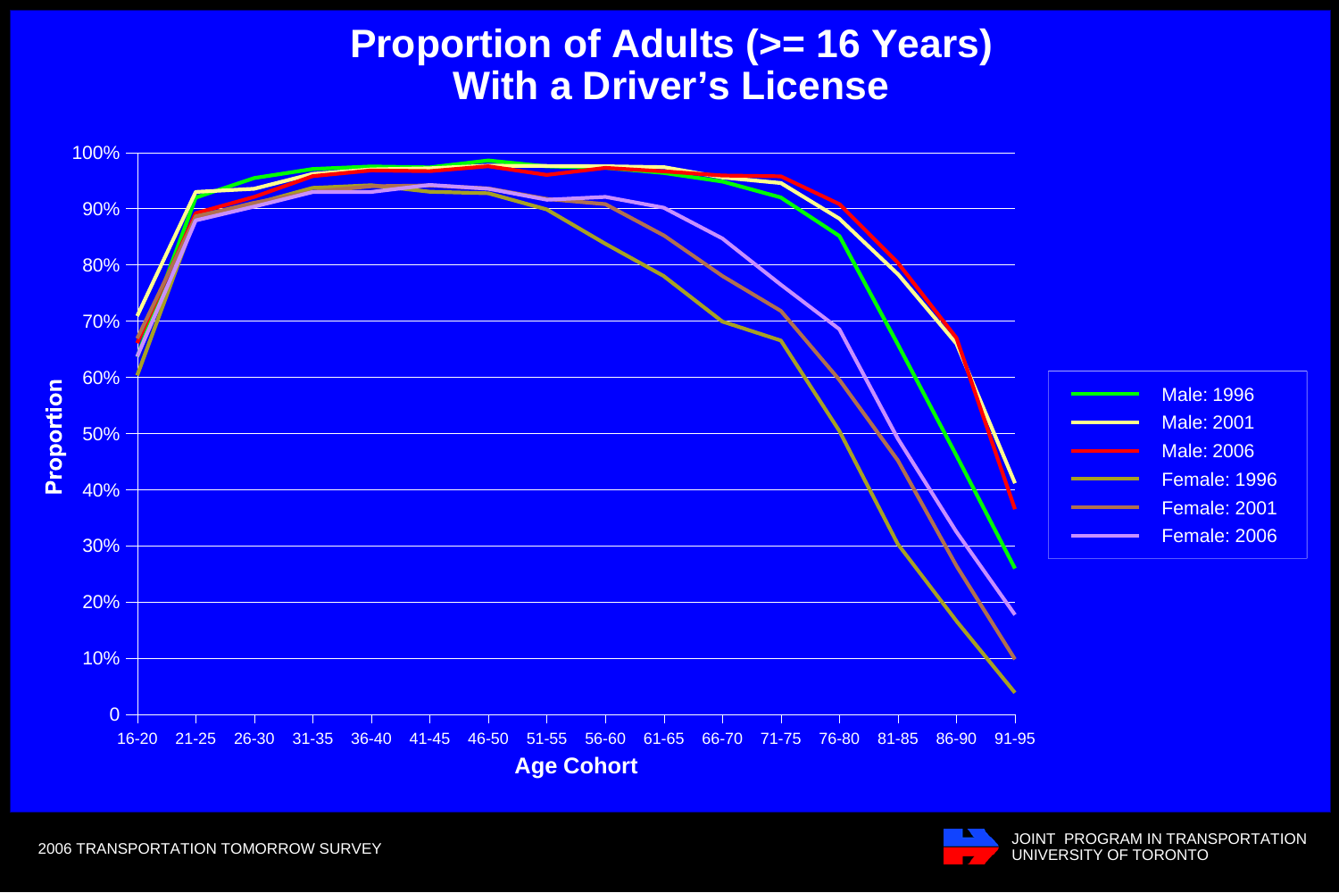# Proportion of Adults (>= 16 Years) With a Driver's License

Age Cohort: 16-20, 21-25, 26-30, 31-35, 36-40, 41-45, 46-50, 51-55, 56-60, 61-65, 66-70, 71-75, 76-80, 81-85, 86-90, 91-95

Proportion: 0, 10%, 20%, 30%, 40%, 50%, 60%, 70%, 80%, 90%, 100%

- Male: 1996
- Male: 2001
- Male: 2006
- Female: 1996
- Female: 2001
- Female: 2006

2006 TRANSPORTATION TOMORROW SURVEY

JOINT PROGRAM IN TRANSPORTATION
UNIVERSITY OF TORONTO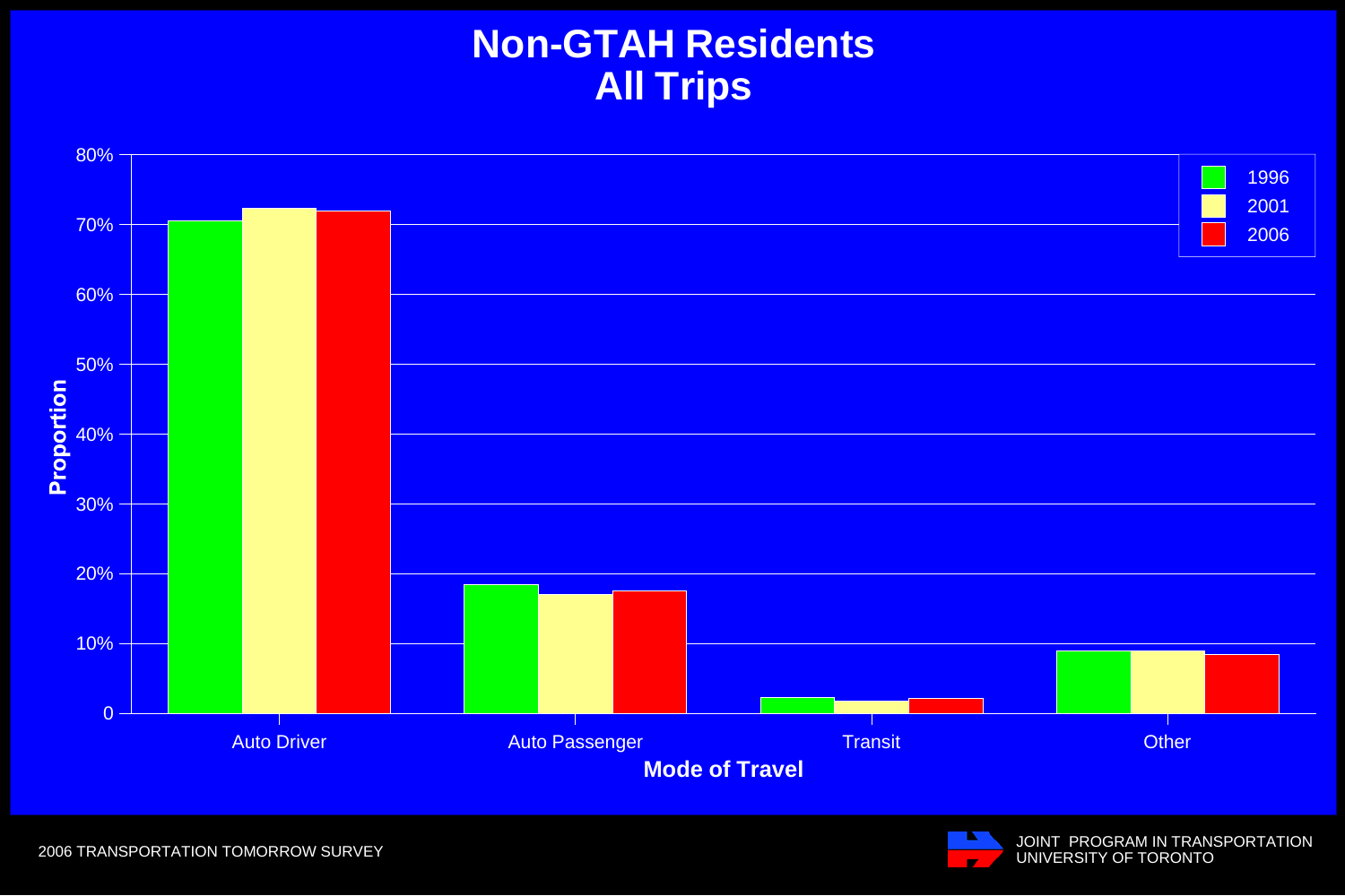# Non-GTAH Residents
# All Trips

| Mode of Travel | 1996 | 2001 | 2006 |
|---|---|---|---|
| Auto Driver | | | |
| Auto Passenger | | | |
| Transit | | | |
| Other | | | |

Proportion (0 – 80%)

Mode of Travel

2006 TRANSPORTATION TOMORROW SURVEY

JOINT PROGRAM IN TRANSPORTATION
UNIVERSITY OF TORONTO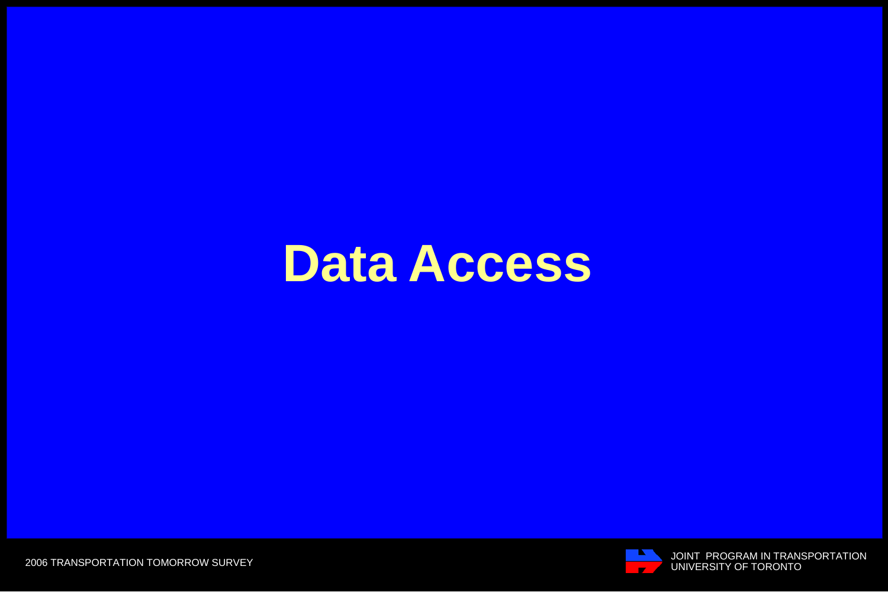# Data Access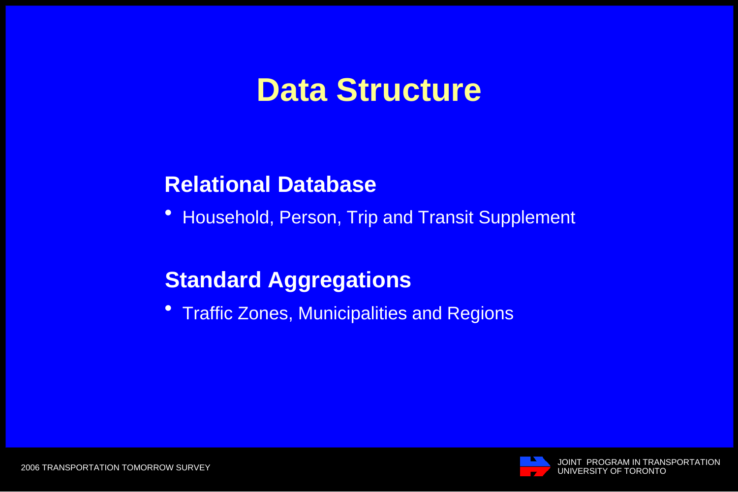# Data Structure

## Relational Database

- Household, Person, Trip and Transit Supplement

## Standard Aggregations

- Traffic Zones, Municipalities and Regions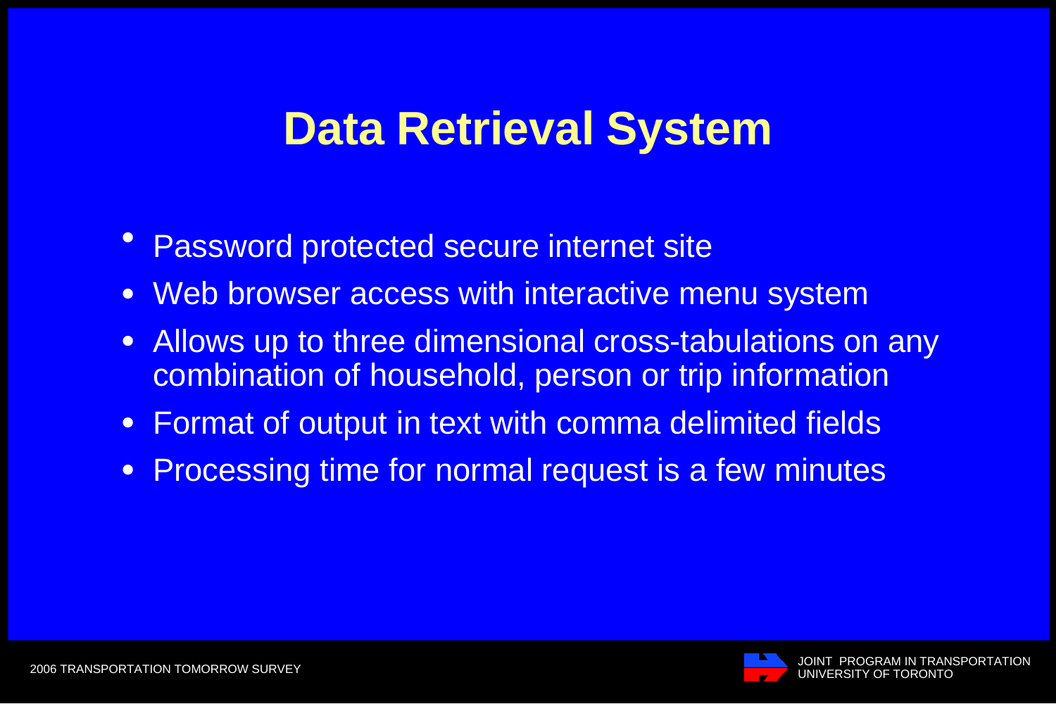# Data Retrieval System

- Password protected secure internet site
- Web browser access with interactive menu system
- Allows up to three dimensional cross-tabulations on any combination of household, person or trip information
- Format of output in text with comma delimited fields
- Processing time for normal request is a few minutes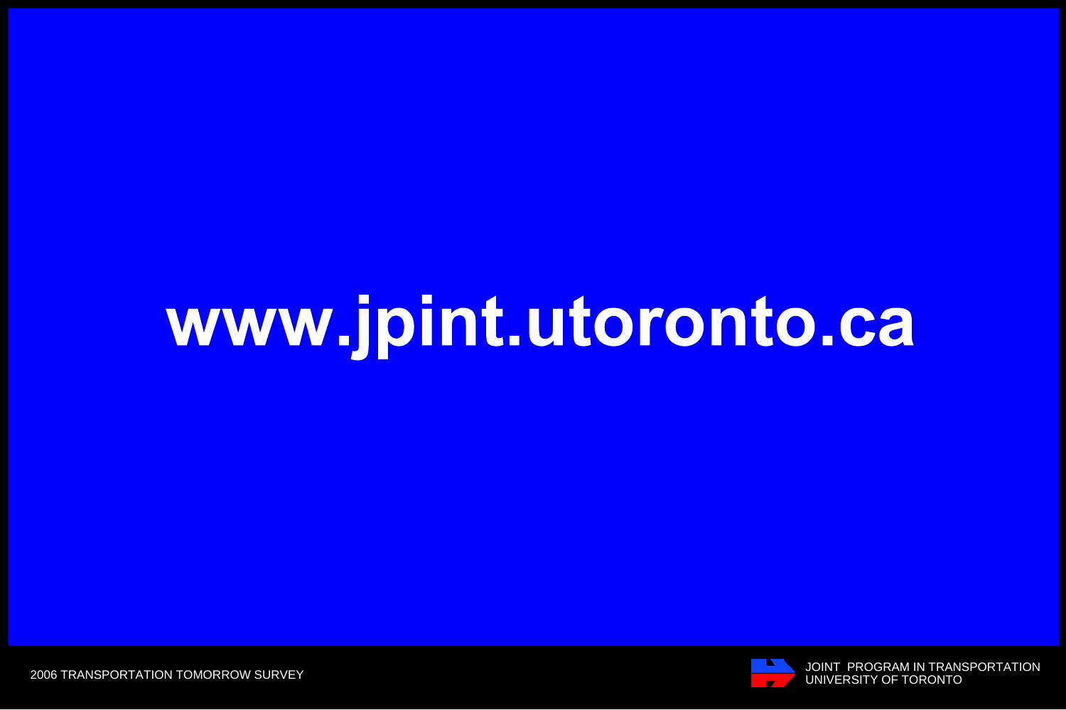# www.jpint.utoronto.ca